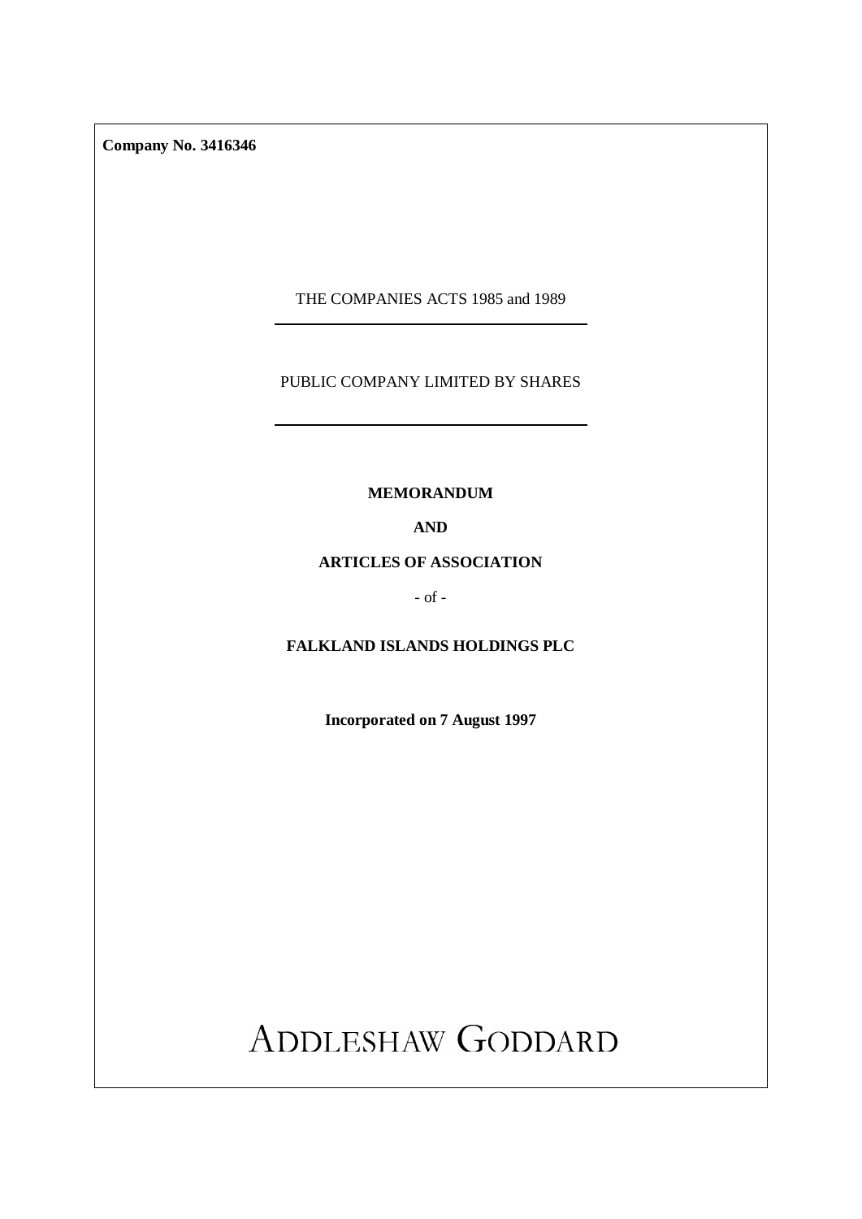**Company No. 3416346**

THE COMPANIES ACTS 1985 and 1989

PUBLIC COMPANY LIMITED BY SHARES

**MEMORANDUM**

**AND**

**ARTICLES OF ASSOCIATION**

- of -

**FALKLAND ISLANDS HOLDINGS PLC**

**Incorporated on 7 August 1997**

ADDLESHAW GODDARD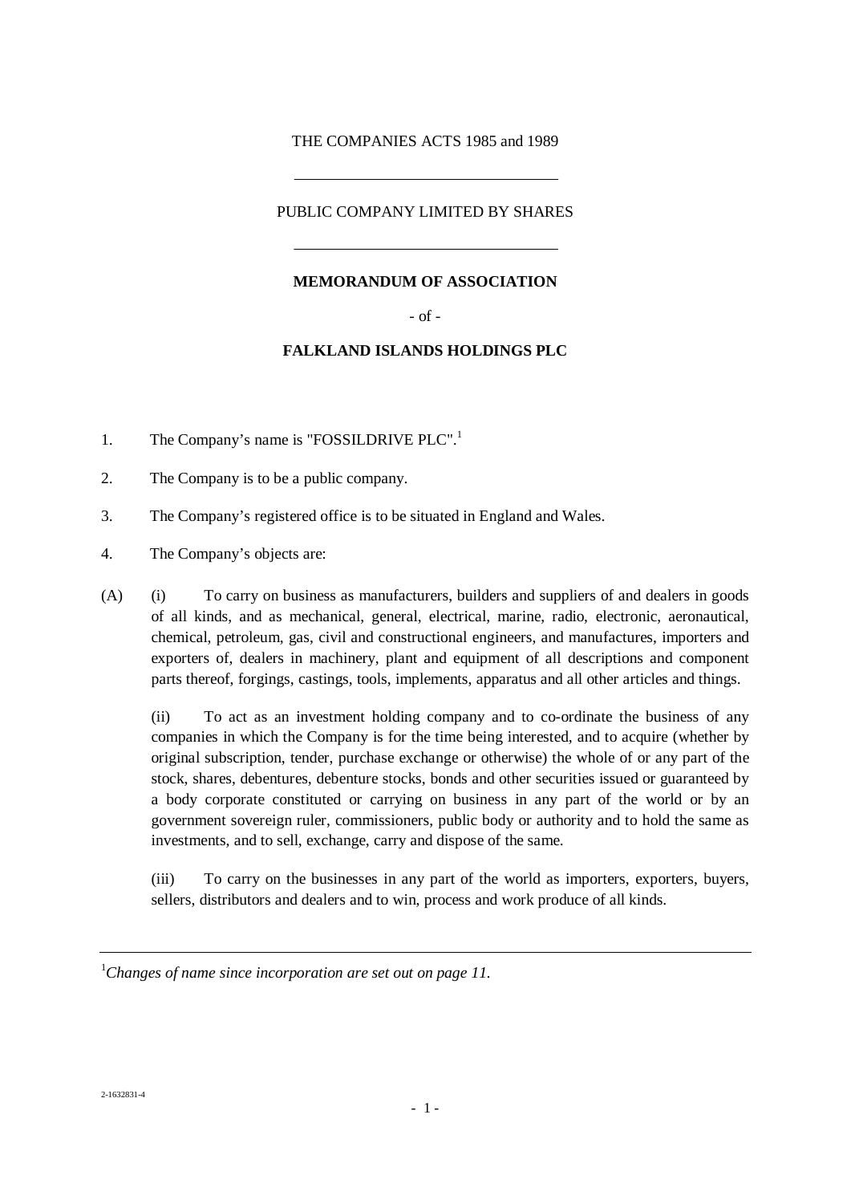THE COMPANIES ACTS 1985 and 1989

---

PUBLIC COMPANY LIMITED BY SHARES

---

**MEMORANDUM OF ASSOCIATION**

- of -

**FALKLAND ISLANDS HOLDINGS PLC**

1. The Company's name is "FOSSILDRIVE PLC".[1]

2. The Company is to be a public company.

3. The Company's registered office is to be situated in England and Wales.

4. The Company's objects are:

(A) (i) To carry on business as manufacturers, builders and suppliers of and dealers in goods of all kinds, and as mechanical, general, electrical, marine, radio, electronic, aeronautical, chemical, petroleum, gas, civil and constructional engineers, and manufactures, importers and exporters of, dealers in machinery, plant and equipment of all descriptions and component parts thereof, forgings, castings, tools, implements, apparatus and all other articles and things.

(ii) To act as an investment holding company and to co-ordinate the business of any companies in which the Company is for the time being interested, and to acquire (whether by original subscription, tender, purchase exchange or otherwise) the whole of or any part of the stock, shares, debentures, debenture stocks, bonds and other securities issued or guaranteed by a body corporate constituted or carrying on business in any part of the world or by an government sovereign ruler, commissioners, public body or authority and to hold the same as investments, and to sell, exchange, carry and dispose of the same.

(iii) To carry on the businesses in any part of the world as importers, exporters, buyers, sellers, distributors and dealers and to win, process and work produce of all kinds.

---

[1] *Changes of name since incorporation are set out on page 11.*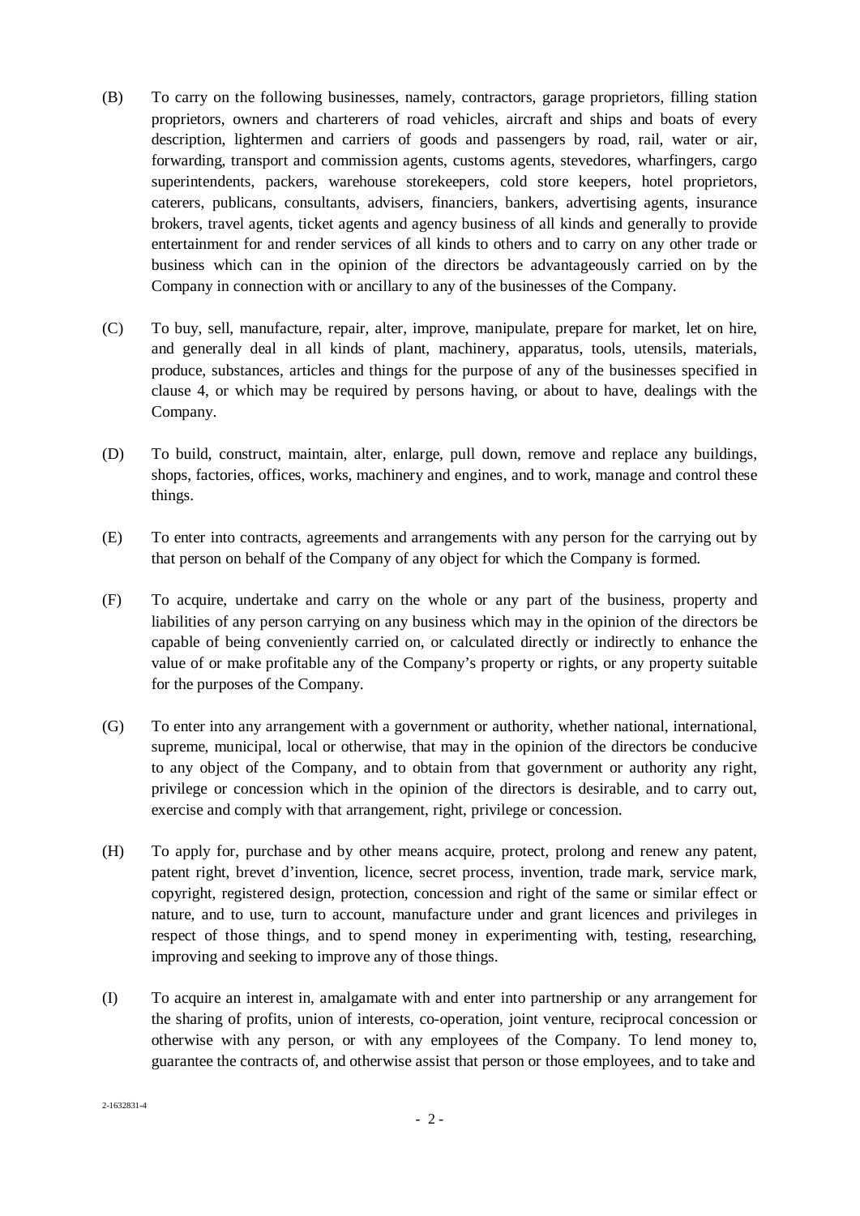(B) To carry on the following businesses, namely, contractors, garage proprietors, filling station proprietors, owners and charterers of road vehicles, aircraft and ships and boats of every description, lightermen and carriers of goods and passengers by road, rail, water or air, forwarding, transport and commission agents, customs agents, stevedores, wharfingers, cargo superintendents, packers, warehouse storekeepers, cold store keepers, hotel proprietors, caterers, publicans, consultants, advisers, financiers, bankers, advertising agents, insurance brokers, travel agents, ticket agents and agency business of all kinds and generally to provide entertainment for and render services of all kinds to others and to carry on any other trade or business which can in the opinion of the directors be advantageously carried on by the Company in connection with or ancillary to any of the businesses of the Company.

(C) To buy, sell, manufacture, repair, alter, improve, manipulate, prepare for market, let on hire, and generally deal in all kinds of plant, machinery, apparatus, tools, utensils, materials, produce, substances, articles and things for the purpose of any of the businesses specified in clause 4, or which may be required by persons having, or about to have, dealings with the Company.

(D) To build, construct, maintain, alter, enlarge, pull down, remove and replace any buildings, shops, factories, offices, works, machinery and engines, and to work, manage and control these things.

(E) To enter into contracts, agreements and arrangements with any person for the carrying out by that person on behalf of the Company of any object for which the Company is formed.

(F) To acquire, undertake and carry on the whole or any part of the business, property and liabilities of any person carrying on any business which may in the opinion of the directors be capable of being conveniently carried on, or calculated directly or indirectly to enhance the value of or make profitable any of the Company's property or rights, or any property suitable for the purposes of the Company.

(G) To enter into any arrangement with a government or authority, whether national, international, supreme, municipal, local or otherwise, that may in the opinion of the directors be conducive to any object of the Company, and to obtain from that government or authority any right, privilege or concession which in the opinion of the directors is desirable, and to carry out, exercise and comply with that arrangement, right, privilege or concession.

(H) To apply for, purchase and by other means acquire, protect, prolong and renew any patent, patent right, brevet d'invention, licence, secret process, invention, trade mark, service mark, copyright, registered design, protection, concession and right of the same or similar effect or nature, and to use, turn to account, manufacture under and grant licences and privileges in respect of those things, and to spend money in experimenting with, testing, researching, improving and seeking to improve any of those things.

(I) To acquire an interest in, amalgamate with and enter into partnership or any arrangement for the sharing of profits, union of interests, co-operation, joint venture, reciprocal concession or otherwise with any person, or with any employees of the Company. To lend money to, guarantee the contracts of, and otherwise assist that person or those employees, and to take and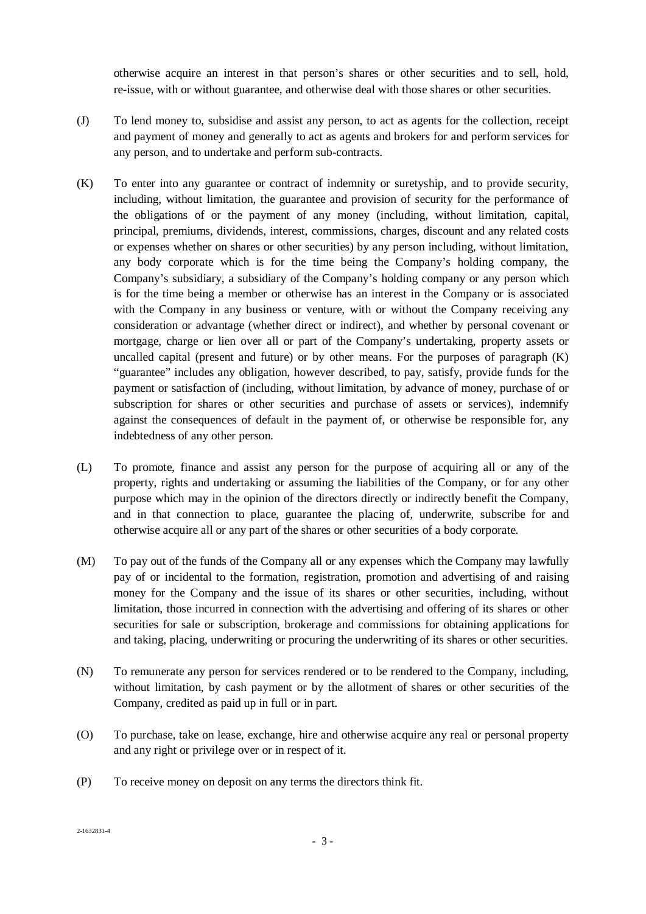otherwise acquire an interest in that person's shares or other securities and to sell, hold, re-issue, with or without guarantee, and otherwise deal with those shares or other securities.

(J) To lend money to, subsidise and assist any person, to act as agents for the collection, receipt and payment of money and generally to act as agents and brokers for and perform services for any person, and to undertake and perform sub-contracts.

(K) To enter into any guarantee or contract of indemnity or suretyship, and to provide security, including, without limitation, the guarantee and provision of security for the performance of the obligations of or the payment of any money (including, without limitation, capital, principal, premiums, dividends, interest, commissions, charges, discount and any related costs or expenses whether on shares or other securities) by any person including, without limitation, any body corporate which is for the time being the Company's holding company, the Company's subsidiary, a subsidiary of the Company's holding company or any person which is for the time being a member or otherwise has an interest in the Company or is associated with the Company in any business or venture, with or without the Company receiving any consideration or advantage (whether direct or indirect), and whether by personal covenant or mortgage, charge or lien over all or part of the Company's undertaking, property assets or uncalled capital (present and future) or by other means. For the purposes of paragraph (K) "guarantee" includes any obligation, however described, to pay, satisfy, provide funds for the payment or satisfaction of (including, without limitation, by advance of money, purchase of or subscription for shares or other securities and purchase of assets or services), indemnify against the consequences of default in the payment of, or otherwise be responsible for, any indebtedness of any other person.

(L) To promote, finance and assist any person for the purpose of acquiring all or any of the property, rights and undertaking or assuming the liabilities of the Company, or for any other purpose which may in the opinion of the directors directly or indirectly benefit the Company, and in that connection to place, guarantee the placing of, underwrite, subscribe for and otherwise acquire all or any part of the shares or other securities of a body corporate.

(M) To pay out of the funds of the Company all or any expenses which the Company may lawfully pay of or incidental to the formation, registration, promotion and advertising of and raising money for the Company and the issue of its shares or other securities, including, without limitation, those incurred in connection with the advertising and offering of its shares or other securities for sale or subscription, brokerage and commissions for obtaining applications for and taking, placing, underwriting or procuring the underwriting of its shares or other securities.

(N) To remunerate any person for services rendered or to be rendered to the Company, including, without limitation, by cash payment or by the allotment of shares or other securities of the Company, credited as paid up in full or in part.

(O) To purchase, take on lease, exchange, hire and otherwise acquire any real or personal property and any right or privilege over or in respect of it.

(P) To receive money on deposit on any terms the directors think fit.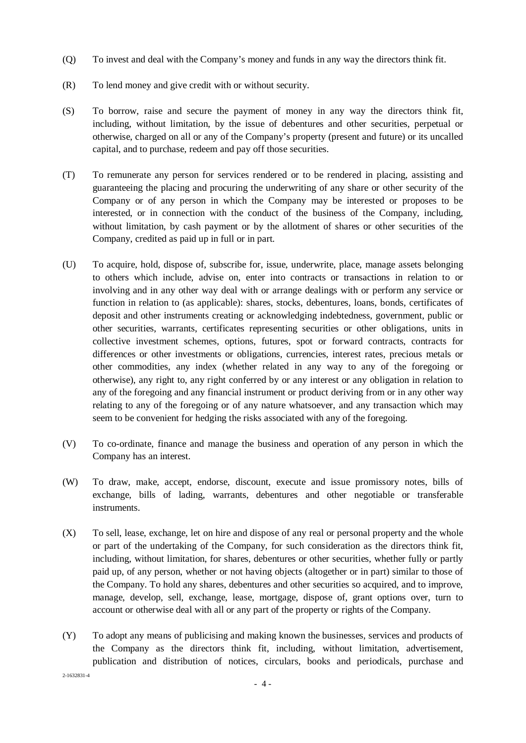(Q) To invest and deal with the Company's money and funds in any way the directors think fit.

(R) To lend money and give credit with or without security.

(S) To borrow, raise and secure the payment of money in any way the directors think fit, including, without limitation, by the issue of debentures and other securities, perpetual or otherwise, charged on all or any of the Company's property (present and future) or its uncalled capital, and to purchase, redeem and pay off those securities.

(T) To remunerate any person for services rendered or to be rendered in placing, assisting and guaranteeing the placing and procuring the underwriting of any share or other security of the Company or of any person in which the Company may be interested or proposes to be interested, or in connection with the conduct of the business of the Company, including, without limitation, by cash payment or by the allotment of shares or other securities of the Company, credited as paid up in full or in part.

(U) To acquire, hold, dispose of, subscribe for, issue, underwrite, place, manage assets belonging to others which include, advise on, enter into contracts or transactions in relation to or involving and in any other way deal with or arrange dealings with or perform any service or function in relation to (as applicable): shares, stocks, debentures, loans, bonds, certificates of deposit and other instruments creating or acknowledging indebtedness, government, public or other securities, warrants, certificates representing securities or other obligations, units in collective investment schemes, options, futures, spot or forward contracts, contracts for differences or other investments or obligations, currencies, interest rates, precious metals or other commodities, any index (whether related in any way to any of the foregoing or otherwise), any right to, any right conferred by or any interest or any obligation in relation to any of the foregoing and any financial instrument or product deriving from or in any other way relating to any of the foregoing or of any nature whatsoever, and any transaction which may seem to be convenient for hedging the risks associated with any of the foregoing.

(V) To co-ordinate, finance and manage the business and operation of any person in which the Company has an interest.

(W) To draw, make, accept, endorse, discount, execute and issue promissory notes, bills of exchange, bills of lading, warrants, debentures and other negotiable or transferable instruments.

(X) To sell, lease, exchange, let on hire and dispose of any real or personal property and the whole or part of the undertaking of the Company, for such consideration as the directors think fit, including, without limitation, for shares, debentures or other securities, whether fully or partly paid up, of any person, whether or not having objects (altogether or in part) similar to those of the Company. To hold any shares, debentures and other securities so acquired, and to improve, manage, develop, sell, exchange, lease, mortgage, dispose of, grant options over, turn to account or otherwise deal with all or any part of the property or rights of the Company.

(Y) To adopt any means of publicising and making known the businesses, services and products of the Company as the directors think fit, including, without limitation, advertisement, publication and distribution of notices, circulars, books and periodicals, purchase and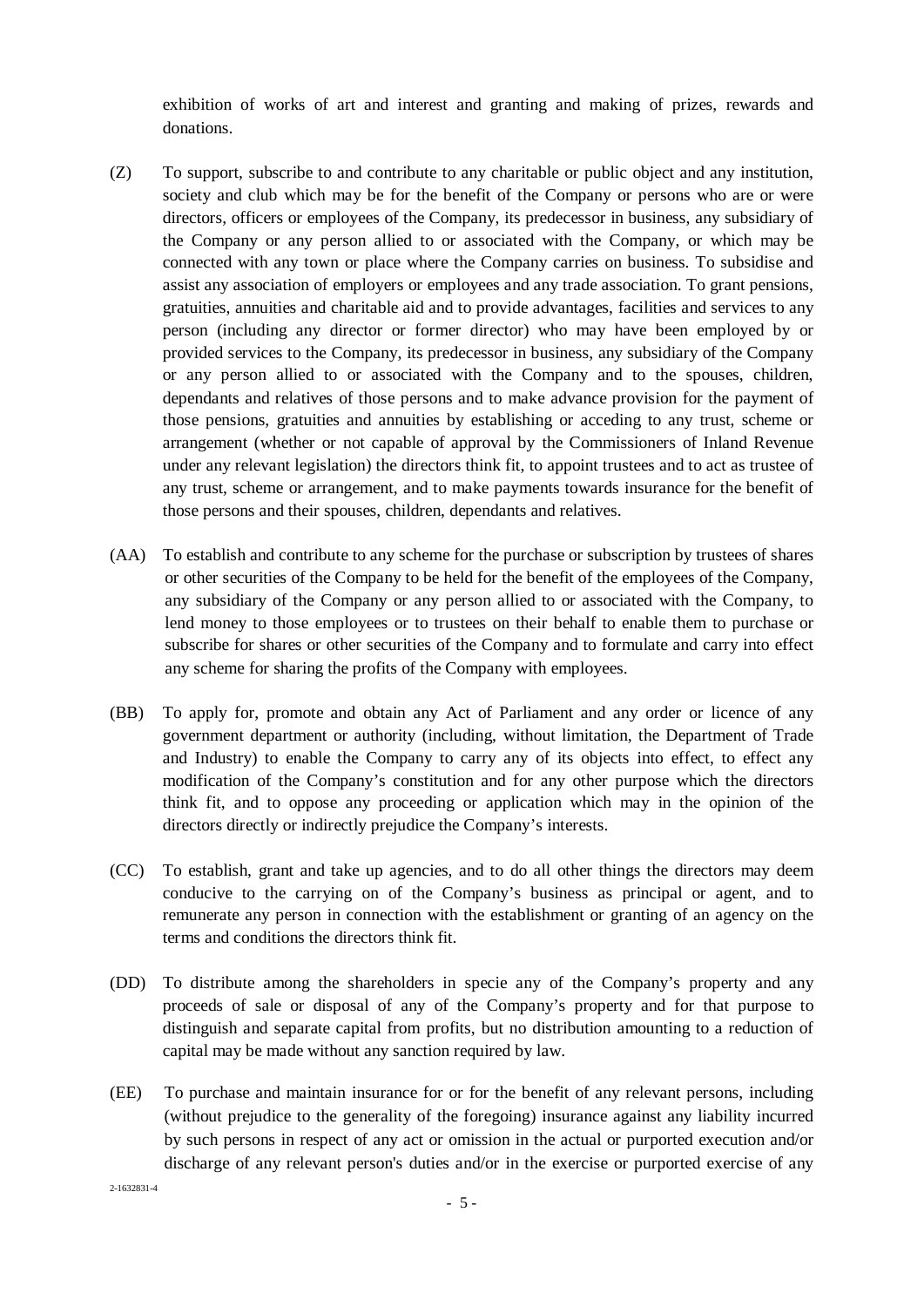exhibition of works of art and interest and granting and making of prizes, rewards and donations.

(Z) To support, subscribe to and contribute to any charitable or public object and any institution, society and club which may be for the benefit of the Company or persons who are or were directors, officers or employees of the Company, its predecessor in business, any subsidiary of the Company or any person allied to or associated with the Company, or which may be connected with any town or place where the Company carries on business. To subsidise and assist any association of employers or employees and any trade association. To grant pensions, gratuities, annuities and charitable aid and to provide advantages, facilities and services to any person (including any director or former director) who may have been employed by or provided services to the Company, its predecessor in business, any subsidiary of the Company or any person allied to or associated with the Company and to the spouses, children, dependants and relatives of those persons and to make advance provision for the payment of those pensions, gratuities and annuities by establishing or acceding to any trust, scheme or arrangement (whether or not capable of approval by the Commissioners of Inland Revenue under any relevant legislation) the directors think fit, to appoint trustees and to act as trustee of any trust, scheme or arrangement, and to make payments towards insurance for the benefit of those persons and their spouses, children, dependants and relatives.

(AA) To establish and contribute to any scheme for the purchase or subscription by trustees of shares or other securities of the Company to be held for the benefit of the employees of the Company, any subsidiary of the Company or any person allied to or associated with the Company, to lend money to those employees or to trustees on their behalf to enable them to purchase or subscribe for shares or other securities of the Company and to formulate and carry into effect any scheme for sharing the profits of the Company with employees.

(BB) To apply for, promote and obtain any Act of Parliament and any order or licence of any government department or authority (including, without limitation, the Department of Trade and Industry) to enable the Company to carry any of its objects into effect, to effect any modification of the Company's constitution and for any other purpose which the directors think fit, and to oppose any proceeding or application which may in the opinion of the directors directly or indirectly prejudice the Company's interests.

(CC) To establish, grant and take up agencies, and to do all other things the directors may deem conducive to the carrying on of the Company's business as principal or agent, and to remunerate any person in connection with the establishment or granting of an agency on the terms and conditions the directors think fit.

(DD) To distribute among the shareholders in specie any of the Company's property and any proceeds of sale or disposal of any of the Company's property and for that purpose to distinguish and separate capital from profits, but no distribution amounting to a reduction of capital may be made without any sanction required by law.

(EE) To purchase and maintain insurance for or for the benefit of any relevant persons, including (without prejudice to the generality of the foregoing) insurance against any liability incurred by such persons in respect of any act or omission in the actual or purported execution and/or discharge of any relevant person's duties and/or in the exercise or purported exercise of any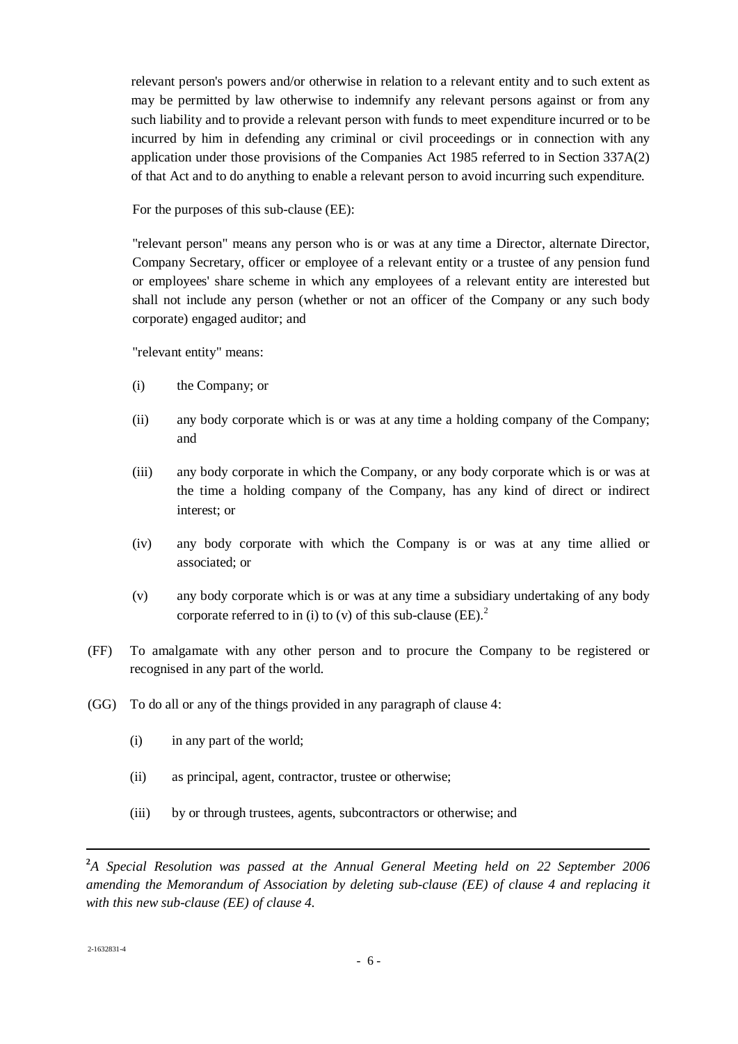relevant person's powers and/or otherwise in relation to a relevant entity and to such extent as may be permitted by law otherwise to indemnify any relevant persons against or from any such liability and to provide a relevant person with funds to meet expenditure incurred or to be incurred by him in defending any criminal or civil proceedings or in connection with any application under those provisions of the Companies Act 1985 referred to in Section 337A(2) of that Act and to do anything to enable a relevant person to avoid incurring such expenditure.

For the purposes of this sub-clause (EE):

"relevant person" means any person who is or was at any time a Director, alternate Director, Company Secretary, officer or employee of a relevant entity or a trustee of any pension fund or employees' share scheme in which any employees of a relevant entity are interested but shall not include any person (whether or not an officer of the Company or any such body corporate) engaged auditor; and

"relevant entity" means:

(i) the Company; or

(ii) any body corporate which is or was at any time a holding company of the Company; and

(iii) any body corporate in which the Company, or any body corporate which is or was at the time a holding company of the Company, has any kind of direct or indirect interest; or

(iv) any body corporate with which the Company is or was at any time allied or associated; or

(v) any body corporate which is or was at any time a subsidiary undertaking of any body corporate referred to in (i) to (v) of this sub-clause (EE).[2]

(FF) To amalgamate with any other person and to procure the Company to be registered or recognised in any part of the world.

(GG) To do all or any of the things provided in any paragraph of clause 4:

(i) in any part of the world;

(ii) as principal, agent, contractor, trustee or otherwise;

(iii) by or through trustees, agents, subcontractors or otherwise; and

---

[2] *A Special Resolution was passed at the Annual General Meeting held on 22 September 2006 amending the Memorandum of Association by deleting sub-clause (EE) of clause 4 and replacing it with this new sub-clause (EE) of clause 4.*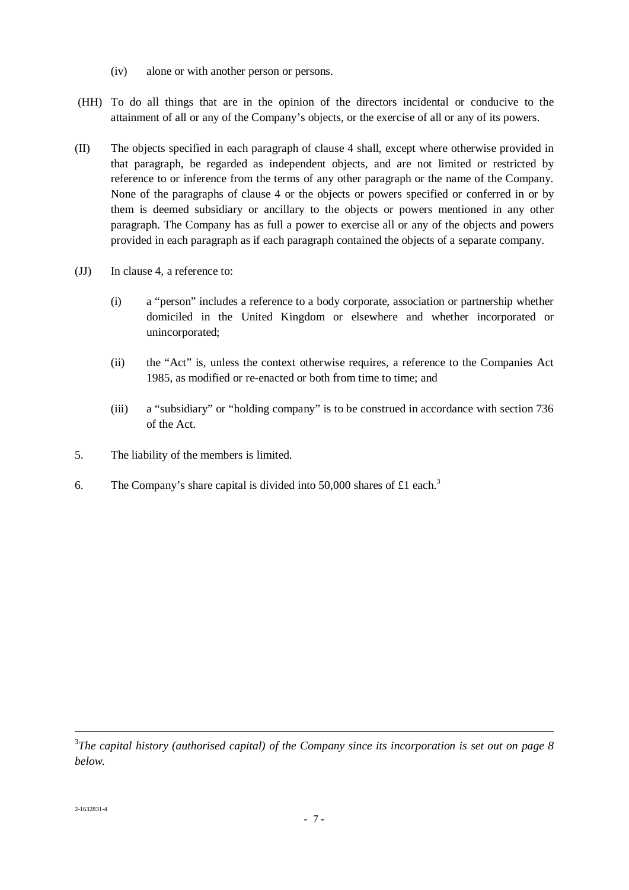(iv) alone or with another person or persons.

(HH) To do all things that are in the opinion of the directors incidental or conducive to the attainment of all or any of the Company's objects, or the exercise of all or any of its powers.

(II) The objects specified in each paragraph of clause 4 shall, except where otherwise provided in that paragraph, be regarded as independent objects, and are not limited or restricted by reference to or inference from the terms of any other paragraph or the name of the Company. None of the paragraphs of clause 4 or the objects or powers specified or conferred in or by them is deemed subsidiary or ancillary to the objects or powers mentioned in any other paragraph. The Company has as full a power to exercise all or any of the objects and powers provided in each paragraph as if each paragraph contained the objects of a separate company.

(JJ) In clause 4, a reference to:

(i) a "person" includes a reference to a body corporate, association or partnership whether domiciled in the United Kingdom or elsewhere and whether incorporated or unincorporated;

(ii) the "Act" is, unless the context otherwise requires, a reference to the Companies Act 1985, as modified or re-enacted or both from time to time; and

(iii) a "subsidiary" or "holding company" is to be construed in accordance with section 736 of the Act.

5. The liability of the members is limited.

6. The Company's share capital is divided into 50,000 shares of £1 each.[3]

---

[3] *The capital history (authorised capital) of the Company since its incorporation is set out on page 8 below.*

2-1632831-4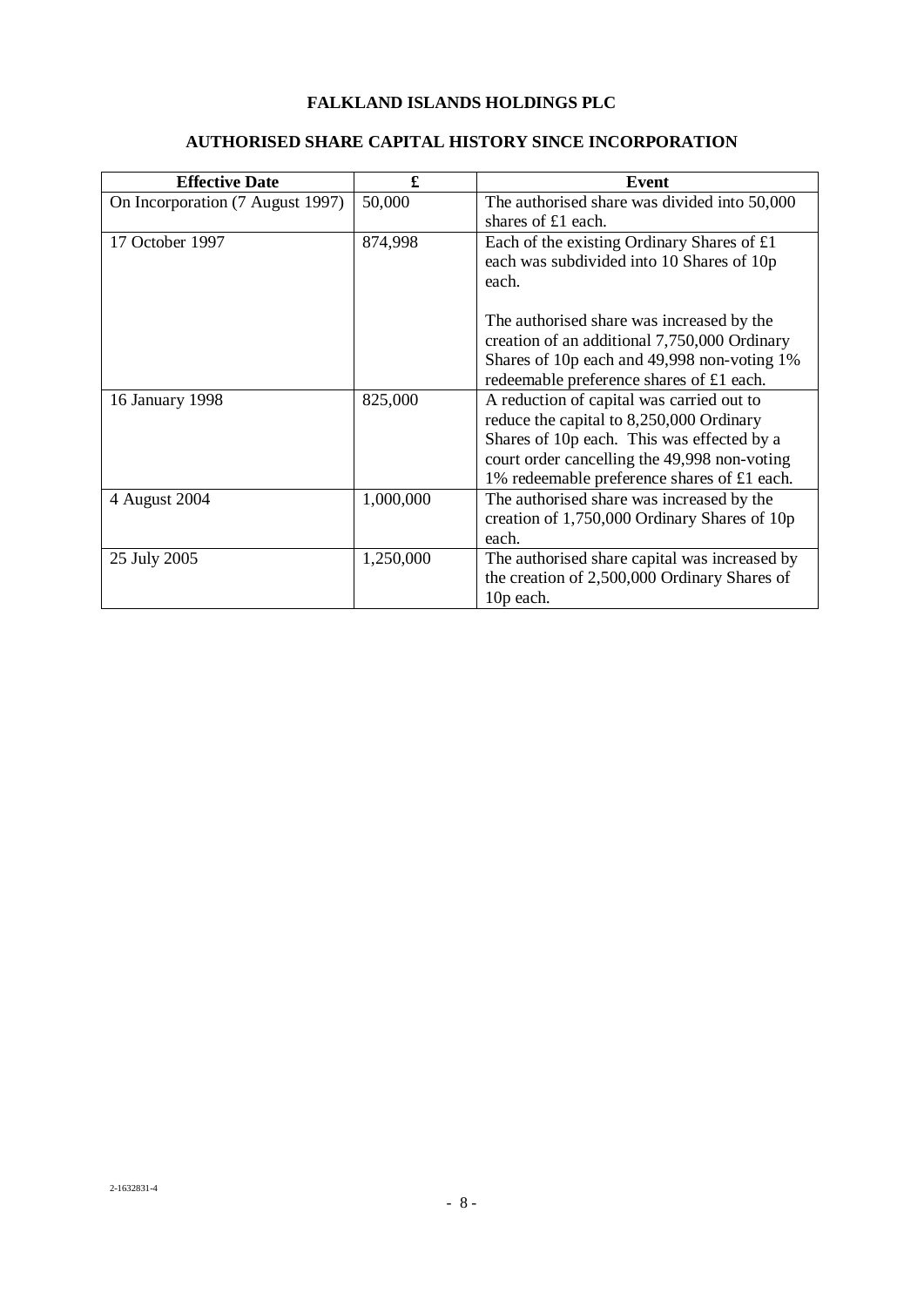**FALKLAND ISLANDS HOLDINGS PLC**

**AUTHORISED SHARE CAPITAL HISTORY SINCE INCORPORATION**

| Effective Date | £ | Event |
|---|---|---|
| On Incorporation (7 August 1997) | 50,000 | The authorised share was divided into 50,000 shares of £1 each. |
| 17 October 1997 | 874,998 | Each of the existing Ordinary Shares of £1 each was subdivided into 10 Shares of 10p each.<br><br>The authorised share was increased by the creation of an additional 7,750,000 Ordinary Shares of 10p each and 49,998 non-voting 1% redeemable preference shares of £1 each. |
| 16 January 1998 | 825,000 | A reduction of capital was carried out to reduce the capital to 8,250,000 Ordinary Shares of 10p each. This was effected by a court order cancelling the 49,998 non-voting 1% redeemable preference shares of £1 each. |
| 4 August 2004 | 1,000,000 | The authorised share was increased by the creation of 1,750,000 Ordinary Shares of 10p each. |
| 25 July 2005 | 1,250,000 | The authorised share capital was increased by the creation of 2,500,000 Ordinary Shares of 10p each. |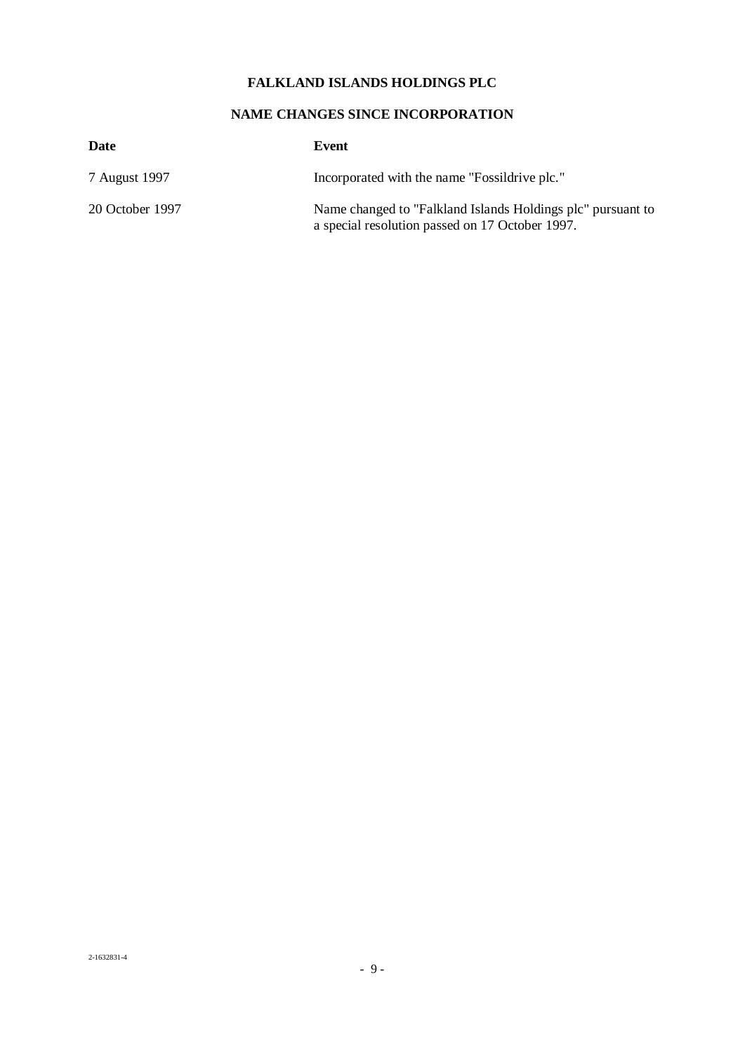# FALKLAND ISLANDS HOLDINGS PLC

## NAME CHANGES SINCE INCORPORATION

| Date | Event |
|---|---|
| 7 August 1997 | Incorporated with the name "Fossildrive plc." |
| 20 October 1997 | Name changed to "Falkland Islands Holdings plc" pursuant to a special resolution passed on 17 October 1997. |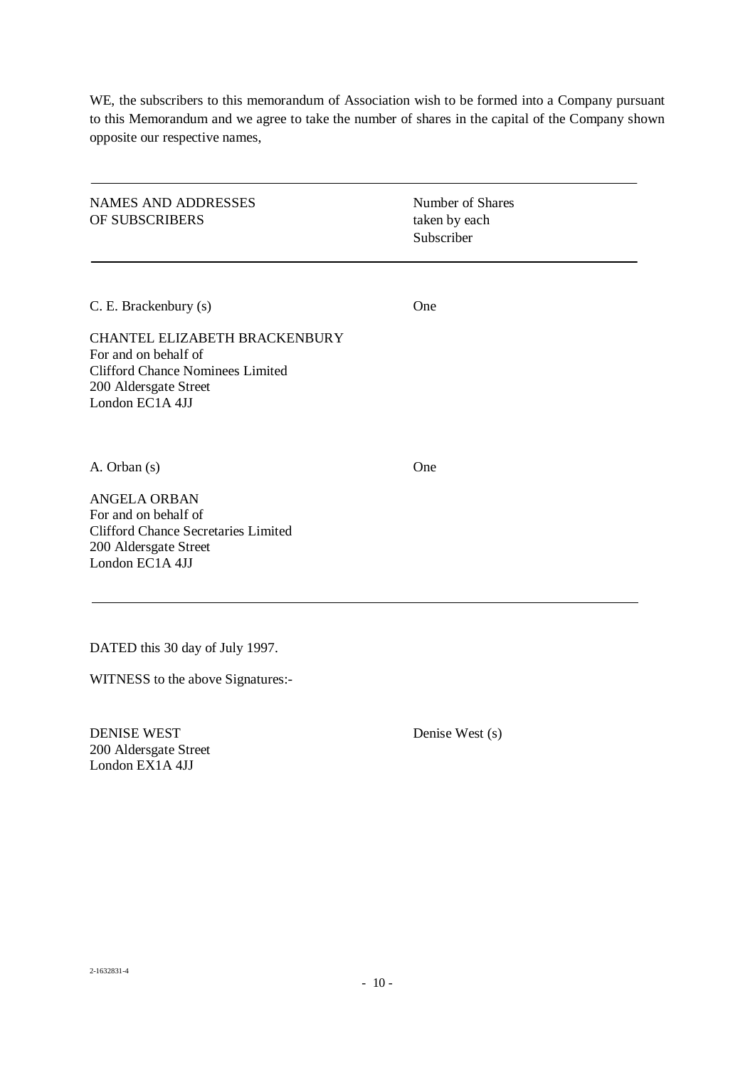WE, the subscribers to this memorandum of Association wish to be formed into a Company pursuant to this Memorandum and we agree to take the number of shares in the capital of the Company shown opposite our respective names,

| NAMES AND ADDRESSES OF SUBSCRIBERS | Number of Shares taken by each Subscriber |
|---|---|
| C. E. Brackenbury (s)<br><br>CHANTEL ELIZABETH BRACKENBURY<br>For and on behalf of<br>Clifford Chance Nominees Limited<br>200 Aldersgate Street<br>London EC1A 4JJ | One |
| A. Orban (s)<br><br>ANGELA ORBAN<br>For and on behalf of<br>Clifford Chance Secretaries Limited<br>200 Aldersgate Street<br>London EC1A 4JJ | One |

DATED this 30 day of July 1997.

WITNESS to the above Signatures:-

DENISE WEST
200 Aldersgate Street
London EX1A 4JJ

Denise West (s)

2-1632831-4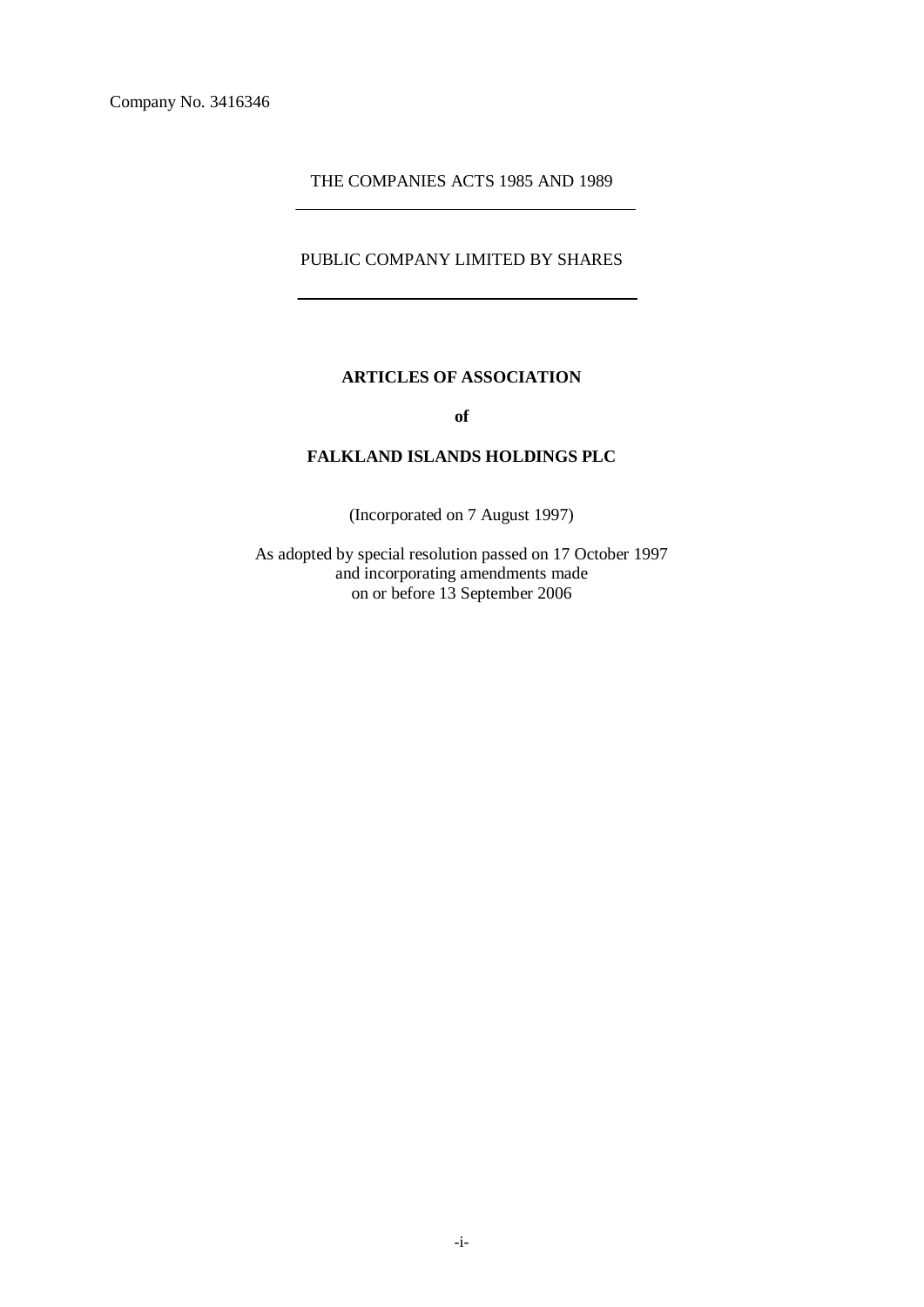Company No. 3416346

THE COMPANIES ACTS 1985 AND 1989

PUBLIC COMPANY LIMITED BY SHARES

**ARTICLES OF ASSOCIATION**

**of**

**FALKLAND ISLANDS HOLDINGS PLC**

(Incorporated on 7 August 1997)

As adopted by special resolution passed on 17 October 1997
and incorporating amendments made
on or before 13 September 2006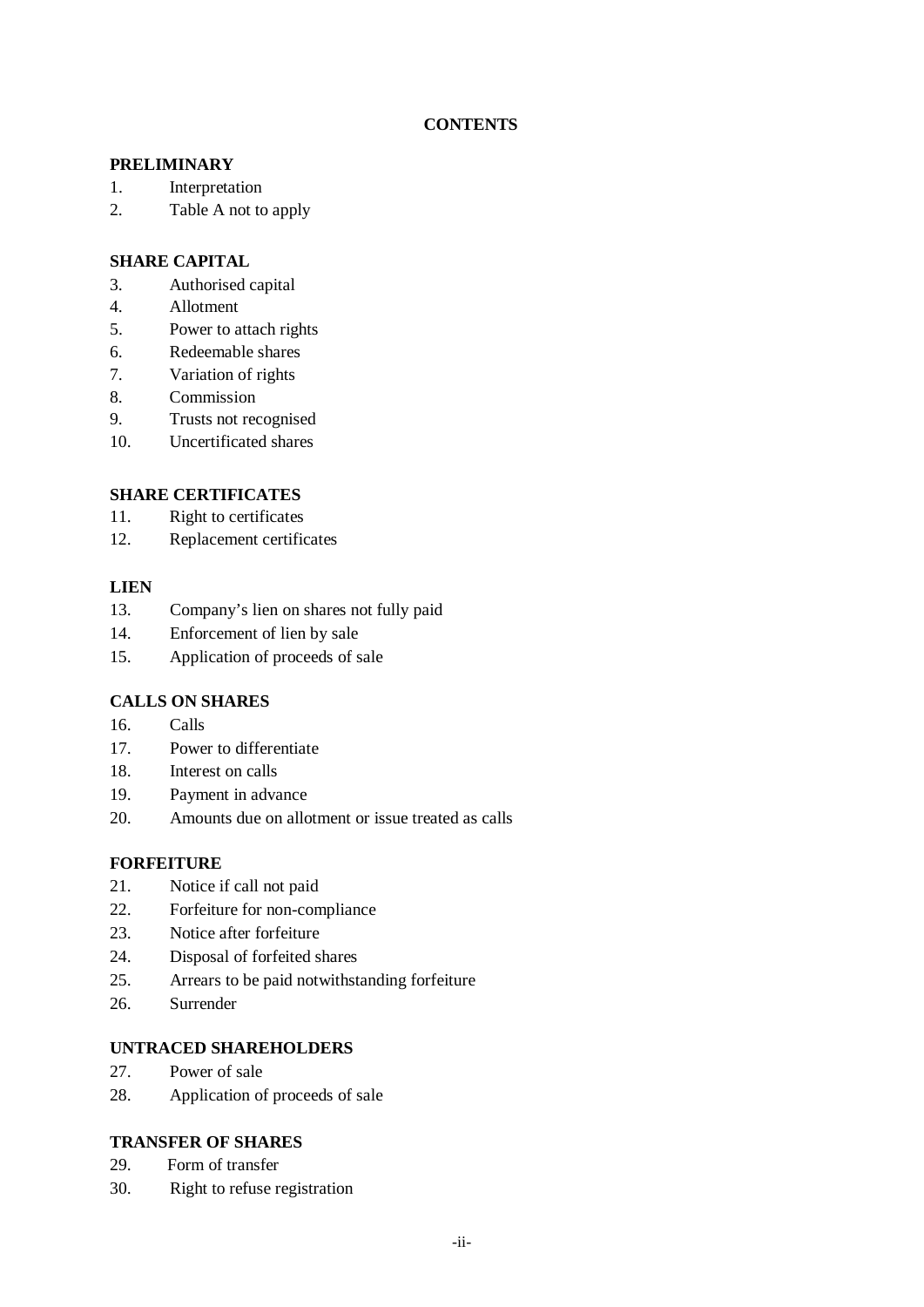# CONTENTS

## PRELIMINARY

1. Interpretation
2. Table A not to apply

## SHARE CAPITAL

3. Authorised capital
4. Allotment
5. Power to attach rights
6. Redeemable shares
7. Variation of rights
8. Commission
9. Trusts not recognised
10. Uncertificated shares

## SHARE CERTIFICATES

11. Right to certificates
12. Replacement certificates

## LIEN

13. Company's lien on shares not fully paid
14. Enforcement of lien by sale
15. Application of proceeds of sale

## CALLS ON SHARES

16. Calls
17. Power to differentiate
18. Interest on calls
19. Payment in advance
20. Amounts due on allotment or issue treated as calls

## FORFEITURE

21. Notice if call not paid
22. Forfeiture for non-compliance
23. Notice after forfeiture
24. Disposal of forfeited shares
25. Arrears to be paid notwithstanding forfeiture
26. Surrender

## UNTRACED SHAREHOLDERS

27. Power of sale
28. Application of proceeds of sale

## TRANSFER OF SHARES

29. Form of transfer
30. Right to refuse registration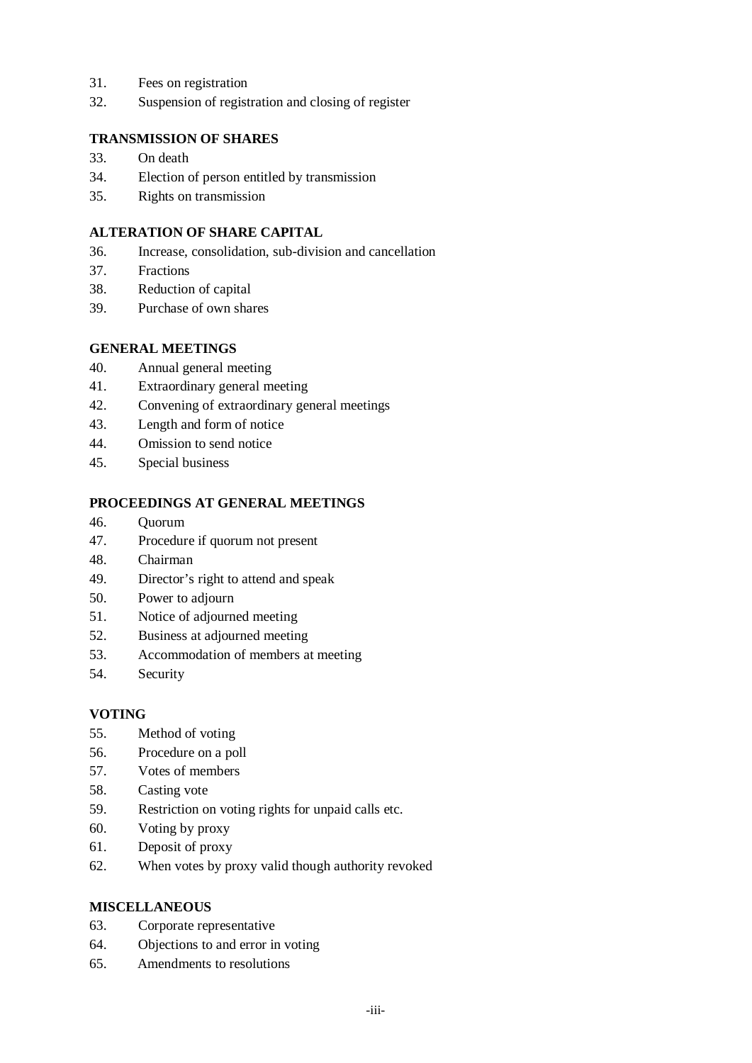31. Fees on registration
32. Suspension of registration and closing of register

**TRANSMISSION OF SHARES**

33. On death
34. Election of person entitled by transmission
35. Rights on transmission

**ALTERATION OF SHARE CAPITAL**

36. Increase, consolidation, sub-division and cancellation
37. Fractions
38. Reduction of capital
39. Purchase of own shares

**GENERAL MEETINGS**

40. Annual general meeting
41. Extraordinary general meeting
42. Convening of extraordinary general meetings
43. Length and form of notice
44. Omission to send notice
45. Special business

**PROCEEDINGS AT GENERAL MEETINGS**

46. Quorum
47. Procedure if quorum not present
48. Chairman
49. Director's right to attend and speak
50. Power to adjourn
51. Notice of adjourned meeting
52. Business at adjourned meeting
53. Accommodation of members at meeting
54. Security

**VOTING**

55. Method of voting
56. Procedure on a poll
57. Votes of members
58. Casting vote
59. Restriction on voting rights for unpaid calls etc.
60. Voting by proxy
61. Deposit of proxy
62. When votes by proxy valid though authority revoked

**MISCELLANEOUS**

63. Corporate representative
64. Objections to and error in voting
65. Amendments to resolutions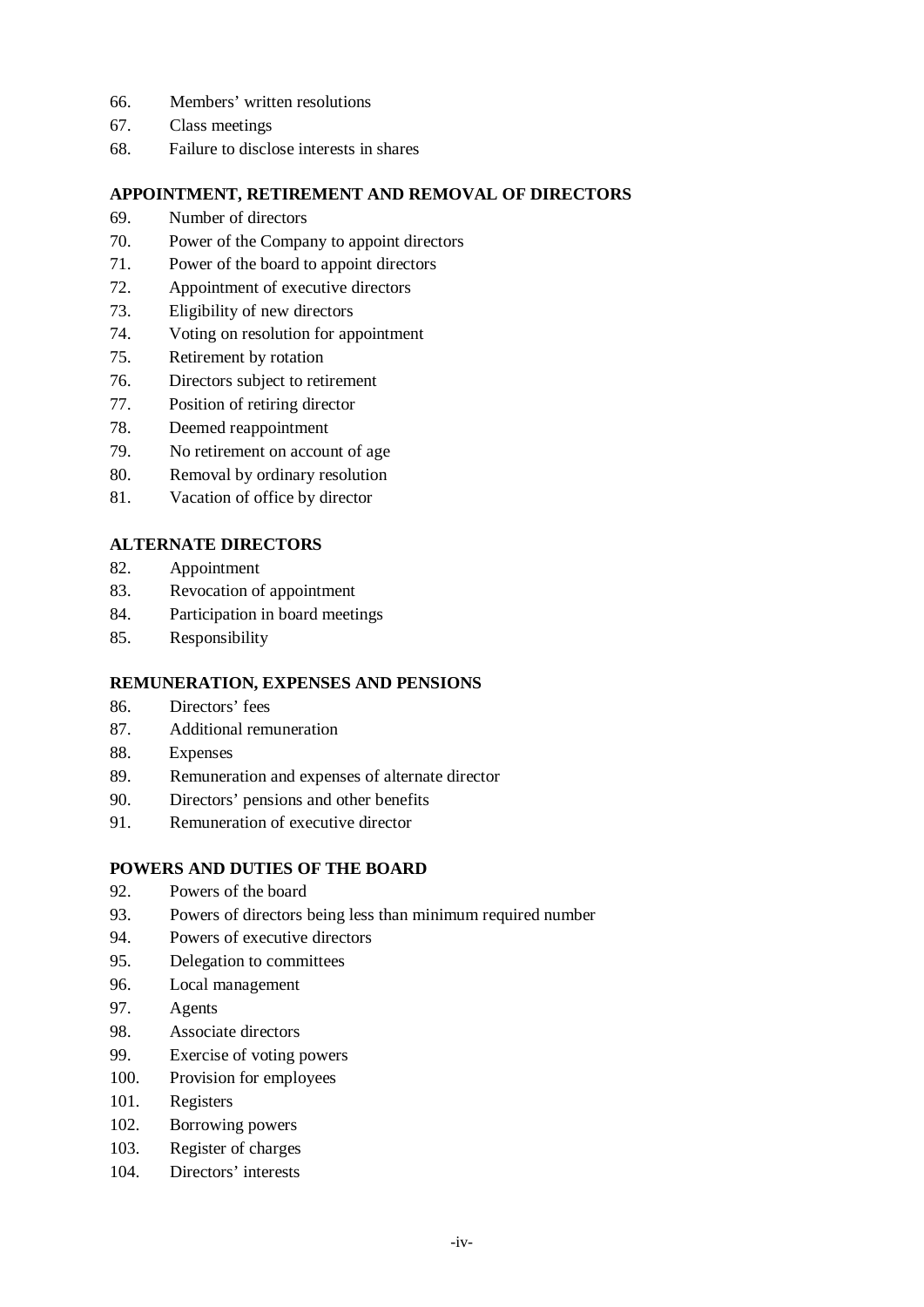66. Members' written resolutions
67. Class meetings
68. Failure to disclose interests in shares

**APPOINTMENT, RETIREMENT AND REMOVAL OF DIRECTORS**

69. Number of directors
70. Power of the Company to appoint directors
71. Power of the board to appoint directors
72. Appointment of executive directors
73. Eligibility of new directors
74. Voting on resolution for appointment
75. Retirement by rotation
76. Directors subject to retirement
77. Position of retiring director
78. Deemed reappointment
79. No retirement on account of age
80. Removal by ordinary resolution
81. Vacation of office by director

**ALTERNATE DIRECTORS**

82. Appointment
83. Revocation of appointment
84. Participation in board meetings
85. Responsibility

**REMUNERATION, EXPENSES AND PENSIONS**

86. Directors' fees
87. Additional remuneration
88. Expenses
89. Remuneration and expenses of alternate director
90. Directors' pensions and other benefits
91. Remuneration of executive director

**POWERS AND DUTIES OF THE BOARD**

92. Powers of the board
93. Powers of directors being less than minimum required number
94. Powers of executive directors
95. Delegation to committees
96. Local management
97. Agents
98. Associate directors
99. Exercise of voting powers
100. Provision for employees
101. Registers
102. Borrowing powers
103. Register of charges
104. Directors' interests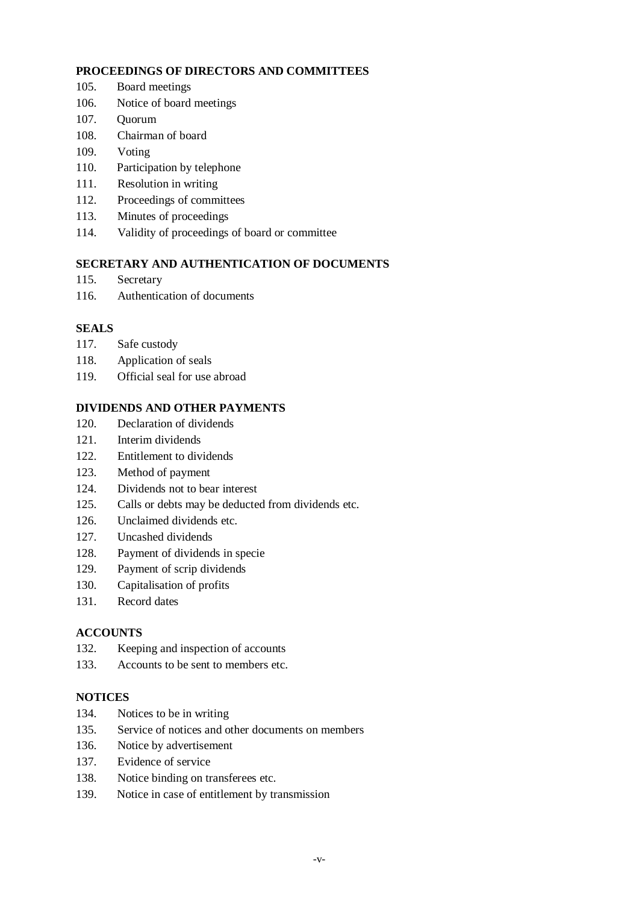**PROCEEDINGS OF DIRECTORS AND COMMITTEES**

105. Board meetings
106. Notice of board meetings
107. Quorum
108. Chairman of board
109. Voting
110. Participation by telephone
111. Resolution in writing
112. Proceedings of committees
113. Minutes of proceedings
114. Validity of proceedings of board or committee

**SECRETARY AND AUTHENTICATION OF DOCUMENTS**

115. Secretary
116. Authentication of documents

**SEALS**

117. Safe custody
118. Application of seals
119. Official seal for use abroad

**DIVIDENDS AND OTHER PAYMENTS**

120. Declaration of dividends
121. Interim dividends
122. Entitlement to dividends
123. Method of payment
124. Dividends not to bear interest
125. Calls or debts may be deducted from dividends etc.
126. Unclaimed dividends etc.
127. Uncashed dividends
128. Payment of dividends in specie
129. Payment of scrip dividends
130. Capitalisation of profits
131. Record dates

**ACCOUNTS**

132. Keeping and inspection of accounts
133. Accounts to be sent to members etc.

**NOTICES**

134. Notices to be in writing
135. Service of notices and other documents on members
136. Notice by advertisement
137. Evidence of service
138. Notice binding on transferees etc.
139. Notice in case of entitlement by transmission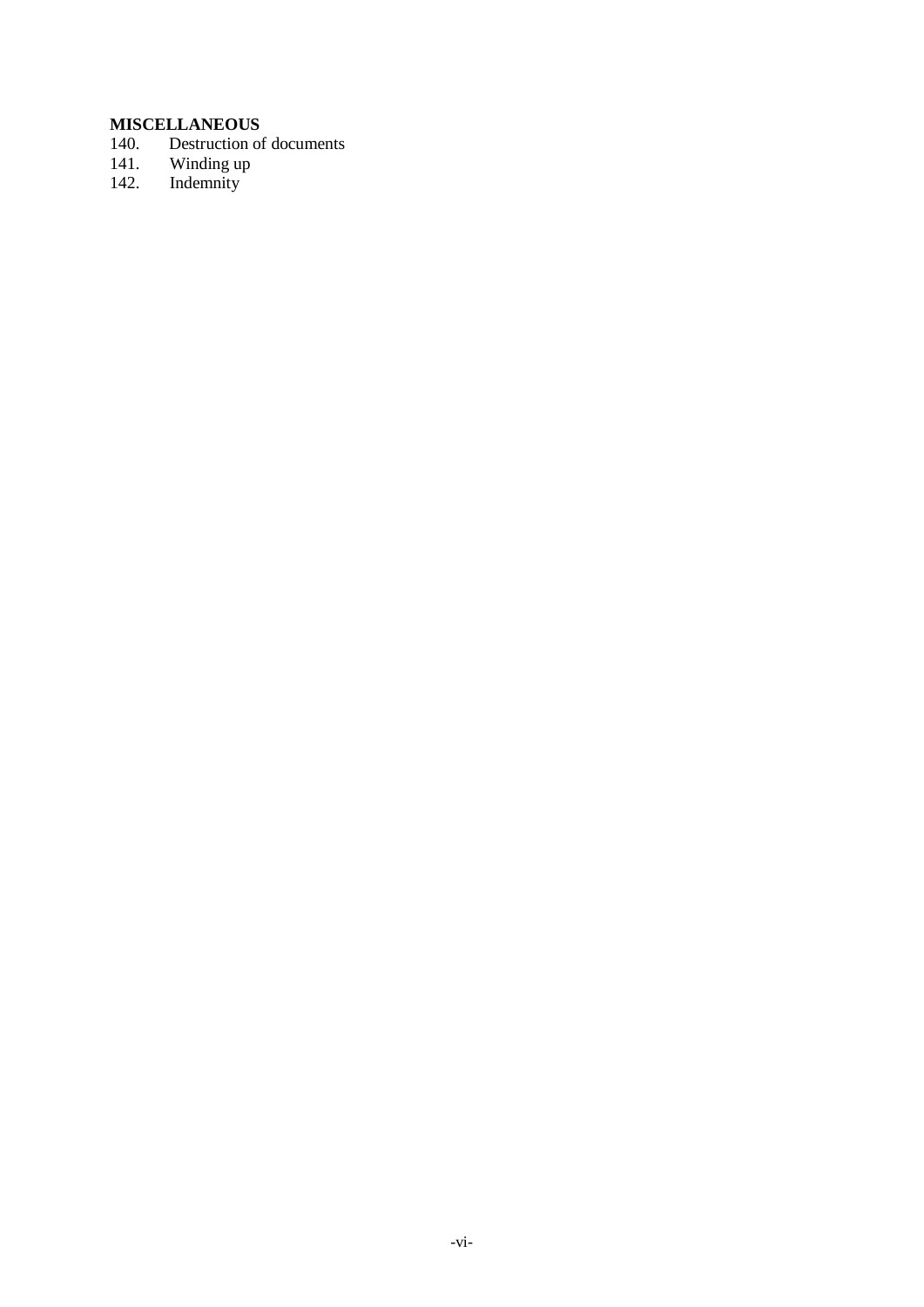**MISCELLANEOUS**

140. Destruction of documents
141. Winding up
142. Indemnity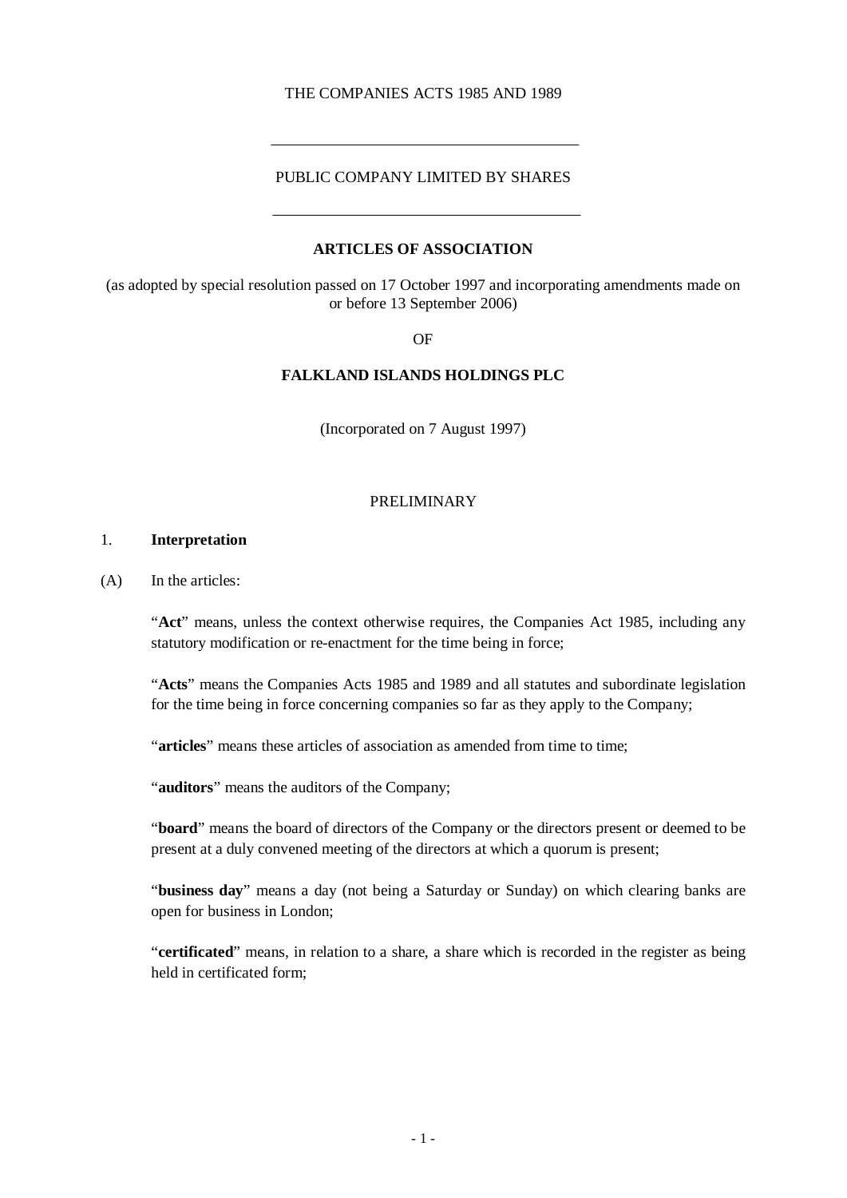THE COMPANIES ACTS 1985 AND 1989

---

PUBLIC COMPANY LIMITED BY SHARES

---

**ARTICLES OF ASSOCIATION**

(as adopted by special resolution passed on 17 October 1997 and incorporating amendments made on or before 13 September 2006)

OF

**FALKLAND ISLANDS HOLDINGS PLC**

(Incorporated on 7 August 1997)

PRELIMINARY

1. **Interpretation**

(A) In the articles:

"**Act**" means, unless the context otherwise requires, the Companies Act 1985, including any statutory modification or re-enactment for the time being in force;

"**Acts**" means the Companies Acts 1985 and 1989 and all statutes and subordinate legislation for the time being in force concerning companies so far as they apply to the Company;

"**articles**" means these articles of association as amended from time to time;

"**auditors**" means the auditors of the Company;

"**board**" means the board of directors of the Company or the directors present or deemed to be present at a duly convened meeting of the directors at which a quorum is present;

"**business day**" means a day (not being a Saturday or Sunday) on which clearing banks are open for business in London;

"**certificated**" means, in relation to a share, a share which is recorded in the register as being held in certificated form;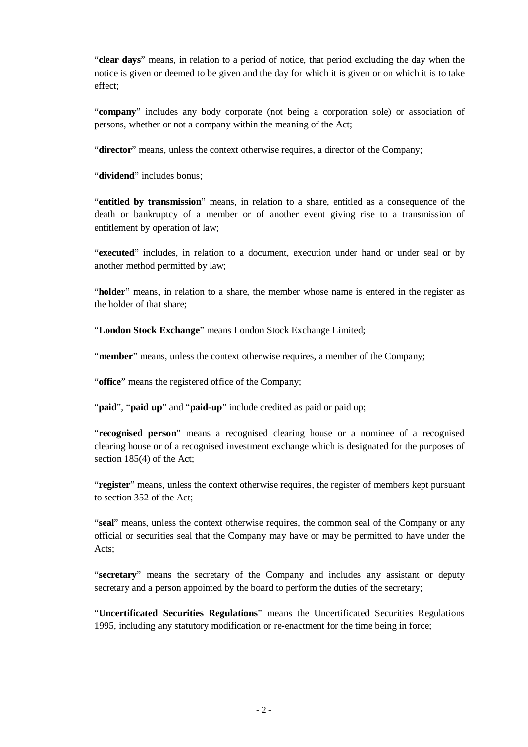"**clear days**" means, in relation to a period of notice, that period excluding the day when the notice is given or deemed to be given and the day for which it is given or on which it is to take effect;

"**company**" includes any body corporate (not being a corporation sole) or association of persons, whether or not a company within the meaning of the Act;

"**director**" means, unless the context otherwise requires, a director of the Company;

"**dividend**" includes bonus;

"**entitled by transmission**" means, in relation to a share, entitled as a consequence of the death or bankruptcy of a member or of another event giving rise to a transmission of entitlement by operation of law;

"**executed**" includes, in relation to a document, execution under hand or under seal or by another method permitted by law;

"**holder**" means, in relation to a share, the member whose name is entered in the register as the holder of that share;

"**London Stock Exchange**" means London Stock Exchange Limited;

"**member**" means, unless the context otherwise requires, a member of the Company;

"**office**" means the registered office of the Company;

"**paid**", "**paid up**" and "**paid-up**" include credited as paid or paid up;

"**recognised person**" means a recognised clearing house or a nominee of a recognised clearing house or of a recognised investment exchange which is designated for the purposes of section 185(4) of the Act;

"**register**" means, unless the context otherwise requires, the register of members kept pursuant to section 352 of the Act;

"**seal**" means, unless the context otherwise requires, the common seal of the Company or any official or securities seal that the Company may have or may be permitted to have under the Acts;

"**secretary**" means the secretary of the Company and includes any assistant or deputy secretary and a person appointed by the board to perform the duties of the secretary;

"**Uncertificated Securities Regulations**" means the Uncertificated Securities Regulations 1995, including any statutory modification or re-enactment for the time being in force;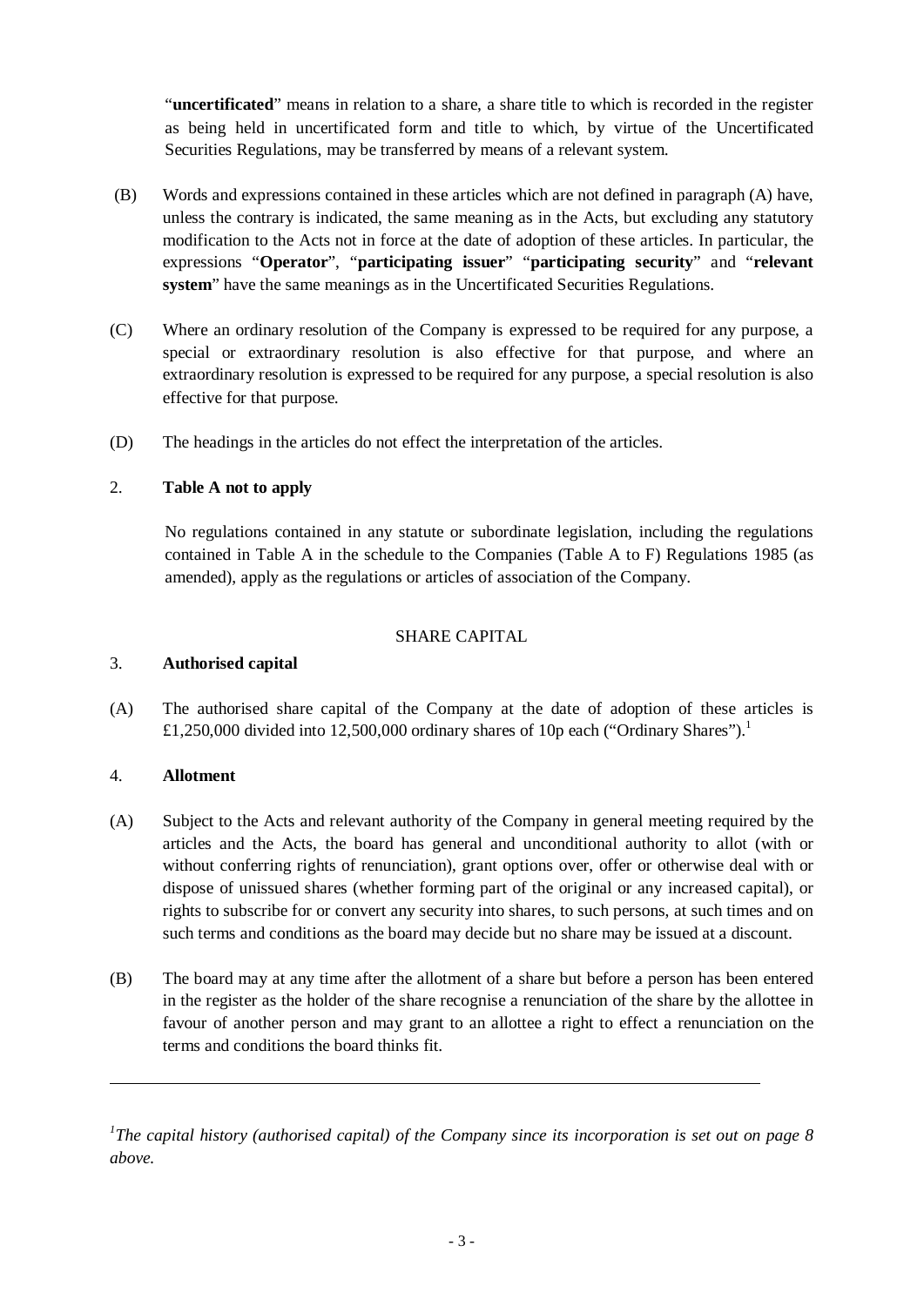"**uncertificated**" means in relation to a share, a share title to which is recorded in the register as being held in uncertificated form and title to which, by virtue of the Uncertificated Securities Regulations, may be transferred by means of a relevant system.

(B) Words and expressions contained in these articles which are not defined in paragraph (A) have, unless the contrary is indicated, the same meaning as in the Acts, but excluding any statutory modification to the Acts not in force at the date of adoption of these articles. In particular, the expressions "**Operator**", "**participating issuer**" "**participating security**" and "**relevant system**" have the same meanings as in the Uncertificated Securities Regulations.

(C) Where an ordinary resolution of the Company is expressed to be required for any purpose, a special or extraordinary resolution is also effective for that purpose, and where an extraordinary resolution is expressed to be required for any purpose, a special resolution is also effective for that purpose.

(D) The headings in the articles do not effect the interpretation of the articles.

2. **Table A not to apply**

No regulations contained in any statute or subordinate legislation, including the regulations contained in Table A in the schedule to the Companies (Table A to F) Regulations 1985 (as amended), apply as the regulations or articles of association of the Company.

SHARE CAPITAL

3. **Authorised capital**

(A) The authorised share capital of the Company at the date of adoption of these articles is £1,250,000 divided into 12,500,000 ordinary shares of 10p each ("Ordinary Shares").[1]

4. **Allotment**

(A) Subject to the Acts and relevant authority of the Company in general meeting required by the articles and the Acts, the board has general and unconditional authority to allot (with or without conferring rights of renunciation), grant options over, offer or otherwise deal with or dispose of unissued shares (whether forming part of the original or any increased capital), or rights to subscribe for or convert any security into shares, to such persons, at such times and on such terms and conditions as the board may decide but no share may be issued at a discount.

(B) The board may at any time after the allotment of a share but before a person has been entered in the register as the holder of the share recognise a renunciation of the share by the allottee in favour of another person and may grant to an allottee a right to effect a renunciation on the terms and conditions the board thinks fit.

---

[1] *The capital history (authorised capital) of the Company since its incorporation is set out on page 8 above.*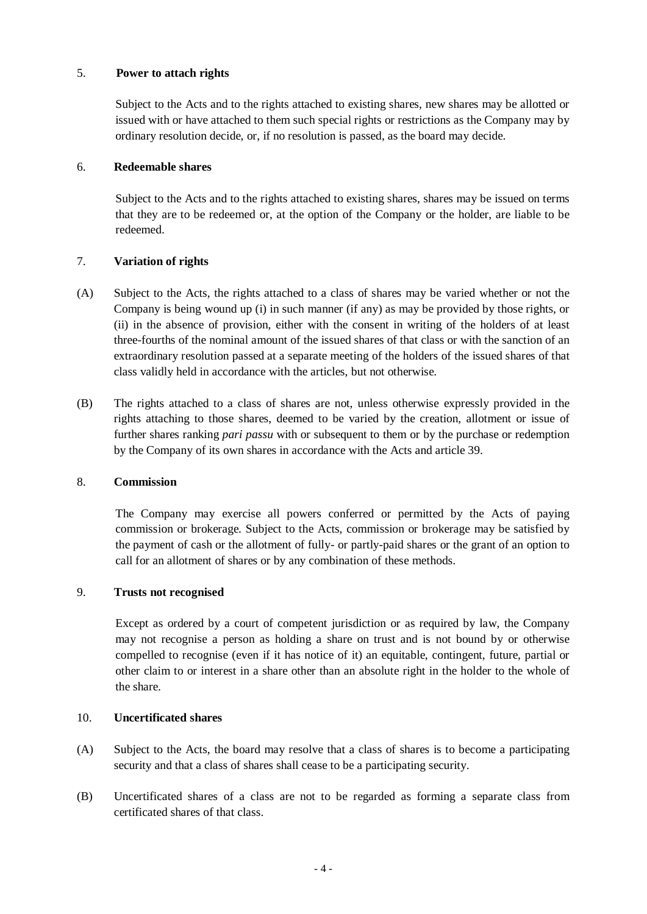5. **Power to attach rights**

Subject to the Acts and to the rights attached to existing shares, new shares may be allotted or issued with or have attached to them such special rights or restrictions as the Company may by ordinary resolution decide, or, if no resolution is passed, as the board may decide.

6. **Redeemable shares**

Subject to the Acts and to the rights attached to existing shares, shares may be issued on terms that they are to be redeemed or, at the option of the Company or the holder, are liable to be redeemed.

7. **Variation of rights**

(A) Subject to the Acts, the rights attached to a class of shares may be varied whether or not the Company is being wound up (i) in such manner (if any) as may be provided by those rights, or (ii) in the absence of provision, either with the consent in writing of the holders of at least three-fourths of the nominal amount of the issued shares of that class or with the sanction of an extraordinary resolution passed at a separate meeting of the holders of the issued shares of that class validly held in accordance with the articles, but not otherwise.

(B) The rights attached to a class of shares are not, unless otherwise expressly provided in the rights attaching to those shares, deemed to be varied by the creation, allotment or issue of further shares ranking *pari passu* with or subsequent to them or by the purchase or redemption by the Company of its own shares in accordance with the Acts and article 39.

8. **Commission**

The Company may exercise all powers conferred or permitted by the Acts of paying commission or brokerage. Subject to the Acts, commission or brokerage may be satisfied by the payment of cash or the allotment of fully- or partly-paid shares or the grant of an option to call for an allotment of shares or by any combination of these methods.

9. **Trusts not recognised**

Except as ordered by a court of competent jurisdiction or as required by law, the Company may not recognise a person as holding a share on trust and is not bound by or otherwise compelled to recognise (even if it has notice of it) an equitable, contingent, future, partial or other claim to or interest in a share other than an absolute right in the holder to the whole of the share.

10. **Uncertificated shares**

(A) Subject to the Acts, the board may resolve that a class of shares is to become a participating security and that a class of shares shall cease to be a participating security.

(B) Uncertificated shares of a class are not to be regarded as forming a separate class from certificated shares of that class.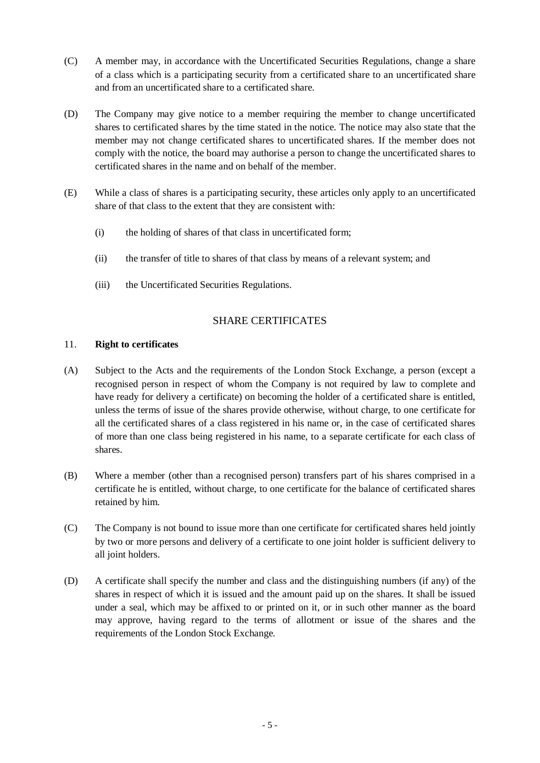(C) A member may, in accordance with the Uncertificated Securities Regulations, change a share of a class which is a participating security from a certificated share to an uncertificated share and from an uncertificated share to a certificated share.

(D) The Company may give notice to a member requiring the member to change uncertificated shares to certificated shares by the time stated in the notice. The notice may also state that the member may not change certificated shares to uncertificated shares. If the member does not comply with the notice, the board may authorise a person to change the uncertificated shares to certificated shares in the name and on behalf of the member.

(E) While a class of shares is a participating security, these articles only apply to an uncertificated share of that class to the extent that they are consistent with:

(i) the holding of shares of that class in uncertificated form;

(ii) the transfer of title to shares of that class by means of a relevant system; and

(iii) the Uncertificated Securities Regulations.

## SHARE CERTIFICATES

### 11. Right to certificates

(A) Subject to the Acts and the requirements of the London Stock Exchange, a person (except a recognised person in respect of whom the Company is not required by law to complete and have ready for delivery a certificate) on becoming the holder of a certificated share is entitled, unless the terms of issue of the shares provide otherwise, without charge, to one certificate for all the certificated shares of a class registered in his name or, in the case of certificated shares of more than one class being registered in his name, to a separate certificate for each class of shares.

(B) Where a member (other than a recognised person) transfers part of his shares comprised in a certificate he is entitled, without charge, to one certificate for the balance of certificated shares retained by him.

(C) The Company is not bound to issue more than one certificate for certificated shares held jointly by two or more persons and delivery of a certificate to one joint holder is sufficient delivery to all joint holders.

(D) A certificate shall specify the number and class and the distinguishing numbers (if any) of the shares in respect of which it is issued and the amount paid up on the shares. It shall be issued under a seal, which may be affixed to or printed on it, or in such other manner as the board may approve, having regard to the terms of allotment or issue of the shares and the requirements of the London Stock Exchange.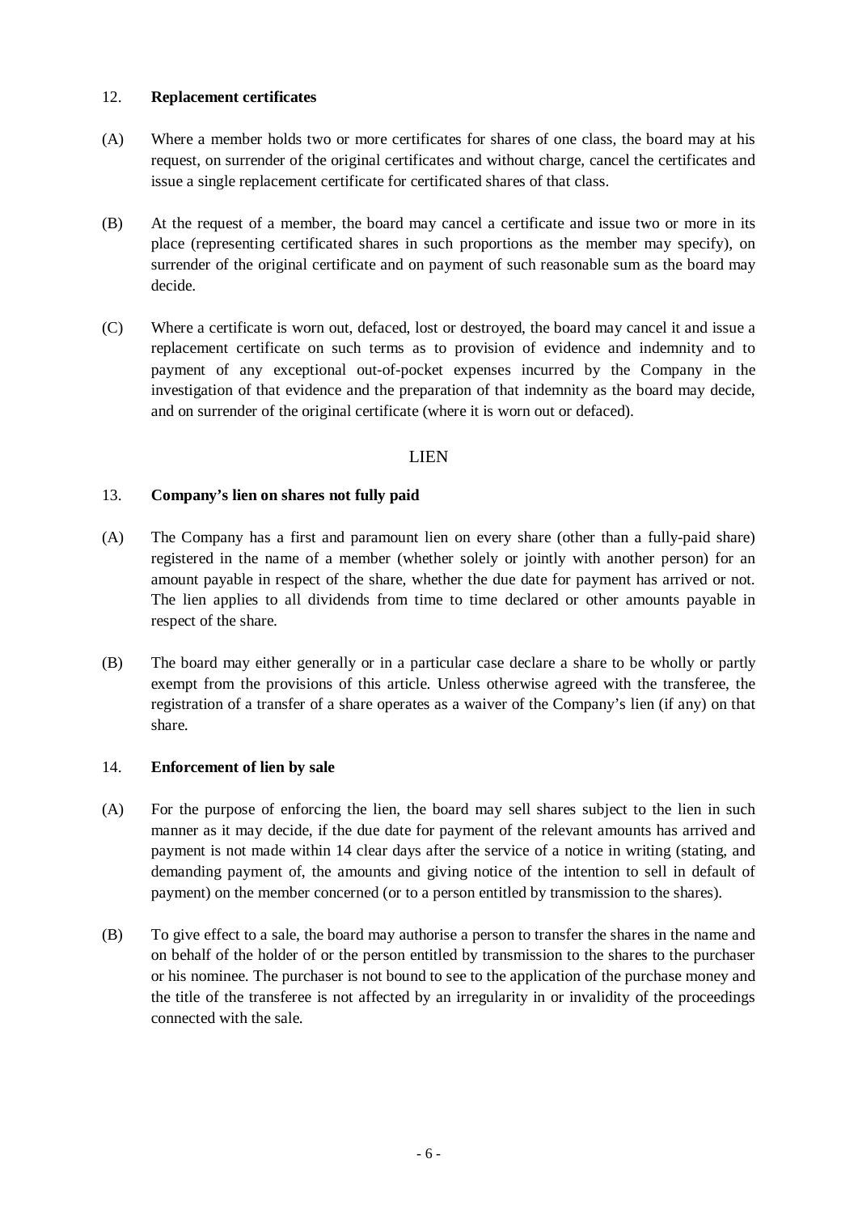12. **Replacement certificates**

(A) Where a member holds two or more certificates for shares of one class, the board may at his request, on surrender of the original certificates and without charge, cancel the certificates and issue a single replacement certificate for certificated shares of that class.

(B) At the request of a member, the board may cancel a certificate and issue two or more in its place (representing certificated shares in such proportions as the member may specify), on surrender of the original certificate and on payment of such reasonable sum as the board may decide.

(C) Where a certificate is worn out, defaced, lost or destroyed, the board may cancel it and issue a replacement certificate on such terms as to provision of evidence and indemnity and to payment of any exceptional out-of-pocket expenses incurred by the Company in the investigation of that evidence and the preparation of that indemnity as the board may decide, and on surrender of the original certificate (where it is worn out or defaced).

## LIEN

13. **Company's lien on shares not fully paid**

(A) The Company has a first and paramount lien on every share (other than a fully-paid share) registered in the name of a member (whether solely or jointly with another person) for an amount payable in respect of the share, whether the due date for payment has arrived or not. The lien applies to all dividends from time to time declared or other amounts payable in respect of the share.

(B) The board may either generally or in a particular case declare a share to be wholly or partly exempt from the provisions of this article. Unless otherwise agreed with the transferee, the registration of a transfer of a share operates as a waiver of the Company's lien (if any) on that share.

14. **Enforcement of lien by sale**

(A) For the purpose of enforcing the lien, the board may sell shares subject to the lien in such manner as it may decide, if the due date for payment of the relevant amounts has arrived and payment is not made within 14 clear days after the service of a notice in writing (stating, and demanding payment of, the amounts and giving notice of the intention to sell in default of payment) on the member concerned (or to a person entitled by transmission to the shares).

(B) To give effect to a sale, the board may authorise a person to transfer the shares in the name and on behalf of the holder of or the person entitled by transmission to the shares to the purchaser or his nominee. The purchaser is not bound to see to the application of the purchase money and the title of the transferee is not affected by an irregularity in or invalidity of the proceedings connected with the sale.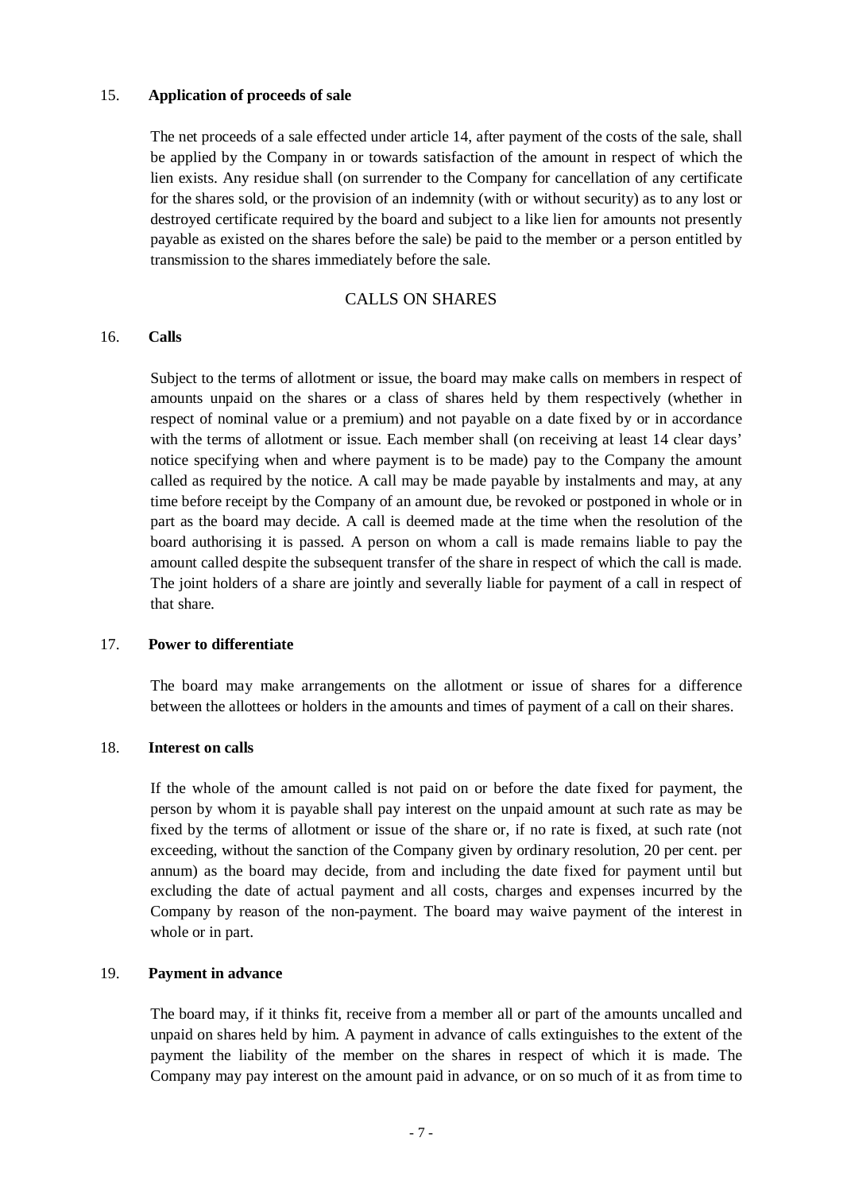15. **Application of proceeds of sale**

The net proceeds of a sale effected under article 14, after payment of the costs of the sale, shall be applied by the Company in or towards satisfaction of the amount in respect of which the lien exists. Any residue shall (on surrender to the Company for cancellation of any certificate for the shares sold, or the provision of an indemnity (with or without security) as to any lost or destroyed certificate required by the board and subject to a like lien for amounts not presently payable as existed on the shares before the sale) be paid to the member or a person entitled by transmission to the shares immediately before the sale.

## CALLS ON SHARES

16. **Calls**

Subject to the terms of allotment or issue, the board may make calls on members in respect of amounts unpaid on the shares or a class of shares held by them respectively (whether in respect of nominal value or a premium) and not payable on a date fixed by or in accordance with the terms of allotment or issue. Each member shall (on receiving at least 14 clear days' notice specifying when and where payment is to be made) pay to the Company the amount called as required by the notice. A call may be made payable by instalments and may, at any time before receipt by the Company of an amount due, be revoked or postponed in whole or in part as the board may decide. A call is deemed made at the time when the resolution of the board authorising it is passed. A person on whom a call is made remains liable to pay the amount called despite the subsequent transfer of the share in respect of which the call is made. The joint holders of a share are jointly and severally liable for payment of a call in respect of that share.

17. **Power to differentiate**

The board may make arrangements on the allotment or issue of shares for a difference between the allottees or holders in the amounts and times of payment of a call on their shares.

18. **Interest on calls**

If the whole of the amount called is not paid on or before the date fixed for payment, the person by whom it is payable shall pay interest on the unpaid amount at such rate as may be fixed by the terms of allotment or issue of the share or, if no rate is fixed, at such rate (not exceeding, without the sanction of the Company given by ordinary resolution, 20 per cent. per annum) as the board may decide, from and including the date fixed for payment until but excluding the date of actual payment and all costs, charges and expenses incurred by the Company by reason of the non-payment. The board may waive payment of the interest in whole or in part.

19. **Payment in advance**

The board may, if it thinks fit, receive from a member all or part of the amounts uncalled and unpaid on shares held by him. A payment in advance of calls extinguishes to the extent of the payment the liability of the member on the shares in respect of which it is made. The Company may pay interest on the amount paid in advance, or on so much of it as from time to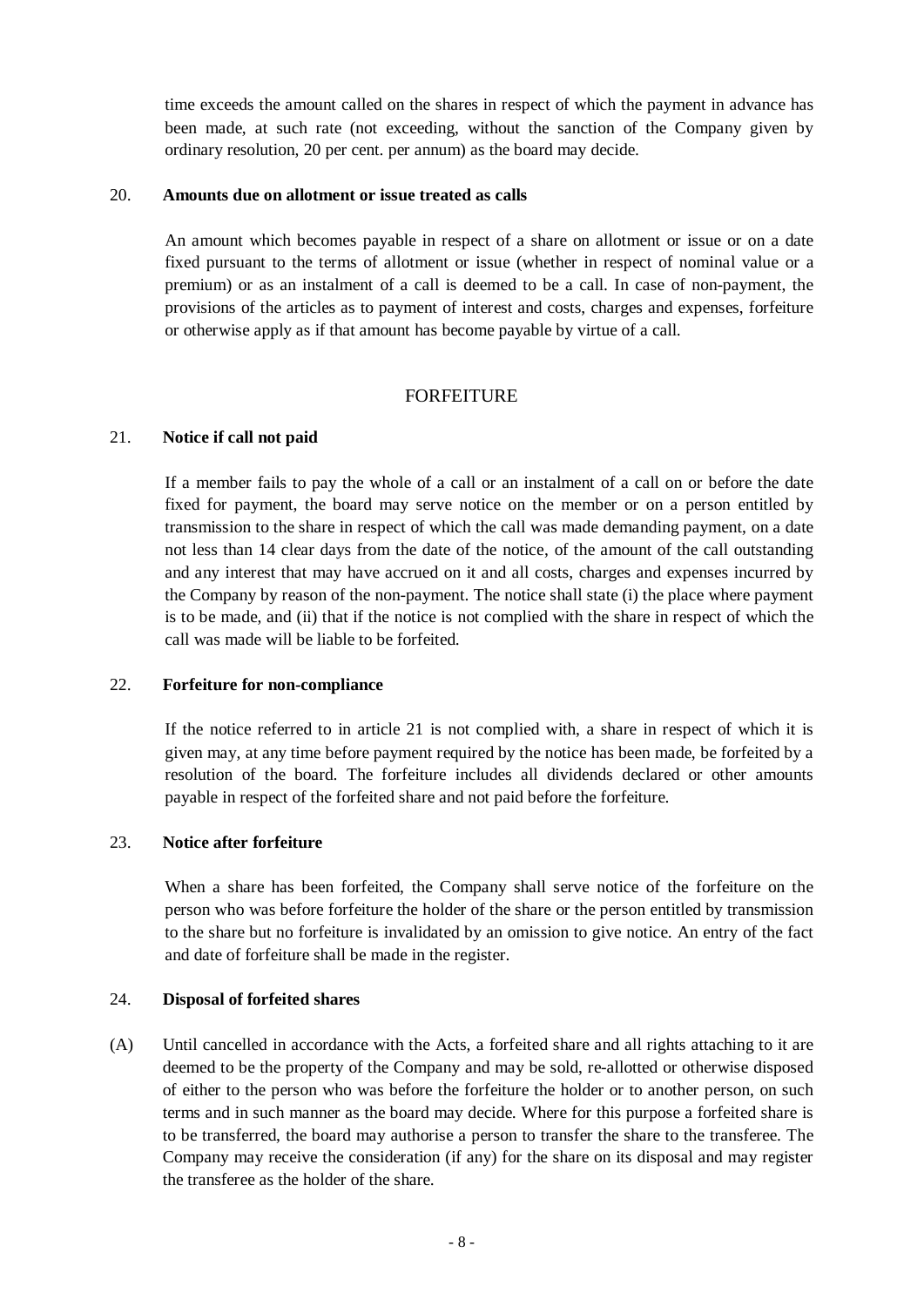time exceeds the amount called on the shares in respect of which the payment in advance has been made, at such rate (not exceeding, without the sanction of the Company given by ordinary resolution, 20 per cent. per annum) as the board may decide.

20. **Amounts due on allotment or issue treated as calls**

An amount which becomes payable in respect of a share on allotment or issue or on a date fixed pursuant to the terms of allotment or issue (whether in respect of nominal value or a premium) or as an instalment of a call is deemed to be a call. In case of non-payment, the provisions of the articles as to payment of interest and costs, charges and expenses, forfeiture or otherwise apply as if that amount has become payable by virtue of a call.

## FORFEITURE

21. **Notice if call not paid**

If a member fails to pay the whole of a call or an instalment of a call on or before the date fixed for payment, the board may serve notice on the member or on a person entitled by transmission to the share in respect of which the call was made demanding payment, on a date not less than 14 clear days from the date of the notice, of the amount of the call outstanding and any interest that may have accrued on it and all costs, charges and expenses incurred by the Company by reason of the non-payment. The notice shall state (i) the place where payment is to be made, and (ii) that if the notice is not complied with the share in respect of which the call was made will be liable to be forfeited.

22. **Forfeiture for non-compliance**

If the notice referred to in article 21 is not complied with, a share in respect of which it is given may, at any time before payment required by the notice has been made, be forfeited by a resolution of the board. The forfeiture includes all dividends declared or other amounts payable in respect of the forfeited share and not paid before the forfeiture.

23. **Notice after forfeiture**

When a share has been forfeited, the Company shall serve notice of the forfeiture on the person who was before forfeiture the holder of the share or the person entitled by transmission to the share but no forfeiture is invalidated by an omission to give notice. An entry of the fact and date of forfeiture shall be made in the register.

24. **Disposal of forfeited shares**

(A) Until cancelled in accordance with the Acts, a forfeited share and all rights attaching to it are deemed to be the property of the Company and may be sold, re-allotted or otherwise disposed of either to the person who was before the forfeiture the holder or to another person, on such terms and in such manner as the board may decide. Where for this purpose a forfeited share is to be transferred, the board may authorise a person to transfer the share to the transferee. The Company may receive the consideration (if any) for the share on its disposal and may register the transferee as the holder of the share.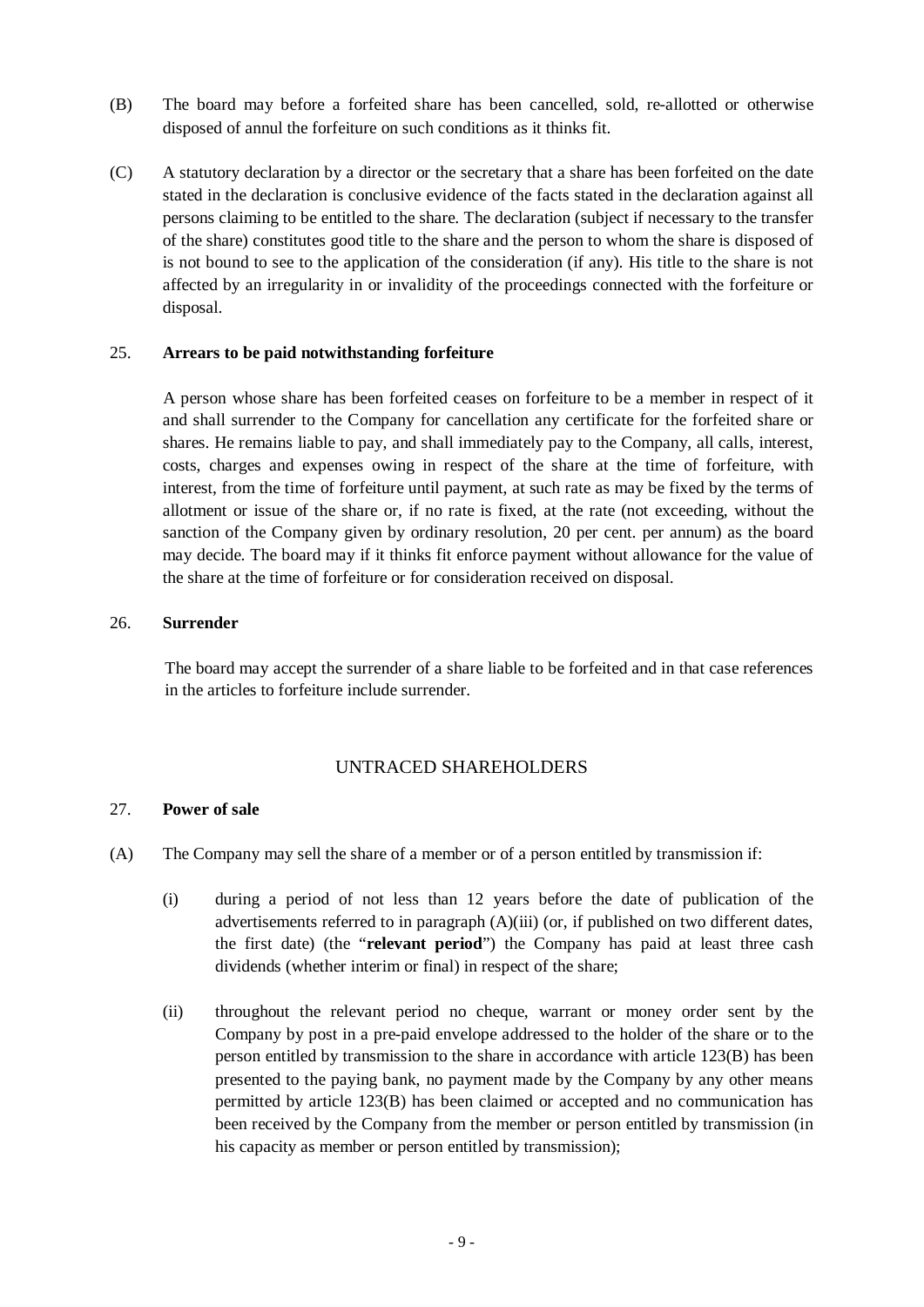(B) The board may before a forfeited share has been cancelled, sold, re-allotted or otherwise disposed of annul the forfeiture on such conditions as it thinks fit.

(C) A statutory declaration by a director or the secretary that a share has been forfeited on the date stated in the declaration is conclusive evidence of the facts stated in the declaration against all persons claiming to be entitled to the share. The declaration (subject if necessary to the transfer of the share) constitutes good title to the share and the person to whom the share is disposed of is not bound to see to the application of the consideration (if any). His title to the share is not affected by an irregularity in or invalidity of the proceedings connected with the forfeiture or disposal.

25. **Arrears to be paid notwithstanding forfeiture**

A person whose share has been forfeited ceases on forfeiture to be a member in respect of it and shall surrender to the Company for cancellation any certificate for the forfeited share or shares. He remains liable to pay, and shall immediately pay to the Company, all calls, interest, costs, charges and expenses owing in respect of the share at the time of forfeiture, with interest, from the time of forfeiture until payment, at such rate as may be fixed by the terms of allotment or issue of the share or, if no rate is fixed, at the rate (not exceeding, without the sanction of the Company given by ordinary resolution, 20 per cent. per annum) as the board may decide. The board may if it thinks fit enforce payment without allowance for the value of the share at the time of forfeiture or for consideration received on disposal.

26. **Surrender**

The board may accept the surrender of a share liable to be forfeited and in that case references in the articles to forfeiture include surrender.

## UNTRACED SHAREHOLDERS

27. **Power of sale**

(A) The Company may sell the share of a member or of a person entitled by transmission if:

(i) during a period of not less than 12 years before the date of publication of the advertisements referred to in paragraph (A)(iii) (or, if published on two different dates, the first date) (the "**relevant period**") the Company has paid at least three cash dividends (whether interim or final) in respect of the share;

(ii) throughout the relevant period no cheque, warrant or money order sent by the Company by post in a pre-paid envelope addressed to the holder of the share or to the person entitled by transmission to the share in accordance with article 123(B) has been presented to the paying bank, no payment made by the Company by any other means permitted by article 123(B) has been claimed or accepted and no communication has been received by the Company from the member or person entitled by transmission (in his capacity as member or person entitled by transmission);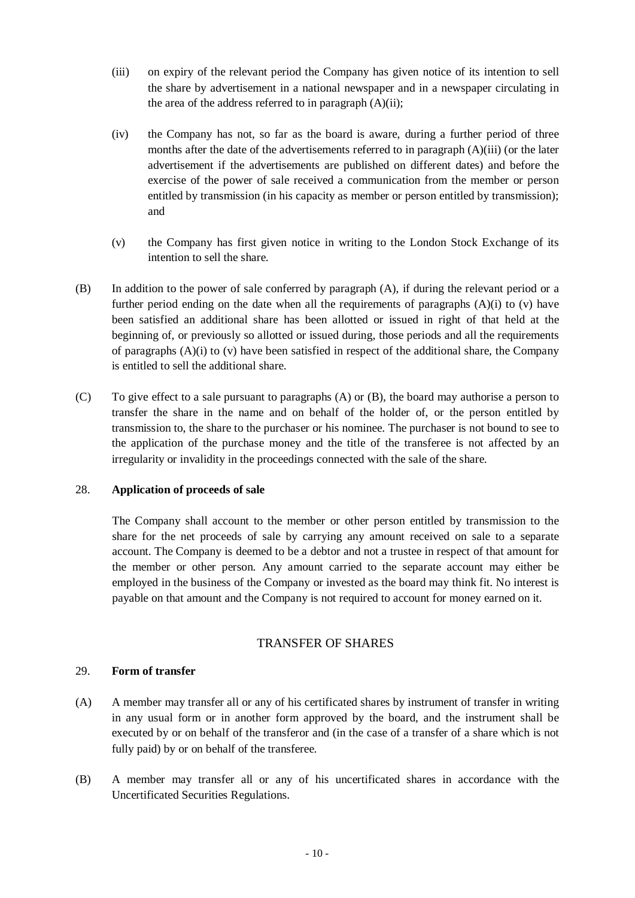(iii) on expiry of the relevant period the Company has given notice of its intention to sell the share by advertisement in a national newspaper and in a newspaper circulating in the area of the address referred to in paragraph (A)(ii);

(iv) the Company has not, so far as the board is aware, during a further period of three months after the date of the advertisements referred to in paragraph (A)(iii) (or the later advertisement if the advertisements are published on different dates) and before the exercise of the power of sale received a communication from the member or person entitled by transmission (in his capacity as member or person entitled by transmission); and

(v) the Company has first given notice in writing to the London Stock Exchange of its intention to sell the share.

(B) In addition to the power of sale conferred by paragraph (A), if during the relevant period or a further period ending on the date when all the requirements of paragraphs (A)(i) to (v) have been satisfied an additional share has been allotted or issued in right of that held at the beginning of, or previously so allotted or issued during, those periods and all the requirements of paragraphs (A)(i) to (v) have been satisfied in respect of the additional share, the Company is entitled to sell the additional share.

(C) To give effect to a sale pursuant to paragraphs (A) or (B), the board may authorise a person to transfer the share in the name and on behalf of the holder of, or the person entitled by transmission to, the share to the purchaser or his nominee. The purchaser is not bound to see to the application of the purchase money and the title of the transferee is not affected by an irregularity or invalidity in the proceedings connected with the sale of the share.

28. **Application of proceeds of sale**

The Company shall account to the member or other person entitled by transmission to the share for the net proceeds of sale by carrying any amount received on sale to a separate account. The Company is deemed to be a debtor and not a trustee in respect of that amount for the member or other person. Any amount carried to the separate account may either be employed in the business of the Company or invested as the board may think fit. No interest is payable on that amount and the Company is not required to account for money earned on it.

## TRANSFER OF SHARES

29. **Form of transfer**

(A) A member may transfer all or any of his certificated shares by instrument of transfer in writing in any usual form or in another form approved by the board, and the instrument shall be executed by or on behalf of the transferor and (in the case of a transfer of a share which is not fully paid) by or on behalf of the transferee.

(B) A member may transfer all or any of his uncertificated shares in accordance with the Uncertificated Securities Regulations.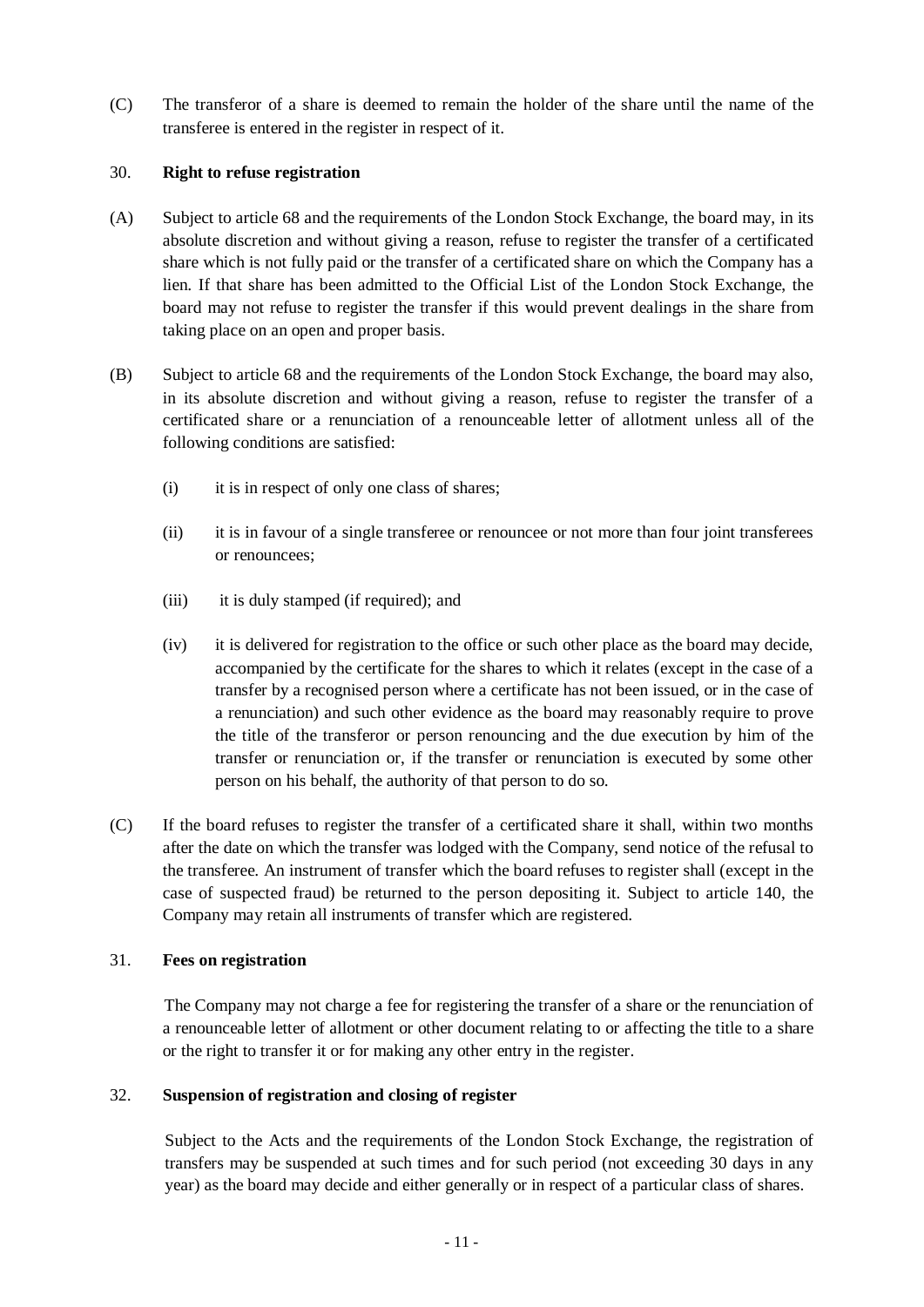(C) The transferor of a share is deemed to remain the holder of the share until the name of the transferee is entered in the register in respect of it.

30. **Right to refuse registration**

(A) Subject to article 68 and the requirements of the London Stock Exchange, the board may, in its absolute discretion and without giving a reason, refuse to register the transfer of a certificated share which is not fully paid or the transfer of a certificated share on which the Company has a lien. If that share has been admitted to the Official List of the London Stock Exchange, the board may not refuse to register the transfer if this would prevent dealings in the share from taking place on an open and proper basis.

(B) Subject to article 68 and the requirements of the London Stock Exchange, the board may also, in its absolute discretion and without giving a reason, refuse to register the transfer of a certificated share or a renunciation of a renounceable letter of allotment unless all of the following conditions are satisfied:

(i) it is in respect of only one class of shares;

(ii) it is in favour of a single transferee or renouncee or not more than four joint transferees or renouncees;

(iii) it is duly stamped (if required); and

(iv) it is delivered for registration to the office or such other place as the board may decide, accompanied by the certificate for the shares to which it relates (except in the case of a transfer by a recognised person where a certificate has not been issued, or in the case of a renunciation) and such other evidence as the board may reasonably require to prove the title of the transferor or person renouncing and the due execution by him of the transfer or renunciation or, if the transfer or renunciation is executed by some other person on his behalf, the authority of that person to do so.

(C) If the board refuses to register the transfer of a certificated share it shall, within two months after the date on which the transfer was lodged with the Company, send notice of the refusal to the transferee. An instrument of transfer which the board refuses to register shall (except in the case of suspected fraud) be returned to the person depositing it. Subject to article 140, the Company may retain all instruments of transfer which are registered.

31. **Fees on registration**

The Company may not charge a fee for registering the transfer of a share or the renunciation of a renounceable letter of allotment or other document relating to or affecting the title to a share or the right to transfer it or for making any other entry in the register.

32. **Suspension of registration and closing of register**

Subject to the Acts and the requirements of the London Stock Exchange, the registration of transfers may be suspended at such times and for such period (not exceeding 30 days in any year) as the board may decide and either generally or in respect of a particular class of shares.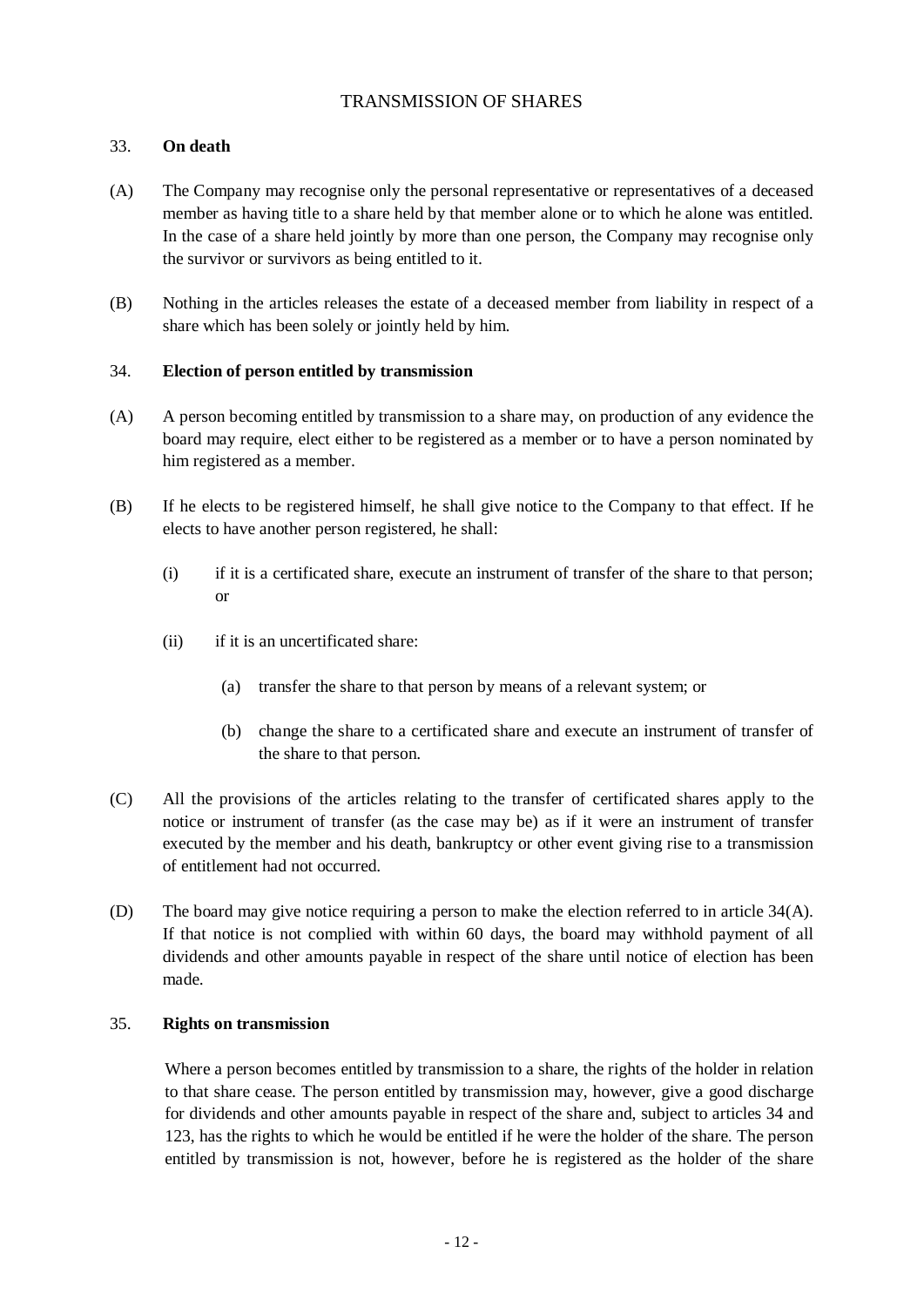## TRANSMISSION OF SHARES

### 33. **On death**

(A) The Company may recognise only the personal representative or representatives of a deceased member as having title to a share held by that member alone or to which he alone was entitled. In the case of a share held jointly by more than one person, the Company may recognise only the survivor or survivors as being entitled to it.

(B) Nothing in the articles releases the estate of a deceased member from liability in respect of a share which has been solely or jointly held by him.

### 34. **Election of person entitled by transmission**

(A) A person becoming entitled by transmission to a share may, on production of any evidence the board may require, elect either to be registered as a member or to have a person nominated by him registered as a member.

(B) If he elects to be registered himself, he shall give notice to the Company to that effect. If he elects to have another person registered, he shall:

- (i) if it is a certificated share, execute an instrument of transfer of the share to that person; or
- (ii) if it is an uncertificated share:
  - (a) transfer the share to that person by means of a relevant system; or
  - (b) change the share to a certificated share and execute an instrument of transfer of the share to that person.

(C) All the provisions of the articles relating to the transfer of certificated shares apply to the notice or instrument of transfer (as the case may be) as if it were an instrument of transfer executed by the member and his death, bankruptcy or other event giving rise to a transmission of entitlement had not occurred.

(D) The board may give notice requiring a person to make the election referred to in article 34(A). If that notice is not complied with within 60 days, the board may withhold payment of all dividends and other amounts payable in respect of the share until notice of election has been made.

### 35. **Rights on transmission**

Where a person becomes entitled by transmission to a share, the rights of the holder in relation to that share cease. The person entitled by transmission may, however, give a good discharge for dividends and other amounts payable in respect of the share and, subject to articles 34 and 123, has the rights to which he would be entitled if he were the holder of the share. The person entitled by transmission is not, however, before he is registered as the holder of the share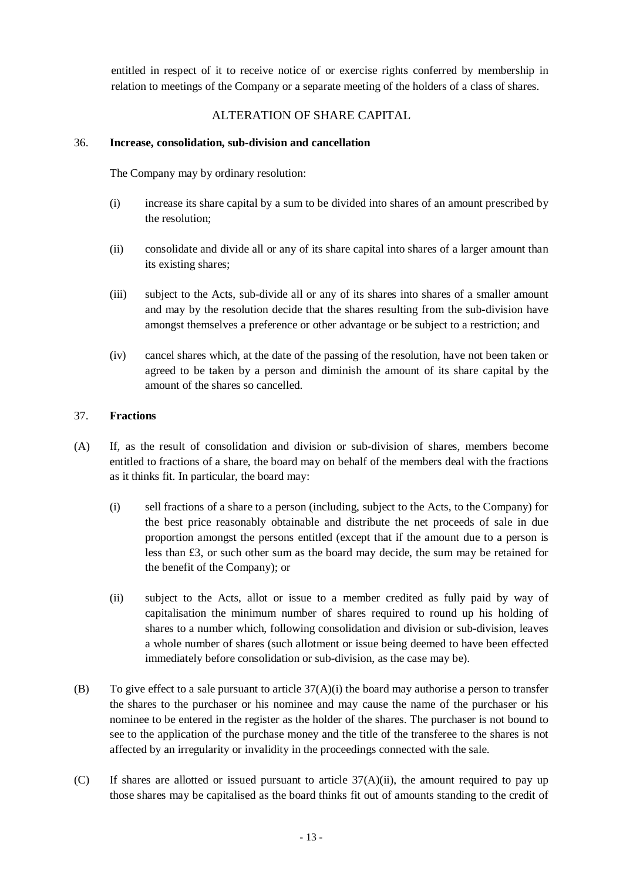entitled in respect of it to receive notice of or exercise rights conferred by membership in relation to meetings of the Company or a separate meeting of the holders of a class of shares.

## ALTERATION OF SHARE CAPITAL

### 36. **Increase, consolidation, sub-division and cancellation**

The Company may by ordinary resolution:

(i) increase its share capital by a sum to be divided into shares of an amount prescribed by the resolution;

(ii) consolidate and divide all or any of its share capital into shares of a larger amount than its existing shares;

(iii) subject to the Acts, sub-divide all or any of its shares into shares of a smaller amount and may by the resolution decide that the shares resulting from the sub-division have amongst themselves a preference or other advantage or be subject to a restriction; and

(iv) cancel shares which, at the date of the passing of the resolution, have not been taken or agreed to be taken by a person and diminish the amount of its share capital by the amount of the shares so cancelled.

### 37. **Fractions**

(A) If, as the result of consolidation and division or sub-division of shares, members become entitled to fractions of a share, the board may on behalf of the members deal with the fractions as it thinks fit. In particular, the board may:

(i) sell fractions of a share to a person (including, subject to the Acts, to the Company) for the best price reasonably obtainable and distribute the net proceeds of sale in due proportion amongst the persons entitled (except that if the amount due to a person is less than £3, or such other sum as the board may decide, the sum may be retained for the benefit of the Company); or

(ii) subject to the Acts, allot or issue to a member credited as fully paid by way of capitalisation the minimum number of shares required to round up his holding of shares to a number which, following consolidation and division or sub-division, leaves a whole number of shares (such allotment or issue being deemed to have been effected immediately before consolidation or sub-division, as the case may be).

(B) To give effect to a sale pursuant to article 37(A)(i) the board may authorise a person to transfer the shares to the purchaser or his nominee and may cause the name of the purchaser or his nominee to be entered in the register as the holder of the shares. The purchaser is not bound to see to the application of the purchase money and the title of the transferee to the shares is not affected by an irregularity or invalidity in the proceedings connected with the sale.

(C) If shares are allotted or issued pursuant to article 37(A)(ii), the amount required to pay up those shares may be capitalised as the board thinks fit out of amounts standing to the credit of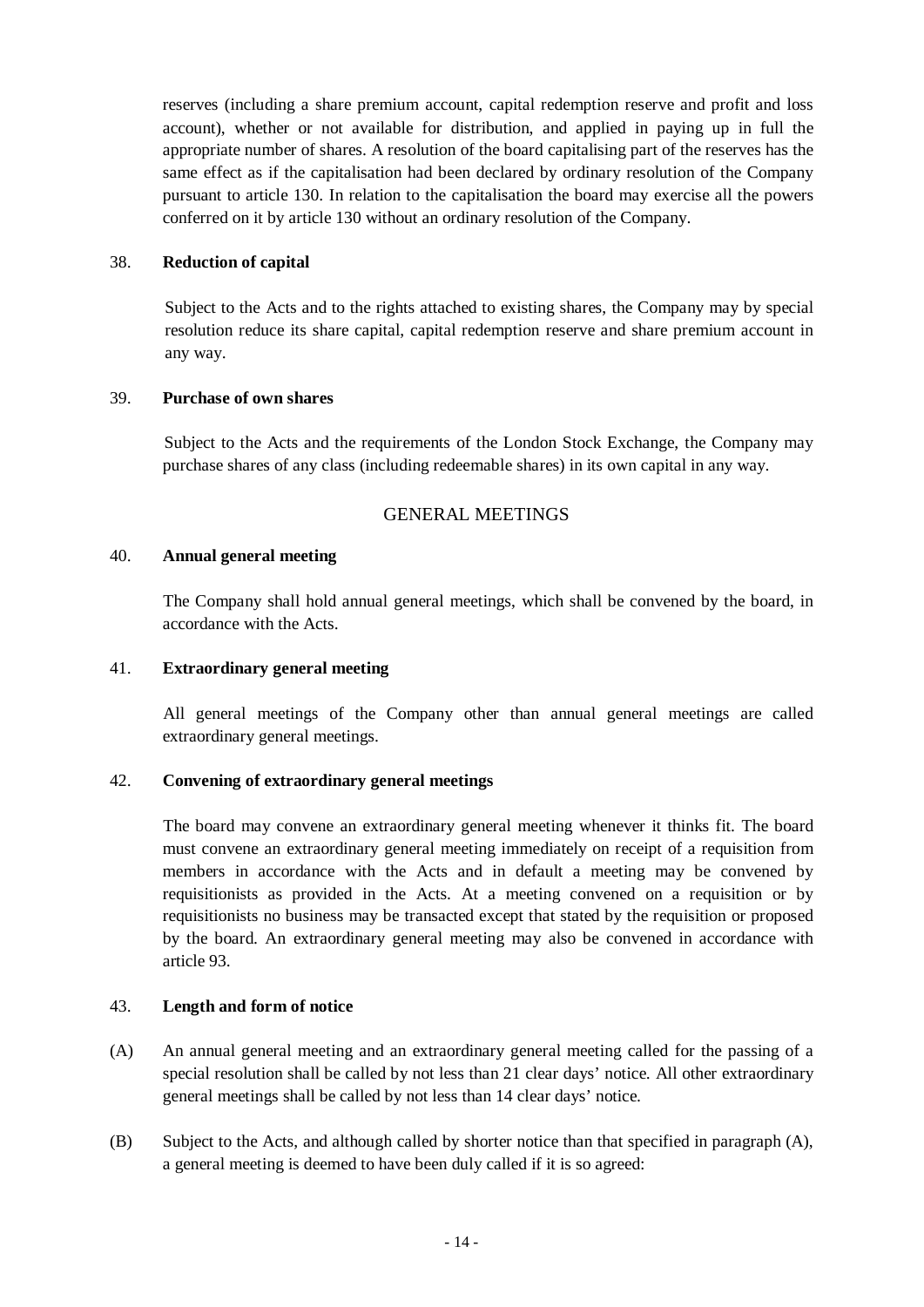reserves (including a share premium account, capital redemption reserve and profit and loss account), whether or not available for distribution, and applied in paying up in full the appropriate number of shares. A resolution of the board capitalising part of the reserves has the same effect as if the capitalisation had been declared by ordinary resolution of the Company pursuant to article 130. In relation to the capitalisation the board may exercise all the powers conferred on it by article 130 without an ordinary resolution of the Company.

38. **Reduction of capital**

Subject to the Acts and to the rights attached to existing shares, the Company may by special resolution reduce its share capital, capital redemption reserve and share premium account in any way.

39. **Purchase of own shares**

Subject to the Acts and the requirements of the London Stock Exchange, the Company may purchase shares of any class (including redeemable shares) in its own capital in any way.

## GENERAL MEETINGS

40. **Annual general meeting**

The Company shall hold annual general meetings, which shall be convened by the board, in accordance with the Acts.

41. **Extraordinary general meeting**

All general meetings of the Company other than annual general meetings are called extraordinary general meetings.

42. **Convening of extraordinary general meetings**

The board may convene an extraordinary general meeting whenever it thinks fit. The board must convene an extraordinary general meeting immediately on receipt of a requisition from members in accordance with the Acts and in default a meeting may be convened by requisitionists as provided in the Acts. At a meeting convened on a requisition or by requisitionists no business may be transacted except that stated by the requisition or proposed by the board. An extraordinary general meeting may also be convened in accordance with article 93.

43. **Length and form of notice**

(A) An annual general meeting and an extraordinary general meeting called for the passing of a special resolution shall be called by not less than 21 clear days' notice. All other extraordinary general meetings shall be called by not less than 14 clear days' notice.

(B) Subject to the Acts, and although called by shorter notice than that specified in paragraph (A), a general meeting is deemed to have been duly called if it is so agreed: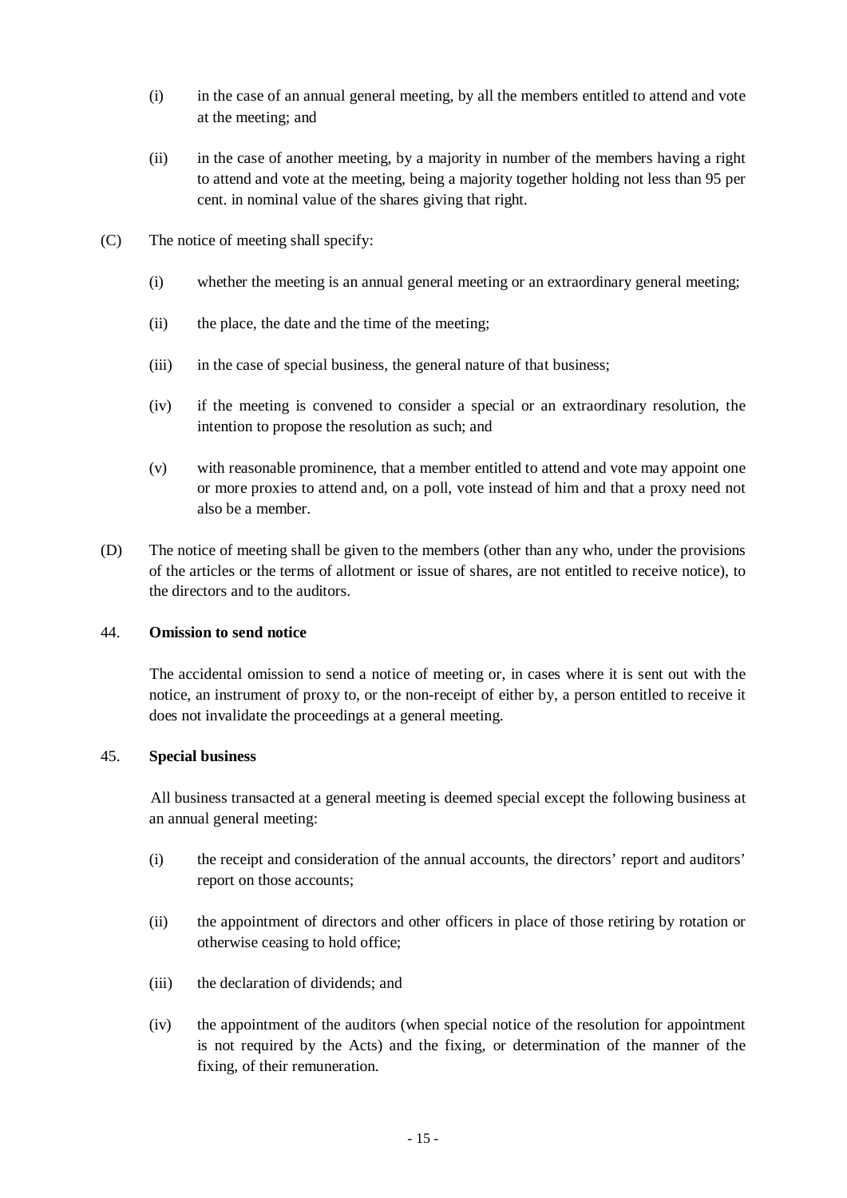(i) in the case of an annual general meeting, by all the members entitled to attend and vote at the meeting; and

(ii) in the case of another meeting, by a majority in number of the members having a right to attend and vote at the meeting, being a majority together holding not less than 95 per cent. in nominal value of the shares giving that right.

(C) The notice of meeting shall specify:

(i) whether the meeting is an annual general meeting or an extraordinary general meeting;

(ii) the place, the date and the time of the meeting;

(iii) in the case of special business, the general nature of that business;

(iv) if the meeting is convened to consider a special or an extraordinary resolution, the intention to propose the resolution as such; and

(v) with reasonable prominence, that a member entitled to attend and vote may appoint one or more proxies to attend and, on a poll, vote instead of him and that a proxy need not also be a member.

(D) The notice of meeting shall be given to the members (other than any who, under the provisions of the articles or the terms of allotment or issue of shares, are not entitled to receive notice), to the directors and to the auditors.

### 44. **Omission to send notice**

The accidental omission to send a notice of meeting or, in cases where it is sent out with the notice, an instrument of proxy to, or the non-receipt of either by, a person entitled to receive it does not invalidate the proceedings at a general meeting.

### 45. **Special business**

All business transacted at a general meeting is deemed special except the following business at an annual general meeting:

(i) the receipt and consideration of the annual accounts, the directors' report and auditors' report on those accounts;

(ii) the appointment of directors and other officers in place of those retiring by rotation or otherwise ceasing to hold office;

(iii) the declaration of dividends; and

(iv) the appointment of the auditors (when special notice of the resolution for appointment is not required by the Acts) and the fixing, or determination of the manner of the fixing, of their remuneration.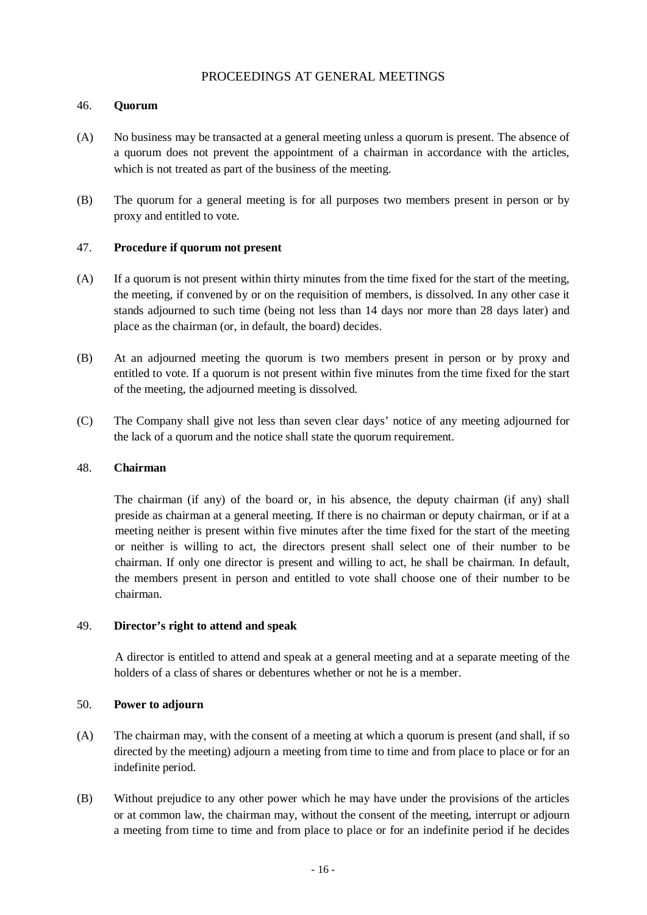## PROCEEDINGS AT GENERAL MEETINGS

### 46. Quorum

(A) No business may be transacted at a general meeting unless a quorum is present. The absence of a quorum does not prevent the appointment of a chairman in accordance with the articles, which is not treated as part of the business of the meeting.

(B) The quorum for a general meeting is for all purposes two members present in person or by proxy and entitled to vote.

### 47. Procedure if quorum not present

(A) If a quorum is not present within thirty minutes from the time fixed for the start of the meeting, the meeting, if convened by or on the requisition of members, is dissolved. In any other case it stands adjourned to such time (being not less than 14 days nor more than 28 days later) and place as the chairman (or, in default, the board) decides.

(B) At an adjourned meeting the quorum is two members present in person or by proxy and entitled to vote. If a quorum is not present within five minutes from the time fixed for the start of the meeting, the adjourned meeting is dissolved.

(C) The Company shall give not less than seven clear days' notice of any meeting adjourned for the lack of a quorum and the notice shall state the quorum requirement.

### 48. Chairman

The chairman (if any) of the board or, in his absence, the deputy chairman (if any) shall preside as chairman at a general meeting. If there is no chairman or deputy chairman, or if at a meeting neither is present within five minutes after the time fixed for the start of the meeting or neither is willing to act, the directors present shall select one of their number to be chairman. If only one director is present and willing to act, he shall be chairman. In default, the members present in person and entitled to vote shall choose one of their number to be chairman.

### 49. Director's right to attend and speak

A director is entitled to attend and speak at a general meeting and at a separate meeting of the holders of a class of shares or debentures whether or not he is a member.

### 50. Power to adjourn

(A) The chairman may, with the consent of a meeting at which a quorum is present (and shall, if so directed by the meeting) adjourn a meeting from time to time and from place to place or for an indefinite period.

(B) Without prejudice to any other power which he may have under the provisions of the articles or at common law, the chairman may, without the consent of the meeting, interrupt or adjourn a meeting from time to time and from place to place or for an indefinite period if he decides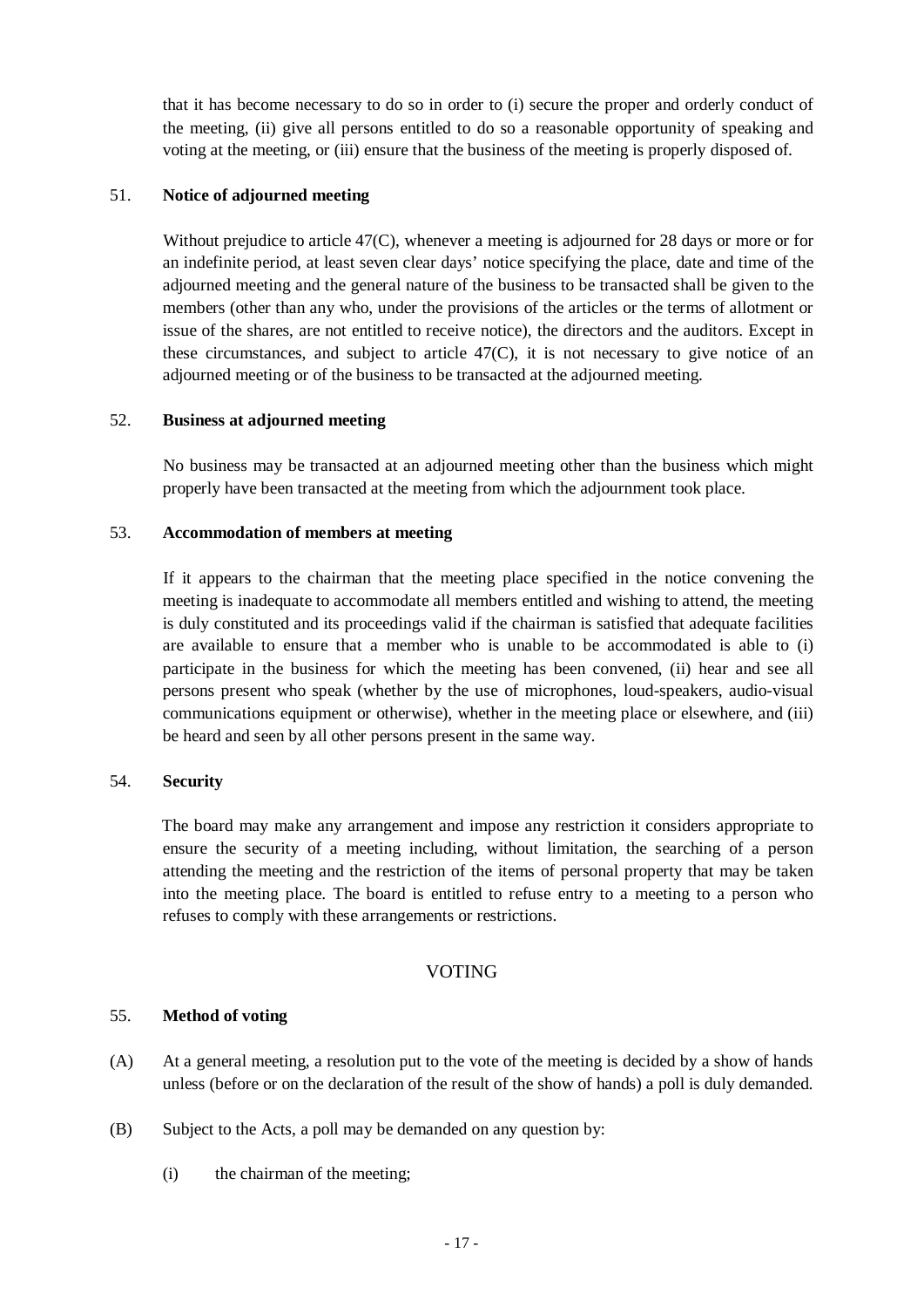that it has become necessary to do so in order to (i) secure the proper and orderly conduct of the meeting, (ii) give all persons entitled to do so a reasonable opportunity of speaking and voting at the meeting, or (iii) ensure that the business of the meeting is properly disposed of.

51. **Notice of adjourned meeting**

Without prejudice to article 47(C), whenever a meeting is adjourned for 28 days or more or for an indefinite period, at least seven clear days' notice specifying the place, date and time of the adjourned meeting and the general nature of the business to be transacted shall be given to the members (other than any who, under the provisions of the articles or the terms of allotment or issue of the shares, are not entitled to receive notice), the directors and the auditors. Except in these circumstances, and subject to article 47(C), it is not necessary to give notice of an adjourned meeting or of the business to be transacted at the adjourned meeting.

52. **Business at adjourned meeting**

No business may be transacted at an adjourned meeting other than the business which might properly have been transacted at the meeting from which the adjournment took place.

53. **Accommodation of members at meeting**

If it appears to the chairman that the meeting place specified in the notice convening the meeting is inadequate to accommodate all members entitled and wishing to attend, the meeting is duly constituted and its proceedings valid if the chairman is satisfied that adequate facilities are available to ensure that a member who is unable to be accommodated is able to (i) participate in the business for which the meeting has been convened, (ii) hear and see all persons present who speak (whether by the use of microphones, loud-speakers, audio-visual communications equipment or otherwise), whether in the meeting place or elsewhere, and (iii) be heard and seen by all other persons present in the same way.

54. **Security**

The board may make any arrangement and impose any restriction it considers appropriate to ensure the security of a meeting including, without limitation, the searching of a person attending the meeting and the restriction of the items of personal property that may be taken into the meeting place. The board is entitled to refuse entry to a meeting to a person who refuses to comply with these arrangements or restrictions.

## VOTING

55. **Method of voting**

(A) At a general meeting, a resolution put to the vote of the meeting is decided by a show of hands unless (before or on the declaration of the result of the show of hands) a poll is duly demanded.

(B) Subject to the Acts, a poll may be demanded on any question by:

(i) the chairman of the meeting;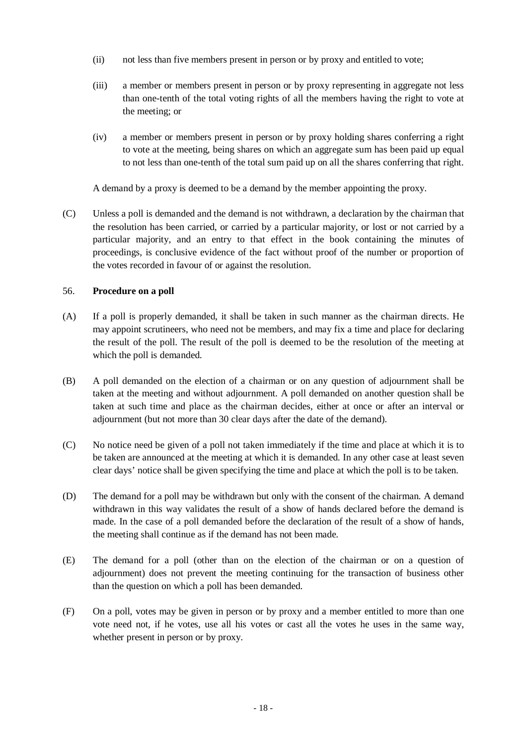(ii) not less than five members present in person or by proxy and entitled to vote;

(iii) a member or members present in person or by proxy representing in aggregate not less than one-tenth of the total voting rights of all the members having the right to vote at the meeting; or

(iv) a member or members present in person or by proxy holding shares conferring a right to vote at the meeting, being shares on which an aggregate sum has been paid up equal to not less than one-tenth of the total sum paid up on all the shares conferring that right.

A demand by a proxy is deemed to be a demand by the member appointing the proxy.

(C) Unless a poll is demanded and the demand is not withdrawn, a declaration by the chairman that the resolution has been carried, or carried by a particular majority, or lost or not carried by a particular majority, and an entry to that effect in the book containing the minutes of proceedings, is conclusive evidence of the fact without proof of the number or proportion of the votes recorded in favour of or against the resolution.

56. **Procedure on a poll**

(A) If a poll is properly demanded, it shall be taken in such manner as the chairman directs. He may appoint scrutineers, who need not be members, and may fix a time and place for declaring the result of the poll. The result of the poll is deemed to be the resolution of the meeting at which the poll is demanded.

(B) A poll demanded on the election of a chairman or on any question of adjournment shall be taken at the meeting and without adjournment. A poll demanded on another question shall be taken at such time and place as the chairman decides, either at once or after an interval or adjournment (but not more than 30 clear days after the date of the demand).

(C) No notice need be given of a poll not taken immediately if the time and place at which it is to be taken are announced at the meeting at which it is demanded. In any other case at least seven clear days' notice shall be given specifying the time and place at which the poll is to be taken.

(D) The demand for a poll may be withdrawn but only with the consent of the chairman. A demand withdrawn in this way validates the result of a show of hands declared before the demand is made. In the case of a poll demanded before the declaration of the result of a show of hands, the meeting shall continue as if the demand has not been made.

(E) The demand for a poll (other than on the election of the chairman or on a question of adjournment) does not prevent the meeting continuing for the transaction of business other than the question on which a poll has been demanded.

(F) On a poll, votes may be given in person or by proxy and a member entitled to more than one vote need not, if he votes, use all his votes or cast all the votes he uses in the same way, whether present in person or by proxy.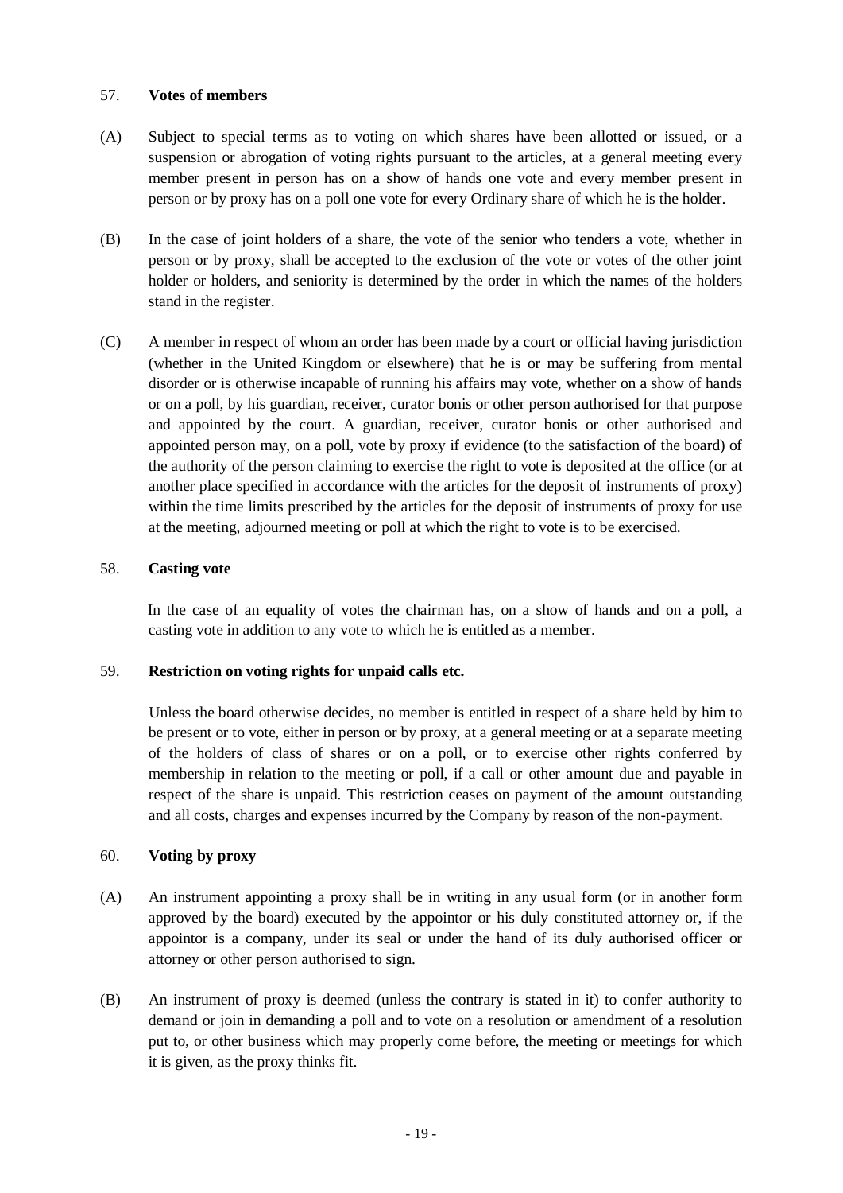57. **Votes of members**

(A) Subject to special terms as to voting on which shares have been allotted or issued, or a suspension or abrogation of voting rights pursuant to the articles, at a general meeting every member present in person has on a show of hands one vote and every member present in person or by proxy has on a poll one vote for every Ordinary share of which he is the holder.

(B) In the case of joint holders of a share, the vote of the senior who tenders a vote, whether in person or by proxy, shall be accepted to the exclusion of the vote or votes of the other joint holder or holders, and seniority is determined by the order in which the names of the holders stand in the register.

(C) A member in respect of whom an order has been made by a court or official having jurisdiction (whether in the United Kingdom or elsewhere) that he is or may be suffering from mental disorder or is otherwise incapable of running his affairs may vote, whether on a show of hands or on a poll, by his guardian, receiver, curator bonis or other person authorised for that purpose and appointed by the court. A guardian, receiver, curator bonis or other authorised and appointed person may, on a poll, vote by proxy if evidence (to the satisfaction of the board) of the authority of the person claiming to exercise the right to vote is deposited at the office (or at another place specified in accordance with the articles for the deposit of instruments of proxy) within the time limits prescribed by the articles for the deposit of instruments of proxy for use at the meeting, adjourned meeting or poll at which the right to vote is to be exercised.

58. **Casting vote**

In the case of an equality of votes the chairman has, on a show of hands and on a poll, a casting vote in addition to any vote to which he is entitled as a member.

59. **Restriction on voting rights for unpaid calls etc.**

Unless the board otherwise decides, no member is entitled in respect of a share held by him to be present or to vote, either in person or by proxy, at a general meeting or at a separate meeting of the holders of class of shares or on a poll, or to exercise other rights conferred by membership in relation to the meeting or poll, if a call or other amount due and payable in respect of the share is unpaid. This restriction ceases on payment of the amount outstanding and all costs, charges and expenses incurred by the Company by reason of the non-payment.

60. **Voting by proxy**

(A) An instrument appointing a proxy shall be in writing in any usual form (or in another form approved by the board) executed by the appointor or his duly constituted attorney or, if the appointor is a company, under its seal or under the hand of its duly authorised officer or attorney or other person authorised to sign.

(B) An instrument of proxy is deemed (unless the contrary is stated in it) to confer authority to demand or join in demanding a poll and to vote on a resolution or amendment of a resolution put to, or other business which may properly come before, the meeting or meetings for which it is given, as the proxy thinks fit.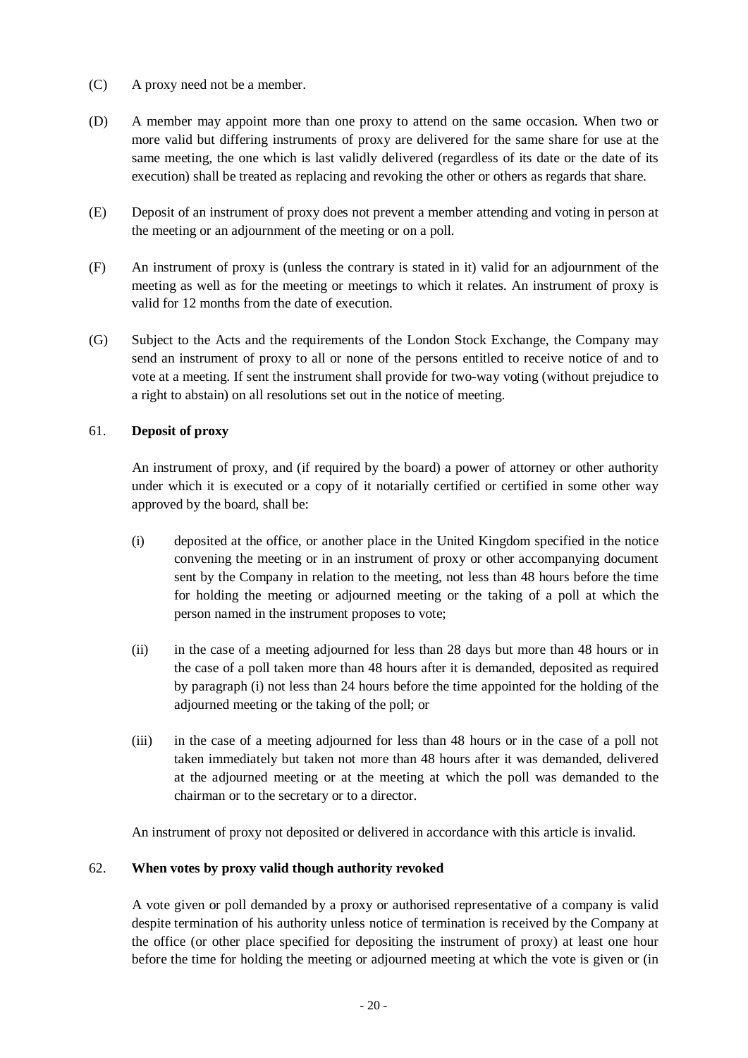(C) A proxy need not be a member.

(D) A member may appoint more than one proxy to attend on the same occasion. When two or more valid but differing instruments of proxy are delivered for the same share for use at the same meeting, the one which is last validly delivered (regardless of its date or the date of its execution) shall be treated as replacing and revoking the other or others as regards that share.

(E) Deposit of an instrument of proxy does not prevent a member attending and voting in person at the meeting or an adjournment of the meeting or on a poll.

(F) An instrument of proxy is (unless the contrary is stated in it) valid for an adjournment of the meeting as well as for the meeting or meetings to which it relates. An instrument of proxy is valid for 12 months from the date of execution.

(G) Subject to the Acts and the requirements of the London Stock Exchange, the Company may send an instrument of proxy to all or none of the persons entitled to receive notice of and to vote at a meeting. If sent the instrument shall provide for two-way voting (without prejudice to a right to abstain) on all resolutions set out in the notice of meeting.

61. **Deposit of proxy**

An instrument of proxy, and (if required by the board) a power of attorney or other authority under which it is executed or a copy of it notarially certified or certified in some other way approved by the board, shall be:

(i) deposited at the office, or another place in the United Kingdom specified in the notice convening the meeting or in an instrument of proxy or other accompanying document sent by the Company in relation to the meeting, not less than 48 hours before the time for holding the meeting or adjourned meeting or the taking of a poll at which the person named in the instrument proposes to vote;

(ii) in the case of a meeting adjourned for less than 28 days but more than 48 hours or in the case of a poll taken more than 48 hours after it is demanded, deposited as required by paragraph (i) not less than 24 hours before the time appointed for the holding of the adjourned meeting or the taking of the poll; or

(iii) in the case of a meeting adjourned for less than 48 hours or in the case of a poll not taken immediately but taken not more than 48 hours after it was demanded, delivered at the adjourned meeting or at the meeting at which the poll was demanded to the chairman or to the secretary or to a director.

An instrument of proxy not deposited or delivered in accordance with this article is invalid.

62. **When votes by proxy valid though authority revoked**

A vote given or poll demanded by a proxy or authorised representative of a company is valid despite termination of his authority unless notice of termination is received by the Company at the office (or other place specified for depositing the instrument of proxy) at least one hour before the time for holding the meeting or adjourned meeting at which the vote is given or (in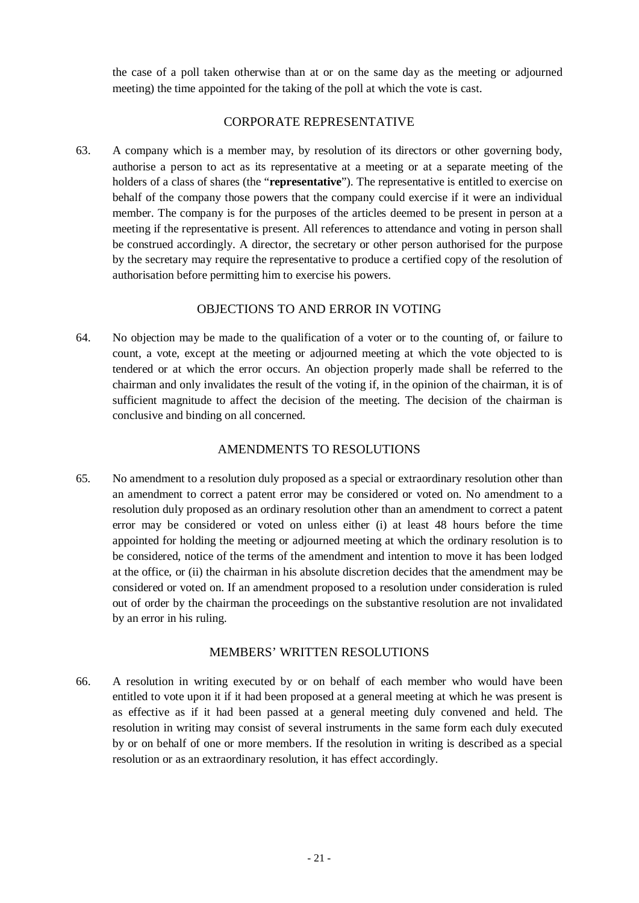the case of a poll taken otherwise than at or on the same day as the meeting or adjourned meeting) the time appointed for the taking of the poll at which the vote is cast.

## CORPORATE REPRESENTATIVE

63. A company which is a member may, by resolution of its directors or other governing body, authorise a person to act as its representative at a meeting or at a separate meeting of the holders of a class of shares (the "**representative**"). The representative is entitled to exercise on behalf of the company those powers that the company could exercise if it were an individual member. The company is for the purposes of the articles deemed to be present in person at a meeting if the representative is present. All references to attendance and voting in person shall be construed accordingly. A director, the secretary or other person authorised for the purpose by the secretary may require the representative to produce a certified copy of the resolution of authorisation before permitting him to exercise his powers.

## OBJECTIONS TO AND ERROR IN VOTING

64. No objection may be made to the qualification of a voter or to the counting of, or failure to count, a vote, except at the meeting or adjourned meeting at which the vote objected to is tendered or at which the error occurs. An objection properly made shall be referred to the chairman and only invalidates the result of the voting if, in the opinion of the chairman, it is of sufficient magnitude to affect the decision of the meeting. The decision of the chairman is conclusive and binding on all concerned.

## AMENDMENTS TO RESOLUTIONS

65. No amendment to a resolution duly proposed as a special or extraordinary resolution other than an amendment to correct a patent error may be considered or voted on. No amendment to a resolution duly proposed as an ordinary resolution other than an amendment to correct a patent error may be considered or voted on unless either (i) at least 48 hours before the time appointed for holding the meeting or adjourned meeting at which the ordinary resolution is to be considered, notice of the terms of the amendment and intention to move it has been lodged at the office, or (ii) the chairman in his absolute discretion decides that the amendment may be considered or voted on. If an amendment proposed to a resolution under consideration is ruled out of order by the chairman the proceedings on the substantive resolution are not invalidated by an error in his ruling.

## MEMBERS' WRITTEN RESOLUTIONS

66. A resolution in writing executed by or on behalf of each member who would have been entitled to vote upon it if it had been proposed at a general meeting at which he was present is as effective as if it had been passed at a general meeting duly convened and held. The resolution in writing may consist of several instruments in the same form each duly executed by or on behalf of one or more members. If the resolution in writing is described as a special resolution or as an extraordinary resolution, it has effect accordingly.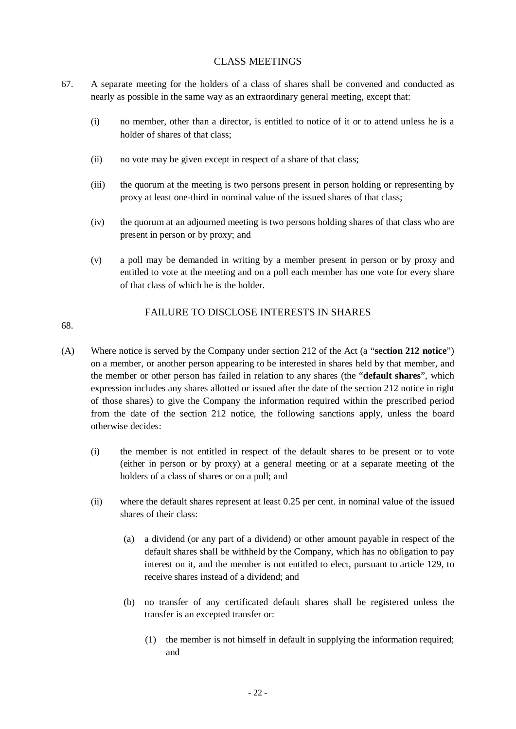## CLASS MEETINGS

67. A separate meeting for the holders of a class of shares shall be convened and conducted as nearly as possible in the same way as an extraordinary general meeting, except that:

    (i) no member, other than a director, is entitled to notice of it or to attend unless he is a holder of shares of that class;

    (ii) no vote may be given except in respect of a share of that class;

    (iii) the quorum at the meeting is two persons present in person holding or representing by proxy at least one-third in nominal value of the issued shares of that class;

    (iv) the quorum at an adjourned meeting is two persons holding shares of that class who are present in person or by proxy; and

    (v) a poll may be demanded in writing by a member present in person or by proxy and entitled to vote at the meeting and on a poll each member has one vote for every share of that class of which he is the holder.

## FAILURE TO DISCLOSE INTERESTS IN SHARES

68.

(A) Where notice is served by the Company under section 212 of the Act (a "**section 212 notice**") on a member, or another person appearing to be interested in shares held by that member, and the member or other person has failed in relation to any shares (the "**default shares**", which expression includes any shares allotted or issued after the date of the section 212 notice in right of those shares) to give the Company the information required within the prescribed period from the date of the section 212 notice, the following sanctions apply, unless the board otherwise decides:

   (i) the member is not entitled in respect of the default shares to be present or to vote (either in person or by proxy) at a general meeting or at a separate meeting of the holders of a class of shares or on a poll; and

   (ii) where the default shares represent at least 0.25 per cent. in nominal value of the issued shares of their class:

      (a) a dividend (or any part of a dividend) or other amount payable in respect of the default shares shall be withheld by the Company, which has no obligation to pay interest on it, and the member is not entitled to elect, pursuant to article 129, to receive shares instead of a dividend; and

      (b) no transfer of any certificated default shares shall be registered unless the transfer is an excepted transfer or:

         (1) the member is not himself in default in supplying the information required; and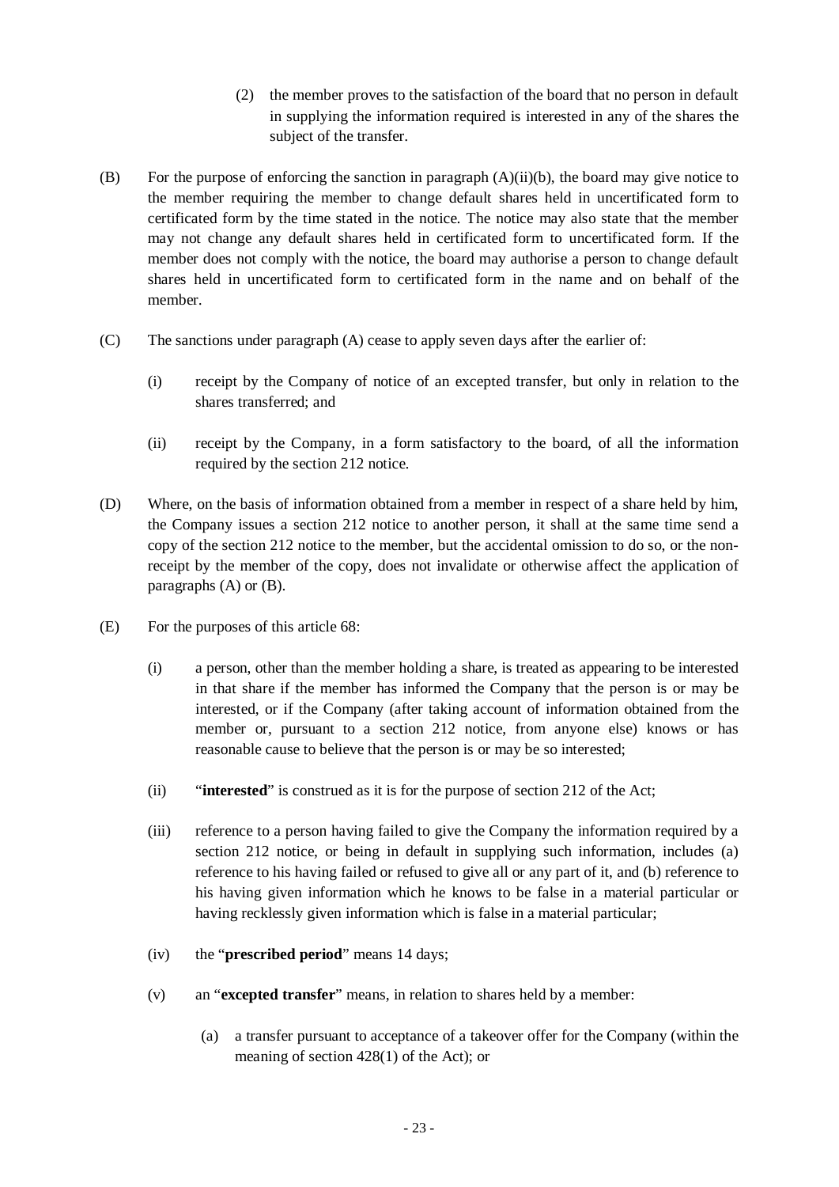(2) the member proves to the satisfaction of the board that no person in default in supplying the information required is interested in any of the shares the subject of the transfer.

(B) For the purpose of enforcing the sanction in paragraph (A)(ii)(b), the board may give notice to the member requiring the member to change default shares held in uncertificated form to certificated form by the time stated in the notice. The notice may also state that the member may not change any default shares held in certificated form to uncertificated form. If the member does not comply with the notice, the board may authorise a person to change default shares held in uncertificated form to certificated form in the name and on behalf of the member.

(C) The sanctions under paragraph (A) cease to apply seven days after the earlier of:

(i) receipt by the Company of notice of an excepted transfer, but only in relation to the shares transferred; and

(ii) receipt by the Company, in a form satisfactory to the board, of all the information required by the section 212 notice.

(D) Where, on the basis of information obtained from a member in respect of a share held by him, the Company issues a section 212 notice to another person, it shall at the same time send a copy of the section 212 notice to the member, but the accidental omission to do so, or the non-receipt by the member of the copy, does not invalidate or otherwise affect the application of paragraphs (A) or (B).

(E) For the purposes of this article 68:

(i) a person, other than the member holding a share, is treated as appearing to be interested in that share if the member has informed the Company that the person is or may be interested, or if the Company (after taking account of information obtained from the member or, pursuant to a section 212 notice, from anyone else) knows or has reasonable cause to believe that the person is or may be so interested;

(ii) "**interested**" is construed as it is for the purpose of section 212 of the Act;

(iii) reference to a person having failed to give the Company the information required by a section 212 notice, or being in default in supplying such information, includes (a) reference to his having failed or refused to give all or any part of it, and (b) reference to his having given information which he knows to be false in a material particular or having recklessly given information which is false in a material particular;

(iv) the "**prescribed period**" means 14 days;

(v) an "**excepted transfer**" means, in relation to shares held by a member:

(a) a transfer pursuant to acceptance of a takeover offer for the Company (within the meaning of section 428(1) of the Act); or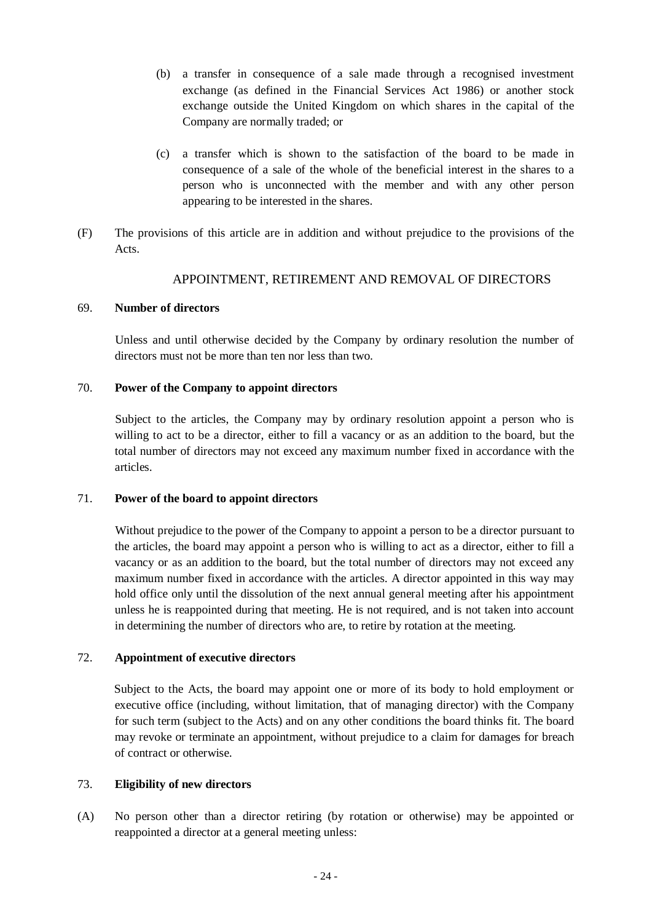(b) a transfer in consequence of a sale made through a recognised investment exchange (as defined in the Financial Services Act 1986) or another stock exchange outside the United Kingdom on which shares in the capital of the Company are normally traded; or

(c) a transfer which is shown to the satisfaction of the board to be made in consequence of a sale of the whole of the beneficial interest in the shares to a person who is unconnected with the member and with any other person appearing to be interested in the shares.

(F) The provisions of this article are in addition and without prejudice to the provisions of the Acts.

## APPOINTMENT, RETIREMENT AND REMOVAL OF DIRECTORS

69. **Number of directors**

Unless and until otherwise decided by the Company by ordinary resolution the number of directors must not be more than ten nor less than two.

70. **Power of the Company to appoint directors**

Subject to the articles, the Company may by ordinary resolution appoint a person who is willing to act to be a director, either to fill a vacancy or as an addition to the board, but the total number of directors may not exceed any maximum number fixed in accordance with the articles.

71. **Power of the board to appoint directors**

Without prejudice to the power of the Company to appoint a person to be a director pursuant to the articles, the board may appoint a person who is willing to act as a director, either to fill a vacancy or as an addition to the board, but the total number of directors may not exceed any maximum number fixed in accordance with the articles. A director appointed in this way may hold office only until the dissolution of the next annual general meeting after his appointment unless he is reappointed during that meeting. He is not required, and is not taken into account in determining the number of directors who are, to retire by rotation at the meeting.

72. **Appointment of executive directors**

Subject to the Acts, the board may appoint one or more of its body to hold employment or executive office (including, without limitation, that of managing director) with the Company for such term (subject to the Acts) and on any other conditions the board thinks fit. The board may revoke or terminate an appointment, without prejudice to a claim for damages for breach of contract or otherwise.

73. **Eligibility of new directors**

(A) No person other than a director retiring (by rotation or otherwise) may be appointed or reappointed a director at a general meeting unless: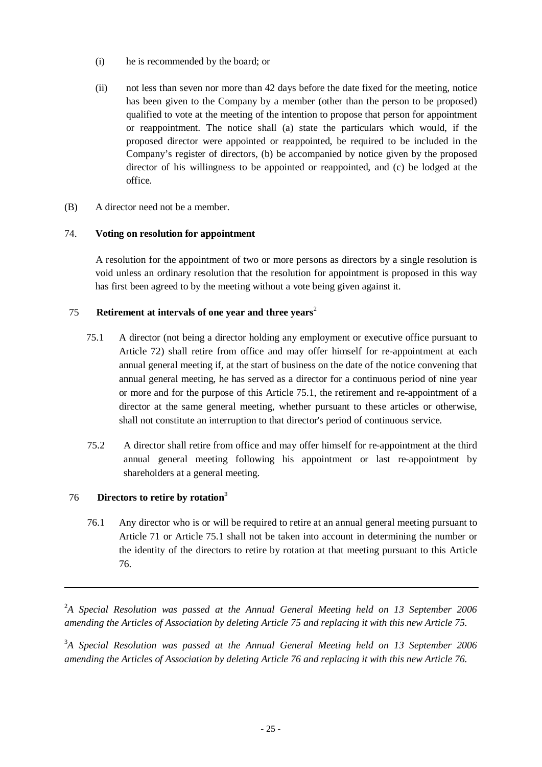(i) he is recommended by the board; or

(ii) not less than seven nor more than 42 days before the date fixed for the meeting, notice has been given to the Company by a member (other than the person to be proposed) qualified to vote at the meeting of the intention to propose that person for appointment or reappointment. The notice shall (a) state the particulars which would, if the proposed director were appointed or reappointed, be required to be included in the Company's register of directors, (b) be accompanied by notice given by the proposed director of his willingness to be appointed or reappointed, and (c) be lodged at the office.

(B) A director need not be a member.

74. **Voting on resolution for appointment**

A resolution for the appointment of two or more persons as directors by a single resolution is void unless an ordinary resolution that the resolution for appointment is proposed in this way has first been agreed to by the meeting without a vote being given against it.

75 **Retirement at intervals of one year and three years**[2]

75.1 A director (not being a director holding any employment or executive office pursuant to Article 72) shall retire from office and may offer himself for re-appointment at each annual general meeting if, at the start of business on the date of the notice convening that annual general meeting, he has served as a director for a continuous period of nine year or more and for the purpose of this Article 75.1, the retirement and re-appointment of a director at the same general meeting, whether pursuant to these articles or otherwise, shall not constitute an interruption to that director's period of continuous service.

75.2 A director shall retire from office and may offer himself for re-appointment at the third annual general meeting following his appointment or last re-appointment by shareholders at a general meeting.

76 **Directors to retire by rotation**[3]

76.1 Any director who is or will be required to retire at an annual general meeting pursuant to Article 71 or Article 75.1 shall not be taken into account in determining the number or the identity of the directors to retire by rotation at that meeting pursuant to this Article 76.

---

[2]*A Special Resolution was passed at the Annual General Meeting held on 13 September 2006 amending the Articles of Association by deleting Article 75 and replacing it with this new Article 75.*

[3]*A Special Resolution was passed at the Annual General Meeting held on 13 September 2006 amending the Articles of Association by deleting Article 76 and replacing it with this new Article 76.*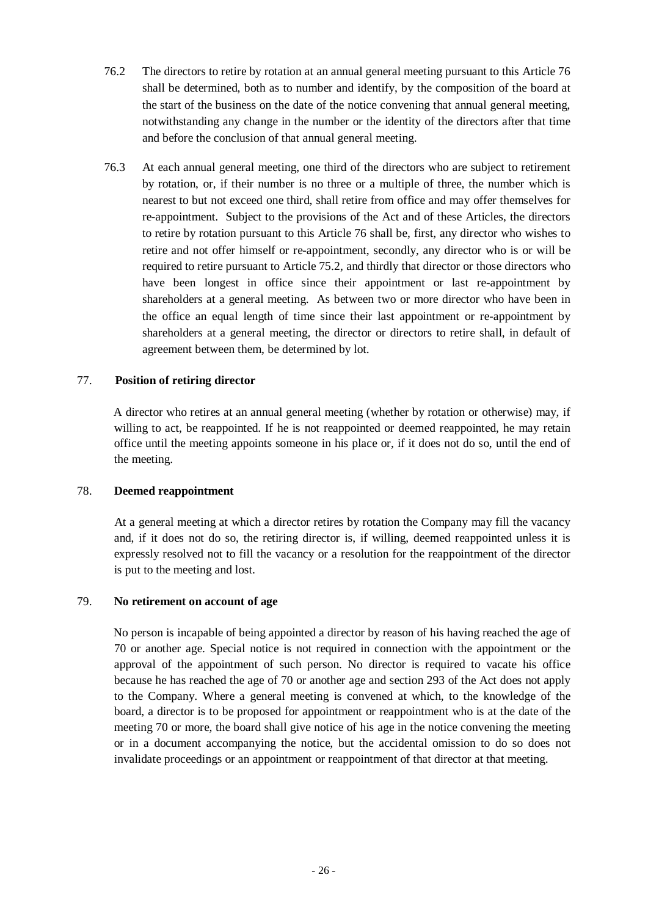76.2 The directors to retire by rotation at an annual general meeting pursuant to this Article 76 shall be determined, both as to number and identify, by the composition of the board at the start of the business on the date of the notice convening that annual general meeting, notwithstanding any change in the number or the identity of the directors after that time and before the conclusion of that annual general meeting.

76.3 At each annual general meeting, one third of the directors who are subject to retirement by rotation, or, if their number is no three or a multiple of three, the number which is nearest to but not exceed one third, shall retire from office and may offer themselves for re-appointment. Subject to the provisions of the Act and of these Articles, the directors to retire by rotation pursuant to this Article 76 shall be, first, any director who wishes to retire and not offer himself or re-appointment, secondly, any director who is or will be required to retire pursuant to Article 75.2, and thirdly that director or those directors who have been longest in office since their appointment or last re-appointment by shareholders at a general meeting. As between two or more director who have been in the office an equal length of time since their last appointment or re-appointment by shareholders at a general meeting, the director or directors to retire shall, in default of agreement between them, be determined by lot.

77. **Position of retiring director**

A director who retires at an annual general meeting (whether by rotation or otherwise) may, if willing to act, be reappointed. If he is not reappointed or deemed reappointed, he may retain office until the meeting appoints someone in his place or, if it does not do so, until the end of the meeting.

78. **Deemed reappointment**

At a general meeting at which a director retires by rotation the Company may fill the vacancy and, if it does not do so, the retiring director is, if willing, deemed reappointed unless it is expressly resolved not to fill the vacancy or a resolution for the reappointment of the director is put to the meeting and lost.

79. **No retirement on account of age**

No person is incapable of being appointed a director by reason of his having reached the age of 70 or another age. Special notice is not required in connection with the appointment or the approval of the appointment of such person. No director is required to vacate his office because he has reached the age of 70 or another age and section 293 of the Act does not apply to the Company. Where a general meeting is convened at which, to the knowledge of the board, a director is to be proposed for appointment or reappointment who is at the date of the meeting 70 or more, the board shall give notice of his age in the notice convening the meeting or in a document accompanying the notice, but the accidental omission to do so does not invalidate proceedings or an appointment or reappointment of that director at that meeting.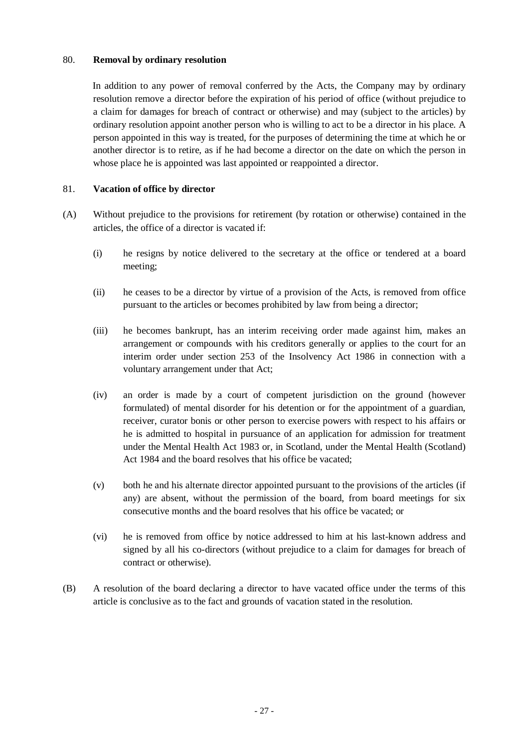### 80. **Removal by ordinary resolution**

In addition to any power of removal conferred by the Acts, the Company may by ordinary resolution remove a director before the expiration of his period of office (without prejudice to a claim for damages for breach of contract or otherwise) and may (subject to the articles) by ordinary resolution appoint another person who is willing to act to be a director in his place. A person appointed in this way is treated, for the purposes of determining the time at which he or another director is to retire, as if he had become a director on the date on which the person in whose place he is appointed was last appointed or reappointed a director.

### 81. **Vacation of office by director**

(A) Without prejudice to the provisions for retirement (by rotation or otherwise) contained in the articles, the office of a director is vacated if:

  (i) he resigns by notice delivered to the secretary at the office or tendered at a board meeting;

  (ii) he ceases to be a director by virtue of a provision of the Acts, is removed from office pursuant to the articles or becomes prohibited by law from being a director;

  (iii) he becomes bankrupt, has an interim receiving order made against him, makes an arrangement or compounds with his creditors generally or applies to the court for an interim order under section 253 of the Insolvency Act 1986 in connection with a voluntary arrangement under that Act;

  (iv) an order is made by a court of competent jurisdiction on the ground (however formulated) of mental disorder for his detention or for the appointment of a guardian, receiver, curator bonis or other person to exercise powers with respect to his affairs or he is admitted to hospital in pursuance of an application for admission for treatment under the Mental Health Act 1983 or, in Scotland, under the Mental Health (Scotland) Act 1984 and the board resolves that his office be vacated;

  (v) both he and his alternate director appointed pursuant to the provisions of the articles (if any) are absent, without the permission of the board, from board meetings for six consecutive months and the board resolves that his office be vacated; or

  (vi) he is removed from office by notice addressed to him at his last-known address and signed by all his co-directors (without prejudice to a claim for damages for breach of contract or otherwise).

(B) A resolution of the board declaring a director to have vacated office under the terms of this article is conclusive as to the fact and grounds of vacation stated in the resolution.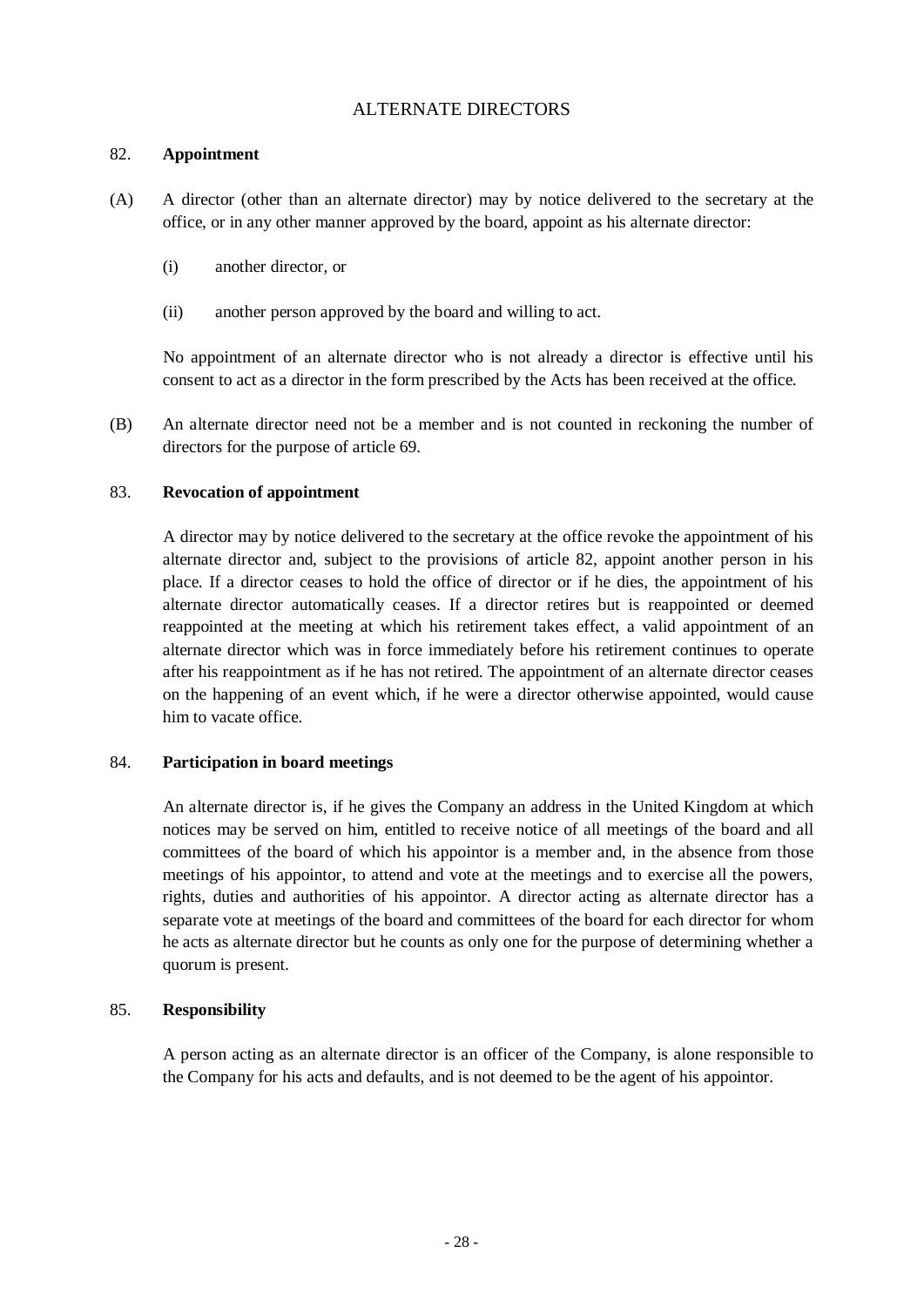## ALTERNATE DIRECTORS

### 82. **Appointment**

(A) A director (other than an alternate director) may by notice delivered to the secretary at the office, or in any other manner approved by the board, appoint as his alternate director:

(i) another director, or

(ii) another person approved by the board and willing to act.

No appointment of an alternate director who is not already a director is effective until his consent to act as a director in the form prescribed by the Acts has been received at the office.

(B) An alternate director need not be a member and is not counted in reckoning the number of directors for the purpose of article 69.

### 83. **Revocation of appointment**

A director may by notice delivered to the secretary at the office revoke the appointment of his alternate director and, subject to the provisions of article 82, appoint another person in his place. If a director ceases to hold the office of director or if he dies, the appointment of his alternate director automatically ceases. If a director retires but is reappointed or deemed reappointed at the meeting at which his retirement takes effect, a valid appointment of an alternate director which was in force immediately before his retirement continues to operate after his reappointment as if he has not retired. The appointment of an alternate director ceases on the happening of an event which, if he were a director otherwise appointed, would cause him to vacate office.

### 84. **Participation in board meetings**

An alternate director is, if he gives the Company an address in the United Kingdom at which notices may be served on him, entitled to receive notice of all meetings of the board and all committees of the board of which his appointor is a member and, in the absence from those meetings of his appointor, to attend and vote at the meetings and to exercise all the powers, rights, duties and authorities of his appointor. A director acting as alternate director has a separate vote at meetings of the board and committees of the board for each director for whom he acts as alternate director but he counts as only one for the purpose of determining whether a quorum is present.

### 85. **Responsibility**

A person acting as an alternate director is an officer of the Company, is alone responsible to the Company for his acts and defaults, and is not deemed to be the agent of his appointor.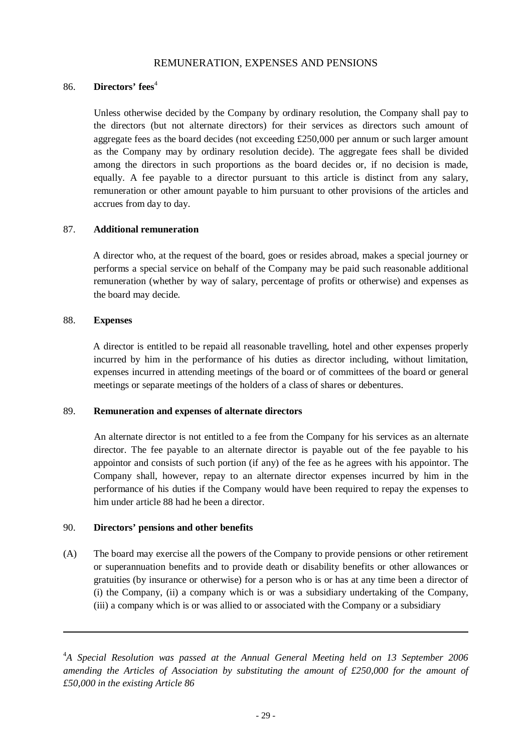## REMUNERATION, EXPENSES AND PENSIONS

### 86. **Directors' fees**[4]

Unless otherwise decided by the Company by ordinary resolution, the Company shall pay to the directors (but not alternate directors) for their services as directors such amount of aggregate fees as the board decides (not exceeding £250,000 per annum or such larger amount as the Company may by ordinary resolution decide). The aggregate fees shall be divided among the directors in such proportions as the board decides or, if no decision is made, equally. A fee payable to a director pursuant to this article is distinct from any salary, remuneration or other amount payable to him pursuant to other provisions of the articles and accrues from day to day.

### 87. **Additional remuneration**

A director who, at the request of the board, goes or resides abroad, makes a special journey or performs a special service on behalf of the Company may be paid such reasonable additional remuneration (whether by way of salary, percentage of profits or otherwise) and expenses as the board may decide.

### 88. **Expenses**

A director is entitled to be repaid all reasonable travelling, hotel and other expenses properly incurred by him in the performance of his duties as director including, without limitation, expenses incurred in attending meetings of the board or of committees of the board or general meetings or separate meetings of the holders of a class of shares or debentures.

### 89. **Remuneration and expenses of alternate directors**

An alternate director is not entitled to a fee from the Company for his services as an alternate director. The fee payable to an alternate director is payable out of the fee payable to his appointor and consists of such portion (if any) of the fee as he agrees with his appointor. The Company shall, however, repay to an alternate director expenses incurred by him in the performance of his duties if the Company would have been required to repay the expenses to him under article 88 had he been a director.

### 90. **Directors' pensions and other benefits**

(A) The board may exercise all the powers of the Company to provide pensions or other retirement or superannuation benefits and to provide death or disability benefits or other allowances or gratuities (by insurance or otherwise) for a person who is or has at any time been a director of (i) the Company, (ii) a company which is or was a subsidiary undertaking of the Company, (iii) a company which is or was allied to or associated with the Company or a subsidiary

---

[4] *A Special Resolution was passed at the Annual General Meeting held on 13 September 2006 amending the Articles of Association by substituting the amount of £250,000 for the amount of £50,000 in the existing Article 86*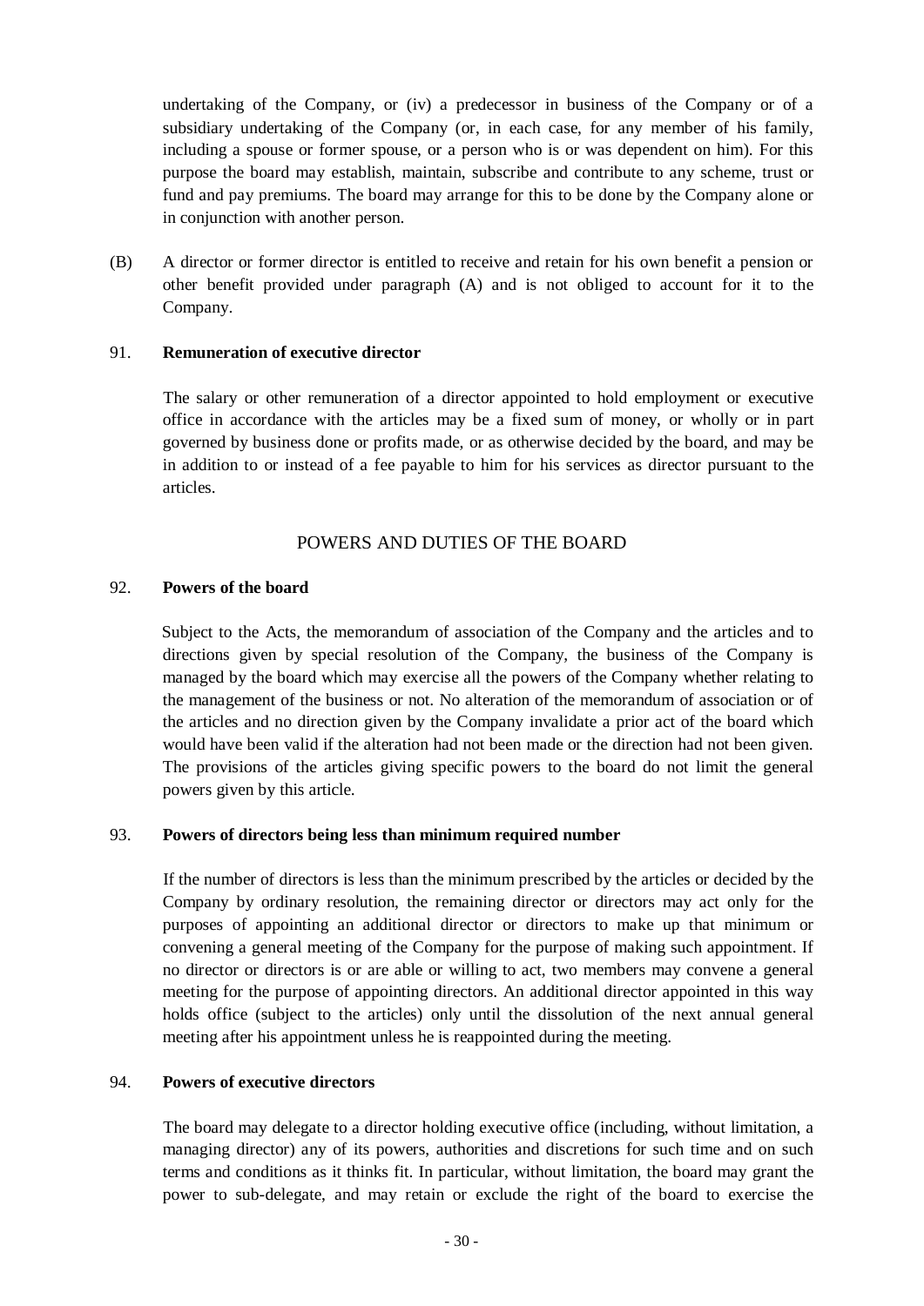undertaking of the Company, or (iv) a predecessor in business of the Company or of a subsidiary undertaking of the Company (or, in each case, for any member of his family, including a spouse or former spouse, or a person who is or was dependent on him). For this purpose the board may establish, maintain, subscribe and contribute to any scheme, trust or fund and pay premiums. The board may arrange for this to be done by the Company alone or in conjunction with another person.

(B) A director or former director is entitled to receive and retain for his own benefit a pension or other benefit provided under paragraph (A) and is not obliged to account for it to the Company.

91. **Remuneration of executive director**

The salary or other remuneration of a director appointed to hold employment or executive office in accordance with the articles may be a fixed sum of money, or wholly or in part governed by business done or profits made, or as otherwise decided by the board, and may be in addition to or instead of a fee payable to him for his services as director pursuant to the articles.

## POWERS AND DUTIES OF THE BOARD

92. **Powers of the board**

Subject to the Acts, the memorandum of association of the Company and the articles and to directions given by special resolution of the Company, the business of the Company is managed by the board which may exercise all the powers of the Company whether relating to the management of the business or not. No alteration of the memorandum of association or of the articles and no direction given by the Company invalidate a prior act of the board which would have been valid if the alteration had not been made or the direction had not been given. The provisions of the articles giving specific powers to the board do not limit the general powers given by this article.

93. **Powers of directors being less than minimum required number**

If the number of directors is less than the minimum prescribed by the articles or decided by the Company by ordinary resolution, the remaining director or directors may act only for the purposes of appointing an additional director or directors to make up that minimum or convening a general meeting of the Company for the purpose of making such appointment. If no director or directors is or are able or willing to act, two members may convene a general meeting for the purpose of appointing directors. An additional director appointed in this way holds office (subject to the articles) only until the dissolution of the next annual general meeting after his appointment unless he is reappointed during the meeting.

94. **Powers of executive directors**

The board may delegate to a director holding executive office (including, without limitation, a managing director) any of its powers, authorities and discretions for such time and on such terms and conditions as it thinks fit. In particular, without limitation, the board may grant the power to sub-delegate, and may retain or exclude the right of the board to exercise the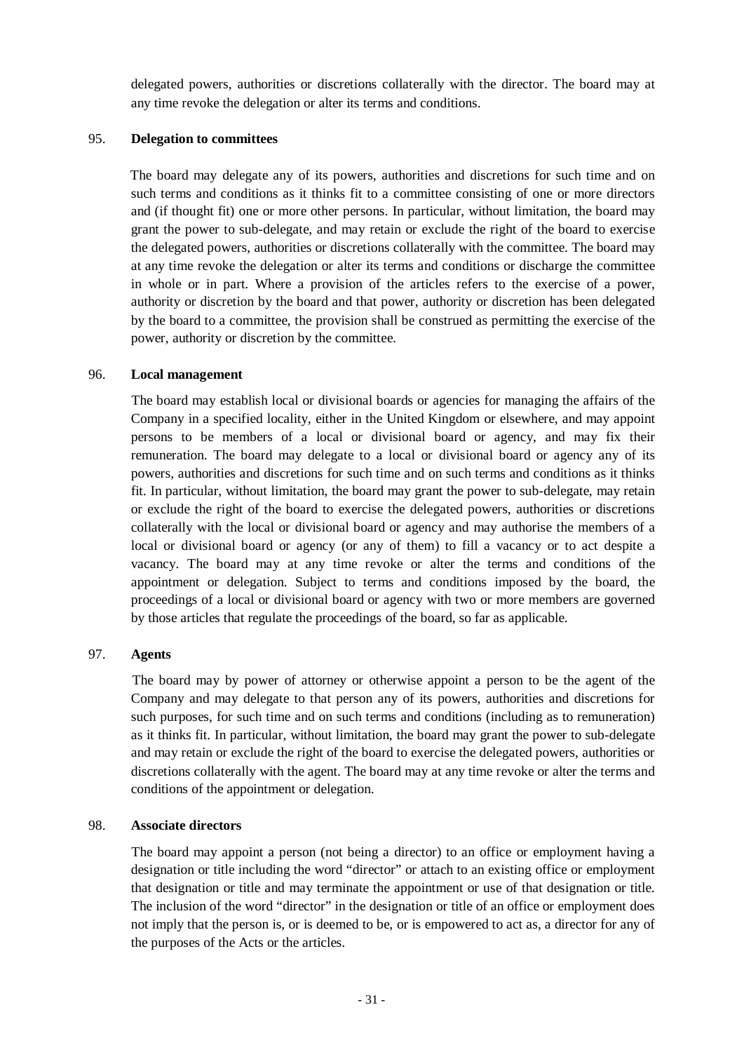delegated powers, authorities or discretions collaterally with the director. The board may at any time revoke the delegation or alter its terms and conditions.

95. **Delegation to committees**

The board may delegate any of its powers, authorities and discretions for such time and on such terms and conditions as it thinks fit to a committee consisting of one or more directors and (if thought fit) one or more other persons. In particular, without limitation, the board may grant the power to sub-delegate, and may retain or exclude the right of the board to exercise the delegated powers, authorities or discretions collaterally with the committee. The board may at any time revoke the delegation or alter its terms and conditions or discharge the committee in whole or in part. Where a provision of the articles refers to the exercise of a power, authority or discretion by the board and that power, authority or discretion has been delegated by the board to a committee, the provision shall be construed as permitting the exercise of the power, authority or discretion by the committee.

96. **Local management**

The board may establish local or divisional boards or agencies for managing the affairs of the Company in a specified locality, either in the United Kingdom or elsewhere, and may appoint persons to be members of a local or divisional board or agency, and may fix their remuneration. The board may delegate to a local or divisional board or agency any of its powers, authorities and discretions for such time and on such terms and conditions as it thinks fit. In particular, without limitation, the board may grant the power to sub-delegate, may retain or exclude the right of the board to exercise the delegated powers, authorities or discretions collaterally with the local or divisional board or agency and may authorise the members of a local or divisional board or agency (or any of them) to fill a vacancy or to act despite a vacancy. The board may at any time revoke or alter the terms and conditions of the appointment or delegation. Subject to terms and conditions imposed by the board, the proceedings of a local or divisional board or agency with two or more members are governed by those articles that regulate the proceedings of the board, so far as applicable.

97. **Agents**

The board may by power of attorney or otherwise appoint a person to be the agent of the Company and may delegate to that person any of its powers, authorities and discretions for such purposes, for such time and on such terms and conditions (including as to remuneration) as it thinks fit. In particular, without limitation, the board may grant the power to sub-delegate and may retain or exclude the right of the board to exercise the delegated powers, authorities or discretions collaterally with the agent. The board may at any time revoke or alter the terms and conditions of the appointment or delegation.

98. **Associate directors**

The board may appoint a person (not being a director) to an office or employment having a designation or title including the word "director" or attach to an existing office or employment that designation or title and may terminate the appointment or use of that designation or title. The inclusion of the word "director" in the designation or title of an office or employment does not imply that the person is, or is deemed to be, or is empowered to act as, a director for any of the purposes of the Acts or the articles.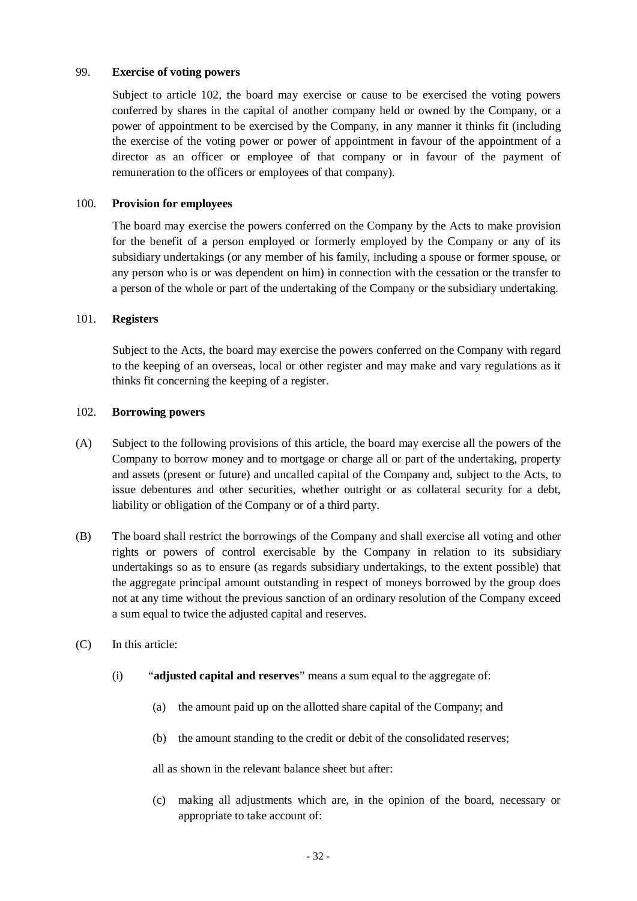99. **Exercise of voting powers**

Subject to article 102, the board may exercise or cause to be exercised the voting powers conferred by shares in the capital of another company held or owned by the Company, or a power of appointment to be exercised by the Company, in any manner it thinks fit (including the exercise of the voting power or power of appointment in favour of the appointment of a director as an officer or employee of that company or in favour of the payment of remuneration to the officers or employees of that company).

100. **Provision for employees**

The board may exercise the powers conferred on the Company by the Acts to make provision for the benefit of a person employed or formerly employed by the Company or any of its subsidiary undertakings (or any member of his family, including a spouse or former spouse, or any person who is or was dependent on him) in connection with the cessation or the transfer to a person of the whole or part of the undertaking of the Company or the subsidiary undertaking.

101. **Registers**

Subject to the Acts, the board may exercise the powers conferred on the Company with regard to the keeping of an overseas, local or other register and may make and vary regulations as it thinks fit concerning the keeping of a register.

102. **Borrowing powers**

(A) Subject to the following provisions of this article, the board may exercise all the powers of the Company to borrow money and to mortgage or charge all or part of the undertaking, property and assets (present or future) and uncalled capital of the Company and, subject to the Acts, to issue debentures and other securities, whether outright or as collateral security for a debt, liability or obligation of the Company or of a third party.

(B) The board shall restrict the borrowings of the Company and shall exercise all voting and other rights or powers of control exercisable by the Company in relation to its subsidiary undertakings so as to ensure (as regards subsidiary undertakings, to the extent possible) that the aggregate principal amount outstanding in respect of moneys borrowed by the group does not at any time without the previous sanction of an ordinary resolution of the Company exceed a sum equal to twice the adjusted capital and reserves.

(C) In this article:

(i) "**adjusted capital and reserves**" means a sum equal to the aggregate of:

(a) the amount paid up on the allotted share capital of the Company; and

(b) the amount standing to the credit or debit of the consolidated reserves;

all as shown in the relevant balance sheet but after:

(c) making all adjustments which are, in the opinion of the board, necessary or appropriate to take account of: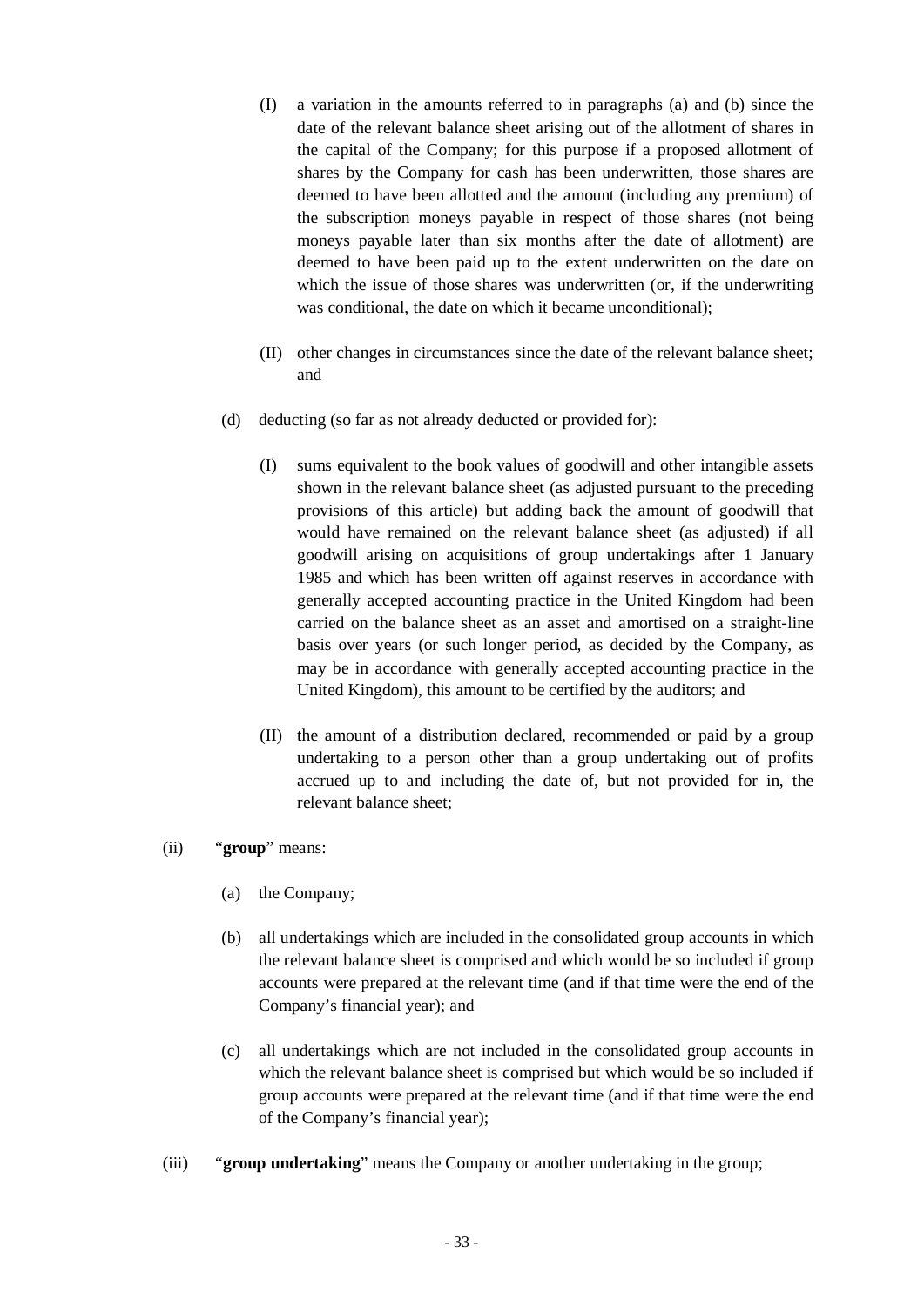(I) a variation in the amounts referred to in paragraphs (a) and (b) since the date of the relevant balance sheet arising out of the allotment of shares in the capital of the Company; for this purpose if a proposed allotment of shares by the Company for cash has been underwritten, those shares are deemed to have been allotted and the amount (including any premium) of the subscription moneys payable in respect of those shares (not being moneys payable later than six months after the date of allotment) are deemed to have been paid up to the extent underwritten on the date on which the issue of those shares was underwritten (or, if the underwriting was conditional, the date on which it became unconditional);

(II) other changes in circumstances since the date of the relevant balance sheet; and

(d) deducting (so far as not already deducted or provided for):

(I) sums equivalent to the book values of goodwill and other intangible assets shown in the relevant balance sheet (as adjusted pursuant to the preceding provisions of this article) but adding back the amount of goodwill that would have remained on the relevant balance sheet (as adjusted) if all goodwill arising on acquisitions of group undertakings after 1 January 1985 and which has been written off against reserves in accordance with generally accepted accounting practice in the United Kingdom had been carried on the balance sheet as an asset and amortised on a straight-line basis over years (or such longer period, as decided by the Company, as may be in accordance with generally accepted accounting practice in the United Kingdom), this amount to be certified by the auditors; and

(II) the amount of a distribution declared, recommended or paid by a group undertaking to a person other than a group undertaking out of profits accrued up to and including the date of, but not provided for in, the relevant balance sheet;

(ii) "**group**" means:

(a) the Company;

(b) all undertakings which are included in the consolidated group accounts in which the relevant balance sheet is comprised and which would be so included if group accounts were prepared at the relevant time (and if that time were the end of the Company's financial year); and

(c) all undertakings which are not included in the consolidated group accounts in which the relevant balance sheet is comprised but which would be so included if group accounts were prepared at the relevant time (and if that time were the end of the Company's financial year);

(iii) "**group undertaking**" means the Company or another undertaking in the group;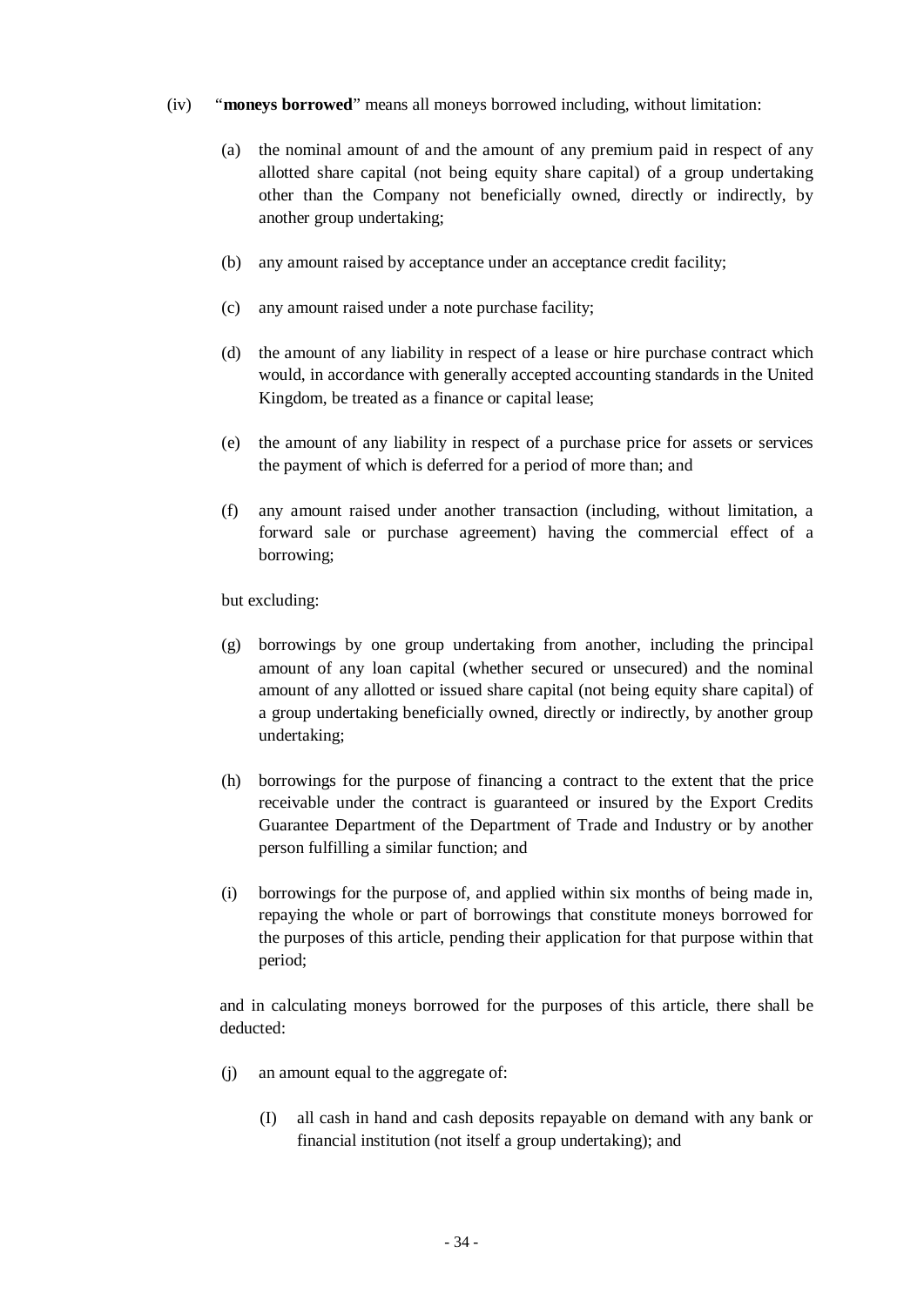(iv) "**moneys borrowed**" means all moneys borrowed including, without limitation:

(a) the nominal amount of and the amount of any premium paid in respect of any allotted share capital (not being equity share capital) of a group undertaking other than the Company not beneficially owned, directly or indirectly, by another group undertaking;

(b) any amount raised by acceptance under an acceptance credit facility;

(c) any amount raised under a note purchase facility;

(d) the amount of any liability in respect of a lease or hire purchase contract which would, in accordance with generally accepted accounting standards in the United Kingdom, be treated as a finance or capital lease;

(e) the amount of any liability in respect of a purchase price for assets or services the payment of which is deferred for a period of more than; and

(f) any amount raised under another transaction (including, without limitation, a forward sale or purchase agreement) having the commercial effect of a borrowing;

but excluding:

(g) borrowings by one group undertaking from another, including the principal amount of any loan capital (whether secured or unsecured) and the nominal amount of any allotted or issued share capital (not being equity share capital) of a group undertaking beneficially owned, directly or indirectly, by another group undertaking;

(h) borrowings for the purpose of financing a contract to the extent that the price receivable under the contract is guaranteed or insured by the Export Credits Guarantee Department of the Department of Trade and Industry or by another person fulfilling a similar function; and

(i) borrowings for the purpose of, and applied within six months of being made in, repaying the whole or part of borrowings that constitute moneys borrowed for the purposes of this article, pending their application for that purpose within that period;

and in calculating moneys borrowed for the purposes of this article, there shall be deducted:

(j) an amount equal to the aggregate of:

(I) all cash in hand and cash deposits repayable on demand with any bank or financial institution (not itself a group undertaking); and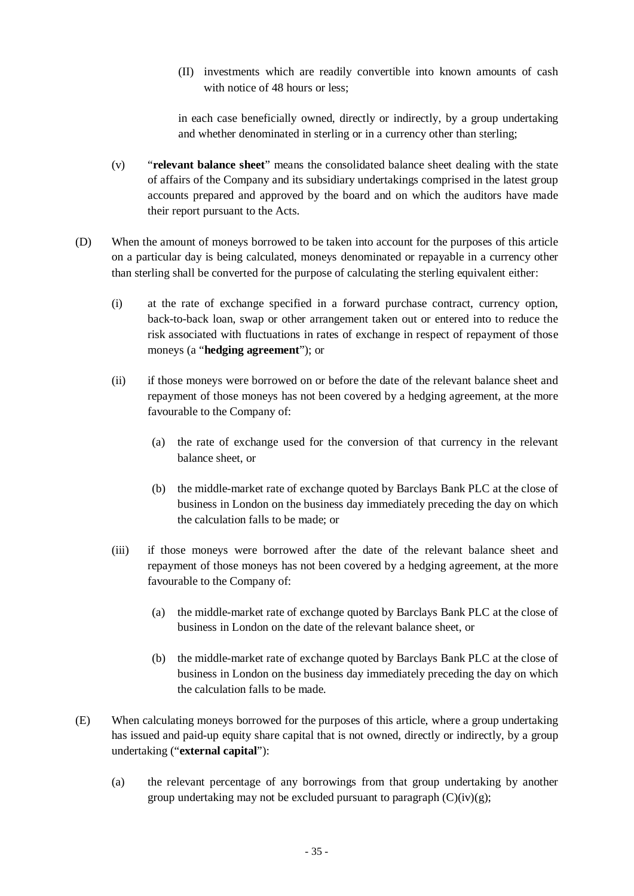(II) investments which are readily convertible into known amounts of cash with notice of 48 hours or less;

in each case beneficially owned, directly or indirectly, by a group undertaking and whether denominated in sterling or in a currency other than sterling;

(v) "**relevant balance sheet**" means the consolidated balance sheet dealing with the state of affairs of the Company and its subsidiary undertakings comprised in the latest group accounts prepared and approved by the board and on which the auditors have made their report pursuant to the Acts.

(D) When the amount of moneys borrowed to be taken into account for the purposes of this article on a particular day is being calculated, moneys denominated or repayable in a currency other than sterling shall be converted for the purpose of calculating the sterling equivalent either:

(i) at the rate of exchange specified in a forward purchase contract, currency option, back-to-back loan, swap or other arrangement taken out or entered into to reduce the risk associated with fluctuations in rates of exchange in respect of repayment of those moneys (a "**hedging agreement**"); or

(ii) if those moneys were borrowed on or before the date of the relevant balance sheet and repayment of those moneys has not been covered by a hedging agreement, at the more favourable to the Company of:

(a) the rate of exchange used for the conversion of that currency in the relevant balance sheet, or

(b) the middle-market rate of exchange quoted by Barclays Bank PLC at the close of business in London on the business day immediately preceding the day on which the calculation falls to be made; or

(iii) if those moneys were borrowed after the date of the relevant balance sheet and repayment of those moneys has not been covered by a hedging agreement, at the more favourable to the Company of:

(a) the middle-market rate of exchange quoted by Barclays Bank PLC at the close of business in London on the date of the relevant balance sheet, or

(b) the middle-market rate of exchange quoted by Barclays Bank PLC at the close of business in London on the business day immediately preceding the day on which the calculation falls to be made.

(E) When calculating moneys borrowed for the purposes of this article, where a group undertaking has issued and paid-up equity share capital that is not owned, directly or indirectly, by a group undertaking ("**external capital**"):

(a) the relevant percentage of any borrowings from that group undertaking by another group undertaking may not be excluded pursuant to paragraph (C)(iv)(g);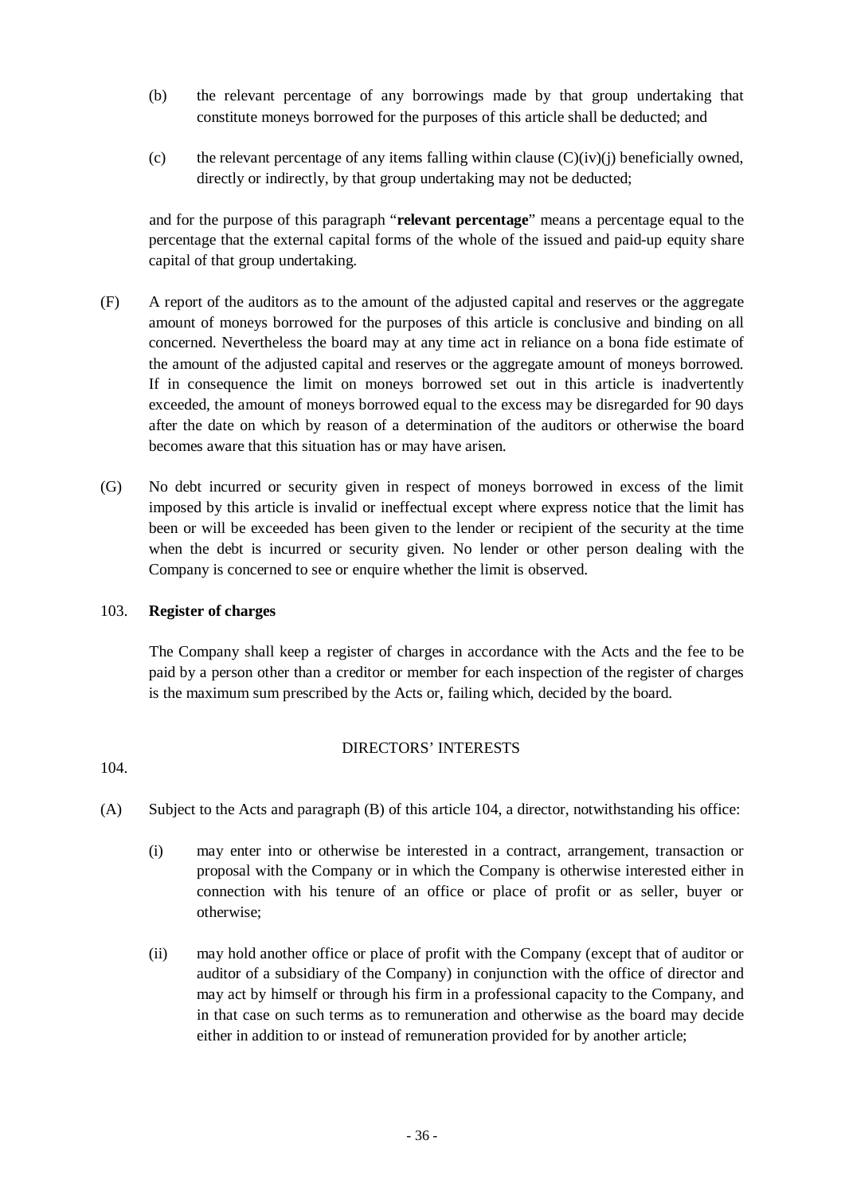(b) the relevant percentage of any borrowings made by that group undertaking that constitute moneys borrowed for the purposes of this article shall be deducted; and

(c) the relevant percentage of any items falling within clause (C)(iv)(j) beneficially owned, directly or indirectly, by that group undertaking may not be deducted;

and for the purpose of this paragraph "**relevant percentage**" means a percentage equal to the percentage that the external capital forms of the whole of the issued and paid-up equity share capital of that group undertaking.

(F) A report of the auditors as to the amount of the adjusted capital and reserves or the aggregate amount of moneys borrowed for the purposes of this article is conclusive and binding on all concerned. Nevertheless the board may at any time act in reliance on a bona fide estimate of the amount of the adjusted capital and reserves or the aggregate amount of moneys borrowed. If in consequence the limit on moneys borrowed set out in this article is inadvertently exceeded, the amount of moneys borrowed equal to the excess may be disregarded for 90 days after the date on which by reason of a determination of the auditors or otherwise the board becomes aware that this situation has or may have arisen.

(G) No debt incurred or security given in respect of moneys borrowed in excess of the limit imposed by this article is invalid or ineffectual except where express notice that the limit has been or will be exceeded has been given to the lender or recipient of the security at the time when the debt is incurred or security given. No lender or other person dealing with the Company is concerned to see or enquire whether the limit is observed.

103. **Register of charges**

The Company shall keep a register of charges in accordance with the Acts and the fee to be paid by a person other than a creditor or member for each inspection of the register of charges is the maximum sum prescribed by the Acts or, failing which, decided by the board.

## DIRECTORS' INTERESTS

104.

(A) Subject to the Acts and paragraph (B) of this article 104, a director, notwithstanding his office:

(i) may enter into or otherwise be interested in a contract, arrangement, transaction or proposal with the Company or in which the Company is otherwise interested either in connection with his tenure of an office or place of profit or as seller, buyer or otherwise;

(ii) may hold another office or place of profit with the Company (except that of auditor or auditor of a subsidiary of the Company) in conjunction with the office of director and may act by himself or through his firm in a professional capacity to the Company, and in that case on such terms as to remuneration and otherwise as the board may decide either in addition to or instead of remuneration provided for by another article;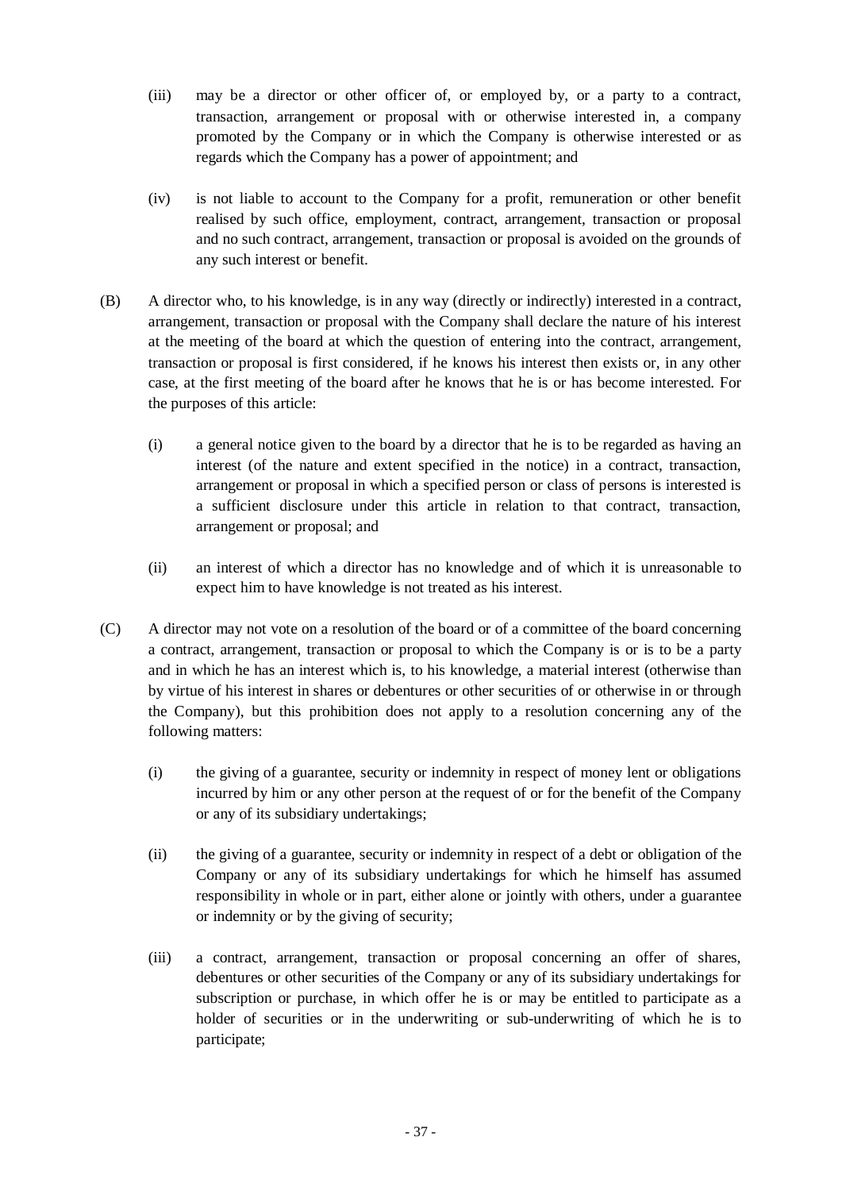(iii) may be a director or other officer of, or employed by, or a party to a contract, transaction, arrangement or proposal with or otherwise interested in, a company promoted by the Company or in which the Company is otherwise interested or as regards which the Company has a power of appointment; and

(iv) is not liable to account to the Company for a profit, remuneration or other benefit realised by such office, employment, contract, arrangement, transaction or proposal and no such contract, arrangement, transaction or proposal is avoided on the grounds of any such interest or benefit.

(B) A director who, to his knowledge, is in any way (directly or indirectly) interested in a contract, arrangement, transaction or proposal with the Company shall declare the nature of his interest at the meeting of the board at which the question of entering into the contract, arrangement, transaction or proposal is first considered, if he knows his interest then exists or, in any other case, at the first meeting of the board after he knows that he is or has become interested. For the purposes of this article:

(i) a general notice given to the board by a director that he is to be regarded as having an interest (of the nature and extent specified in the notice) in a contract, transaction, arrangement or proposal in which a specified person or class of persons is interested is a sufficient disclosure under this article in relation to that contract, transaction, arrangement or proposal; and

(ii) an interest of which a director has no knowledge and of which it is unreasonable to expect him to have knowledge is not treated as his interest.

(C) A director may not vote on a resolution of the board or of a committee of the board concerning a contract, arrangement, transaction or proposal to which the Company is or is to be a party and in which he has an interest which is, to his knowledge, a material interest (otherwise than by virtue of his interest in shares or debentures or other securities of or otherwise in or through the Company), but this prohibition does not apply to a resolution concerning any of the following matters:

(i) the giving of a guarantee, security or indemnity in respect of money lent or obligations incurred by him or any other person at the request of or for the benefit of the Company or any of its subsidiary undertakings;

(ii) the giving of a guarantee, security or indemnity in respect of a debt or obligation of the Company or any of its subsidiary undertakings for which he himself has assumed responsibility in whole or in part, either alone or jointly with others, under a guarantee or indemnity or by the giving of security;

(iii) a contract, arrangement, transaction or proposal concerning an offer of shares, debentures or other securities of the Company or any of its subsidiary undertakings for subscription or purchase, in which offer he is or may be entitled to participate as a holder of securities or in the underwriting or sub-underwriting of which he is to participate;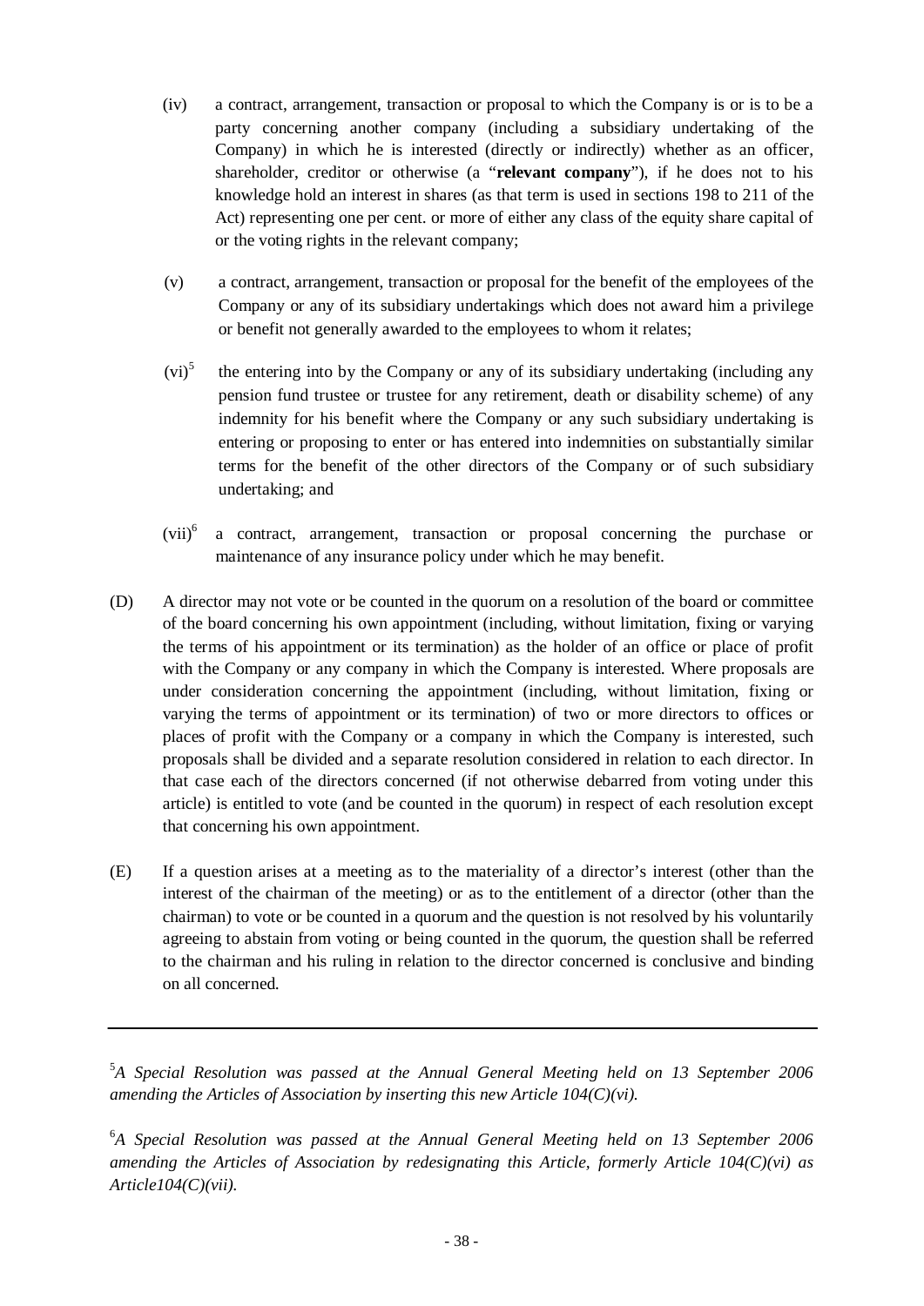(iv) a contract, arrangement, transaction or proposal to which the Company is or is to be a party concerning another company (including a subsidiary undertaking of the Company) in which he is interested (directly or indirectly) whether as an officer, shareholder, creditor or otherwise (a "**relevant company**"), if he does not to his knowledge hold an interest in shares (as that term is used in sections 198 to 211 of the Act) representing one per cent. or more of either any class of the equity share capital of or the voting rights in the relevant company;

(v) a contract, arrangement, transaction or proposal for the benefit of the employees of the Company or any of its subsidiary undertakings which does not award him a privilege or benefit not generally awarded to the employees to whom it relates;

(vi)[5] the entering into by the Company or any of its subsidiary undertaking (including any pension fund trustee or trustee for any retirement, death or disability scheme) of any indemnity for his benefit where the Company or any such subsidiary undertaking is entering or proposing to enter or has entered into indemnities on substantially similar terms for the benefit of the other directors of the Company or of such subsidiary undertaking; and

(vii)[6] a contract, arrangement, transaction or proposal concerning the purchase or maintenance of any insurance policy under which he may benefit.

(D) A director may not vote or be counted in the quorum on a resolution of the board or committee of the board concerning his own appointment (including, without limitation, fixing or varying the terms of his appointment or its termination) as the holder of an office or place of profit with the Company or any company in which the Company is interested. Where proposals are under consideration concerning the appointment (including, without limitation, fixing or varying the terms of appointment or its termination) of two or more directors to offices or places of profit with the Company or a company in which the Company is interested, such proposals shall be divided and a separate resolution considered in relation to each director. In that case each of the directors concerned (if not otherwise debarred from voting under this article) is entitled to vote (and be counted in the quorum) in respect of each resolution except that concerning his own appointment.

(E) If a question arises at a meeting as to the materiality of a director's interest (other than the interest of the chairman of the meeting) or as to the entitlement of a director (other than the chairman) to vote or be counted in a quorum and the question is not resolved by his voluntarily agreeing to abstain from voting or being counted in the quorum, the question shall be referred to the chairman and his ruling in relation to the director concerned is conclusive and binding on all concerned.

---

[5]*A Special Resolution was passed at the Annual General Meeting held on 13 September 2006 amending the Articles of Association by inserting this new Article 104(C)(vi).*

[6]*A Special Resolution was passed at the Annual General Meeting held on 13 September 2006 amending the Articles of Association by redesignating this Article, formerly Article 104(C)(vi) as Article104(C)(vii).*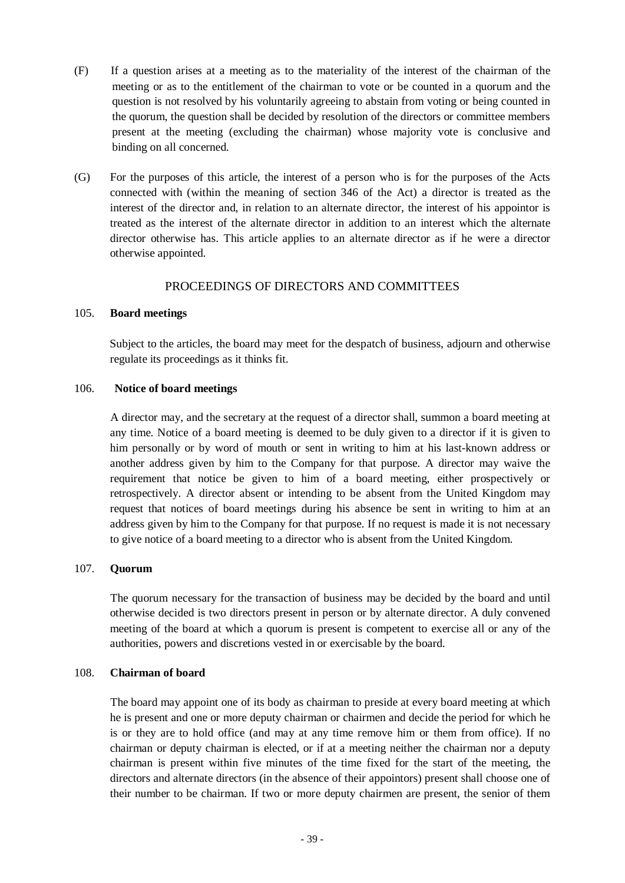(F) If a question arises at a meeting as to the materiality of the interest of the chairman of the meeting or as to the entitlement of the chairman to vote or be counted in a quorum and the question is not resolved by his voluntarily agreeing to abstain from voting or being counted in the quorum, the question shall be decided by resolution of the directors or committee members present at the meeting (excluding the chairman) whose majority vote is conclusive and binding on all concerned.

(G) For the purposes of this article, the interest of a person who is for the purposes of the Acts connected with (within the meaning of section 346 of the Act) a director is treated as the interest of the director and, in relation to an alternate director, the interest of his appointor is treated as the interest of the alternate director in addition to an interest which the alternate director otherwise has. This article applies to an alternate director as if he were a director otherwise appointed.

## PROCEEDINGS OF DIRECTORS AND COMMITTEES

105. **Board meetings**

Subject to the articles, the board may meet for the despatch of business, adjourn and otherwise regulate its proceedings as it thinks fit.

106. **Notice of board meetings**

A director may, and the secretary at the request of a director shall, summon a board meeting at any time. Notice of a board meeting is deemed to be duly given to a director if it is given to him personally or by word of mouth or sent in writing to him at his last-known address or another address given by him to the Company for that purpose. A director may waive the requirement that notice be given to him of a board meeting, either prospectively or retrospectively. A director absent or intending to be absent from the United Kingdom may request that notices of board meetings during his absence be sent in writing to him at an address given by him to the Company for that purpose. If no request is made it is not necessary to give notice of a board meeting to a director who is absent from the United Kingdom.

107. **Quorum**

The quorum necessary for the transaction of business may be decided by the board and until otherwise decided is two directors present in person or by alternate director. A duly convened meeting of the board at which a quorum is present is competent to exercise all or any of the authorities, powers and discretions vested in or exercisable by the board.

108. **Chairman of board**

The board may appoint one of its body as chairman to preside at every board meeting at which he is present and one or more deputy chairman or chairmen and decide the period for which he is or they are to hold office (and may at any time remove him or them from office). If no chairman or deputy chairman is elected, or if at a meeting neither the chairman nor a deputy chairman is present within five minutes of the time fixed for the start of the meeting, the directors and alternate directors (in the absence of their appointors) present shall choose one of their number to be chairman. If two or more deputy chairmen are present, the senior of them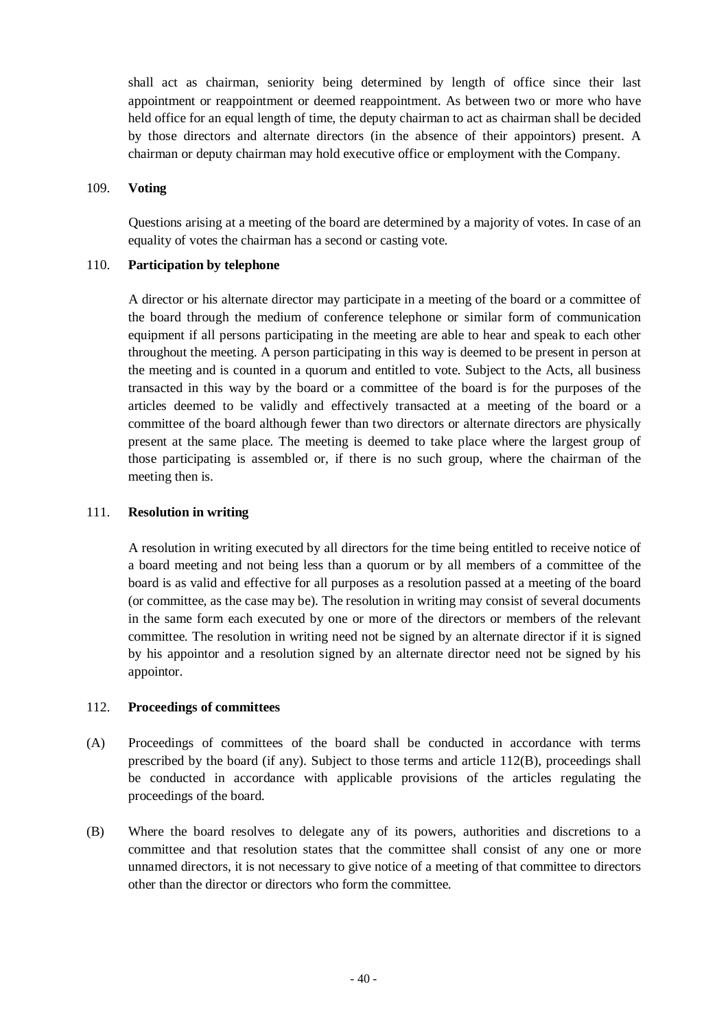shall act as chairman, seniority being determined by length of office since their last appointment or reappointment or deemed reappointment. As between two or more who have held office for an equal length of time, the deputy chairman to act as chairman shall be decided by those directors and alternate directors (in the absence of their appointors) present. A chairman or deputy chairman may hold executive office or employment with the Company.

### 109. Voting

Questions arising at a meeting of the board are determined by a majority of votes. In case of an equality of votes the chairman has a second or casting vote.

### 110. Participation by telephone

A director or his alternate director may participate in a meeting of the board or a committee of the board through the medium of conference telephone or similar form of communication equipment if all persons participating in the meeting are able to hear and speak to each other throughout the meeting. A person participating in this way is deemed to be present in person at the meeting and is counted in a quorum and entitled to vote. Subject to the Acts, all business transacted in this way by the board or a committee of the board is for the purposes of the articles deemed to be validly and effectively transacted at a meeting of the board or a committee of the board although fewer than two directors or alternate directors are physically present at the same place. The meeting is deemed to take place where the largest group of those participating is assembled or, if there is no such group, where the chairman of the meeting then is.

### 111. Resolution in writing

A resolution in writing executed by all directors for the time being entitled to receive notice of a board meeting and not being less than a quorum or by all members of a committee of the board is as valid and effective for all purposes as a resolution passed at a meeting of the board (or committee, as the case may be). The resolution in writing may consist of several documents in the same form each executed by one or more of the directors or members of the relevant committee. The resolution in writing need not be signed by an alternate director if it is signed by his appointor and a resolution signed by an alternate director need not be signed by his appointor.

### 112. Proceedings of committees

(A) Proceedings of committees of the board shall be conducted in accordance with terms prescribed by the board (if any). Subject to those terms and article 112(B), proceedings shall be conducted in accordance with applicable provisions of the articles regulating the proceedings of the board.

(B) Where the board resolves to delegate any of its powers, authorities and discretions to a committee and that resolution states that the committee shall consist of any one or more unnamed directors, it is not necessary to give notice of a meeting of that committee to directors other than the director or directors who form the committee.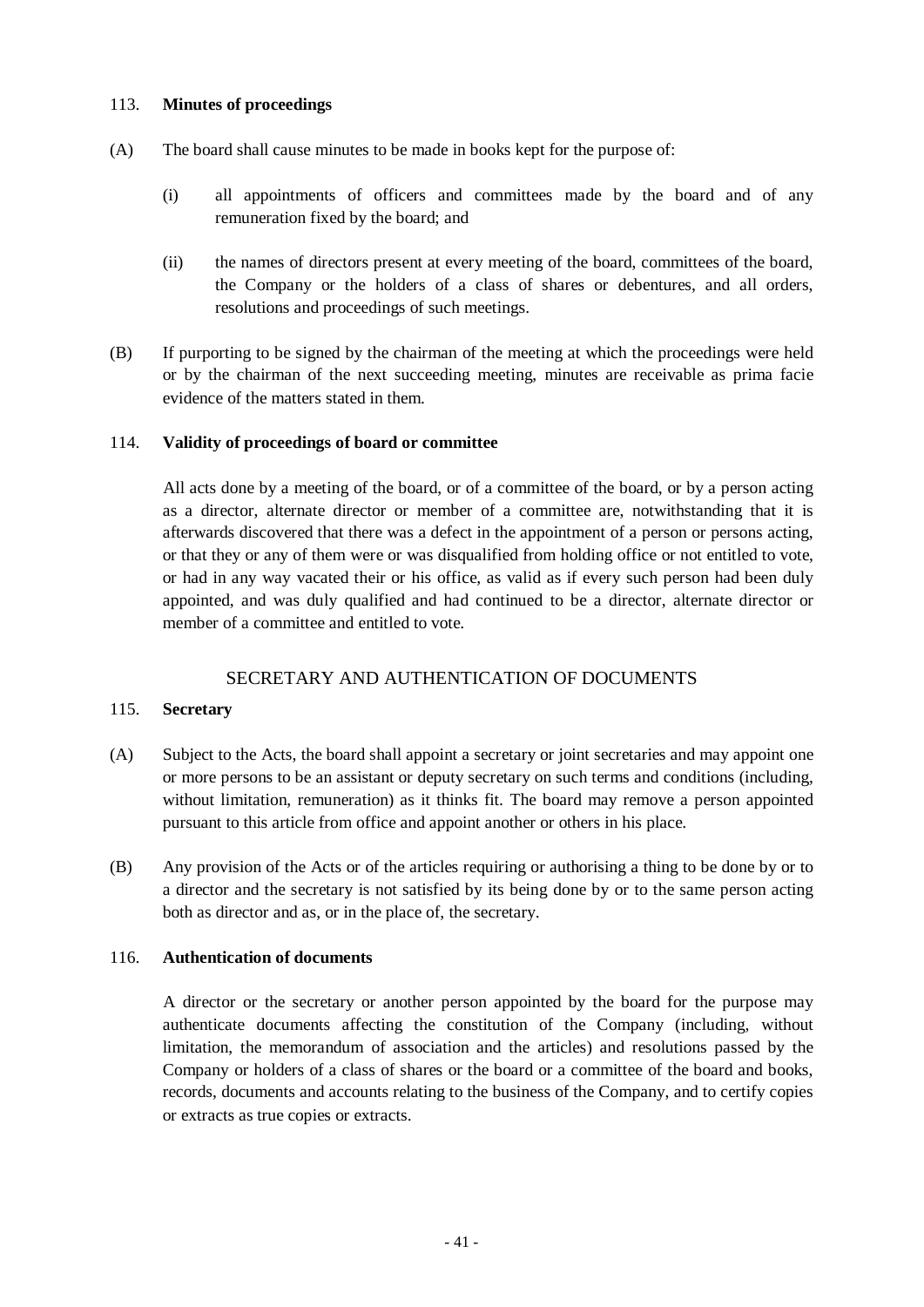113. **Minutes of proceedings**

(A) The board shall cause minutes to be made in books kept for the purpose of:

(i) all appointments of officers and committees made by the board and of any remuneration fixed by the board; and

(ii) the names of directors present at every meeting of the board, committees of the board, the Company or the holders of a class of shares or debentures, and all orders, resolutions and proceedings of such meetings.

(B) If purporting to be signed by the chairman of the meeting at which the proceedings were held or by the chairman of the next succeeding meeting, minutes are receivable as prima facie evidence of the matters stated in them.

114. **Validity of proceedings of board or committee**

All acts done by a meeting of the board, or of a committee of the board, or by a person acting as a director, alternate director or member of a committee are, notwithstanding that it is afterwards discovered that there was a defect in the appointment of a person or persons acting, or that they or any of them were or was disqualified from holding office or not entitled to vote, or had in any way vacated their or his office, as valid as if every such person had been duly appointed, and was duly qualified and had continued to be a director, alternate director or member of a committee and entitled to vote.

## SECRETARY AND AUTHENTICATION OF DOCUMENTS

115. **Secretary**

(A) Subject to the Acts, the board shall appoint a secretary or joint secretaries and may appoint one or more persons to be an assistant or deputy secretary on such terms and conditions (including, without limitation, remuneration) as it thinks fit. The board may remove a person appointed pursuant to this article from office and appoint another or others in his place.

(B) Any provision of the Acts or of the articles requiring or authorising a thing to be done by or to a director and the secretary is not satisfied by its being done by or to the same person acting both as director and as, or in the place of, the secretary.

116. **Authentication of documents**

A director or the secretary or another person appointed by the board for the purpose may authenticate documents affecting the constitution of the Company (including, without limitation, the memorandum of association and the articles) and resolutions passed by the Company or holders of a class of shares or the board or a committee of the board and books, records, documents and accounts relating to the business of the Company, and to certify copies or extracts as true copies or extracts.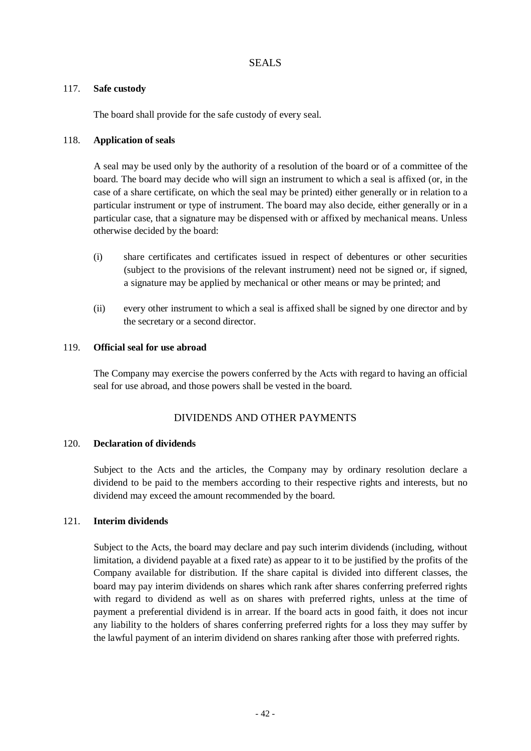## SEALS

### 117. **Safe custody**

The board shall provide for the safe custody of every seal.

### 118. **Application of seals**

A seal may be used only by the authority of a resolution of the board or of a committee of the board. The board may decide who will sign an instrument to which a seal is affixed (or, in the case of a share certificate, on which the seal may be printed) either generally or in relation to a particular instrument or type of instrument. The board may also decide, either generally or in a particular case, that a signature may be dispensed with or affixed by mechanical means. Unless otherwise decided by the board:

(i) share certificates and certificates issued in respect of debentures or other securities (subject to the provisions of the relevant instrument) need not be signed or, if signed, a signature may be applied by mechanical or other means or may be printed; and

(ii) every other instrument to which a seal is affixed shall be signed by one director and by the secretary or a second director.

### 119. **Official seal for use abroad**

The Company may exercise the powers conferred by the Acts with regard to having an official seal for use abroad, and those powers shall be vested in the board.

## DIVIDENDS AND OTHER PAYMENTS

### 120. **Declaration of dividends**

Subject to the Acts and the articles, the Company may by ordinary resolution declare a dividend to be paid to the members according to their respective rights and interests, but no dividend may exceed the amount recommended by the board.

### 121. **Interim dividends**

Subject to the Acts, the board may declare and pay such interim dividends (including, without limitation, a dividend payable at a fixed rate) as appear to it to be justified by the profits of the Company available for distribution. If the share capital is divided into different classes, the board may pay interim dividends on shares which rank after shares conferring preferred rights with regard to dividend as well as on shares with preferred rights, unless at the time of payment a preferential dividend is in arrear. If the board acts in good faith, it does not incur any liability to the holders of shares conferring preferred rights for a loss they may suffer by the lawful payment of an interim dividend on shares ranking after those with preferred rights.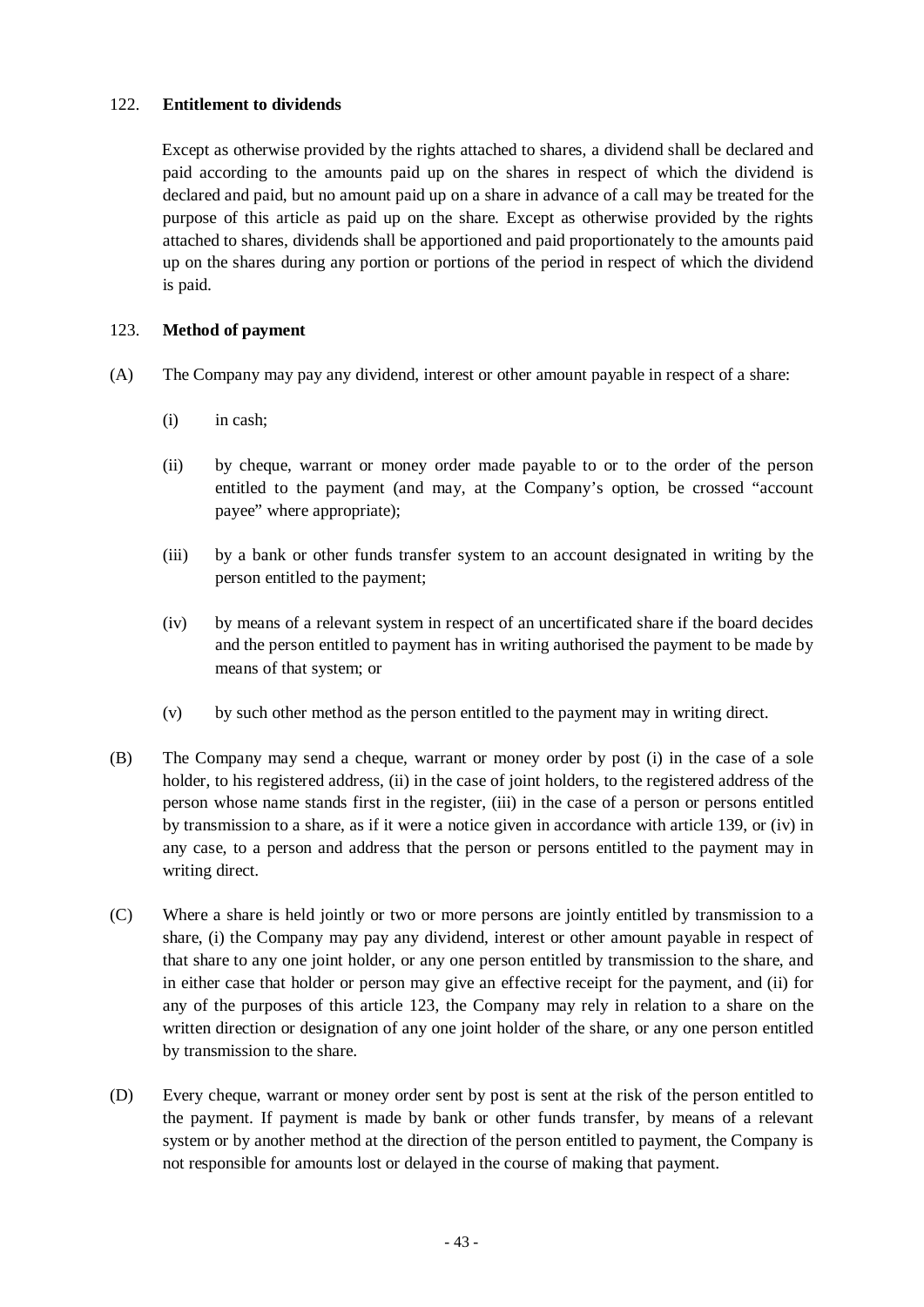### 122. **Entitlement to dividends**

Except as otherwise provided by the rights attached to shares, a dividend shall be declared and paid according to the amounts paid up on the shares in respect of which the dividend is declared and paid, but no amount paid up on a share in advance of a call may be treated for the purpose of this article as paid up on the share. Except as otherwise provided by the rights attached to shares, dividends shall be apportioned and paid proportionately to the amounts paid up on the shares during any portion or portions of the period in respect of which the dividend is paid.

### 123. **Method of payment**

(A) The Company may pay any dividend, interest or other amount payable in respect of a share:

(i) in cash;

(ii) by cheque, warrant or money order made payable to or to the order of the person entitled to the payment (and may, at the Company's option, be crossed "account payee" where appropriate);

(iii) by a bank or other funds transfer system to an account designated in writing by the person entitled to the payment;

(iv) by means of a relevant system in respect of an uncertificated share if the board decides and the person entitled to payment has in writing authorised the payment to be made by means of that system; or

(v) by such other method as the person entitled to the payment may in writing direct.

(B) The Company may send a cheque, warrant or money order by post (i) in the case of a sole holder, to his registered address, (ii) in the case of joint holders, to the registered address of the person whose name stands first in the register, (iii) in the case of a person or persons entitled by transmission to a share, as if it were a notice given in accordance with article 139, or (iv) in any case, to a person and address that the person or persons entitled to the payment may in writing direct.

(C) Where a share is held jointly or two or more persons are jointly entitled by transmission to a share, (i) the Company may pay any dividend, interest or other amount payable in respect of that share to any one joint holder, or any one person entitled by transmission to the share, and in either case that holder or person may give an effective receipt for the payment, and (ii) for any of the purposes of this article 123, the Company may rely in relation to a share on the written direction or designation of any one joint holder of the share, or any one person entitled by transmission to the share.

(D) Every cheque, warrant or money order sent by post is sent at the risk of the person entitled to the payment. If payment is made by bank or other funds transfer, by means of a relevant system or by another method at the direction of the person entitled to payment, the Company is not responsible for amounts lost or delayed in the course of making that payment.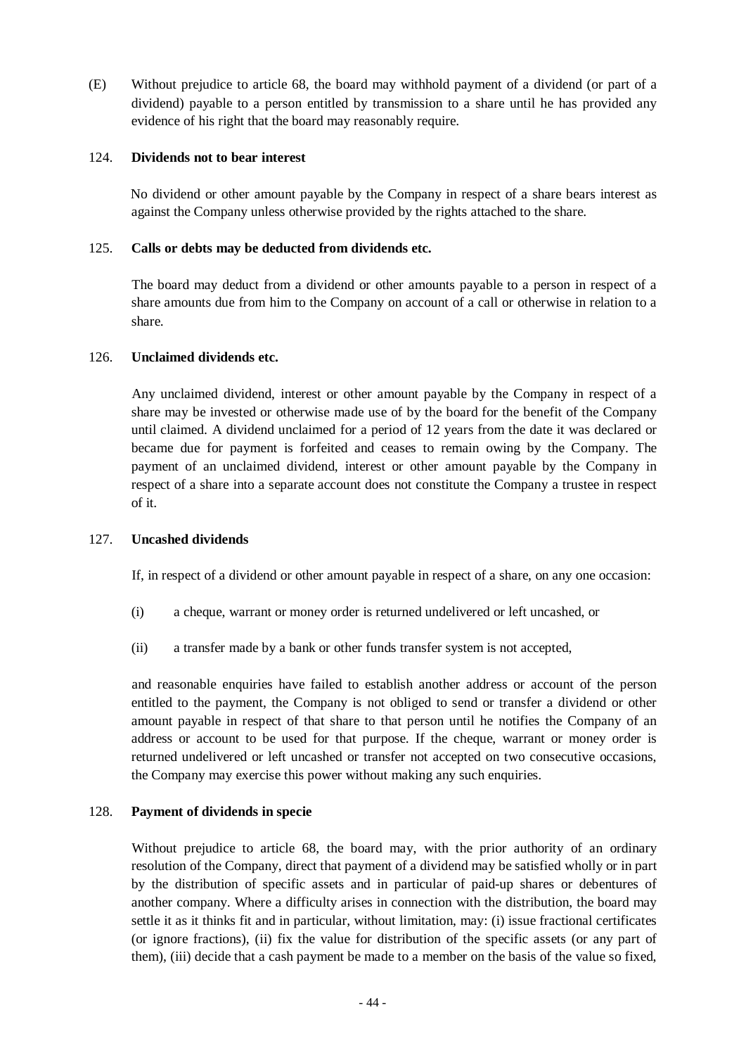(E) Without prejudice to article 68, the board may withhold payment of a dividend (or part of a dividend) payable to a person entitled by transmission to a share until he has provided any evidence of his right that the board may reasonably require.

124. **Dividends not to bear interest**

No dividend or other amount payable by the Company in respect of a share bears interest as against the Company unless otherwise provided by the rights attached to the share.

125. **Calls or debts may be deducted from dividends etc.**

The board may deduct from a dividend or other amounts payable to a person in respect of a share amounts due from him to the Company on account of a call or otherwise in relation to a share.

126. **Unclaimed dividends etc.**

Any unclaimed dividend, interest or other amount payable by the Company in respect of a share may be invested or otherwise made use of by the board for the benefit of the Company until claimed. A dividend unclaimed for a period of 12 years from the date it was declared or became due for payment is forfeited and ceases to remain owing by the Company. The payment of an unclaimed dividend, interest or other amount payable by the Company in respect of a share into a separate account does not constitute the Company a trustee in respect of it.

127. **Uncashed dividends**

If, in respect of a dividend or other amount payable in respect of a share, on any one occasion:

(i) a cheque, warrant or money order is returned undelivered or left uncashed, or

(ii) a transfer made by a bank or other funds transfer system is not accepted,

and reasonable enquiries have failed to establish another address or account of the person entitled to the payment, the Company is not obliged to send or transfer a dividend or other amount payable in respect of that share to that person until he notifies the Company of an address or account to be used for that purpose. If the cheque, warrant or money order is returned undelivered or left uncashed or transfer not accepted on two consecutive occasions, the Company may exercise this power without making any such enquiries.

128. **Payment of dividends in specie**

Without prejudice to article 68, the board may, with the prior authority of an ordinary resolution of the Company, direct that payment of a dividend may be satisfied wholly or in part by the distribution of specific assets and in particular of paid-up shares or debentures of another company. Where a difficulty arises in connection with the distribution, the board may settle it as it thinks fit and in particular, without limitation, may: (i) issue fractional certificates (or ignore fractions), (ii) fix the value for distribution of the specific assets (or any part of them), (iii) decide that a cash payment be made to a member on the basis of the value so fixed,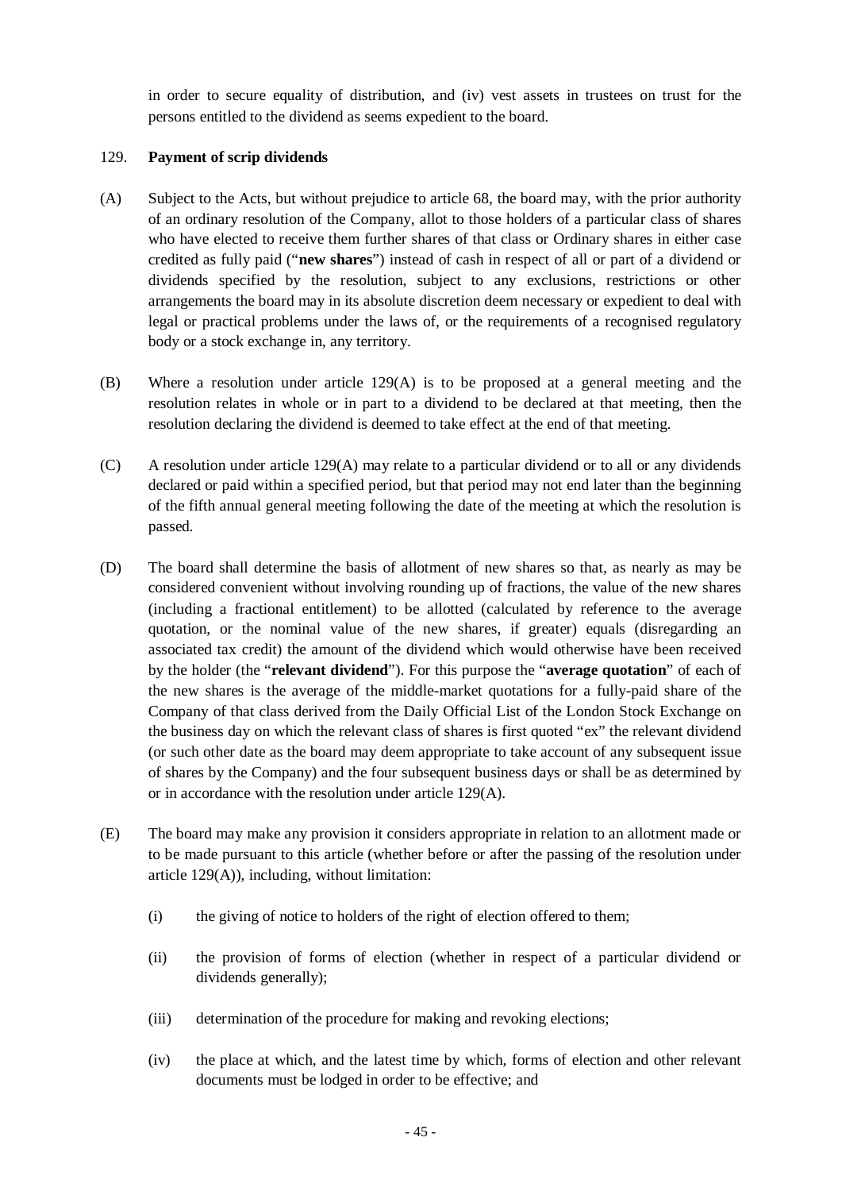in order to secure equality of distribution, and (iv) vest assets in trustees on trust for the persons entitled to the dividend as seems expedient to the board.

129. **Payment of scrip dividends**

(A) Subject to the Acts, but without prejudice to article 68, the board may, with the prior authority of an ordinary resolution of the Company, allot to those holders of a particular class of shares who have elected to receive them further shares of that class or Ordinary shares in either case credited as fully paid ("**new shares**") instead of cash in respect of all or part of a dividend or dividends specified by the resolution, subject to any exclusions, restrictions or other arrangements the board may in its absolute discretion deem necessary or expedient to deal with legal or practical problems under the laws of, or the requirements of a recognised regulatory body or a stock exchange in, any territory.

(B) Where a resolution under article 129(A) is to be proposed at a general meeting and the resolution relates in whole or in part to a dividend to be declared at that meeting, then the resolution declaring the dividend is deemed to take effect at the end of that meeting.

(C) A resolution under article 129(A) may relate to a particular dividend or to all or any dividends declared or paid within a specified period, but that period may not end later than the beginning of the fifth annual general meeting following the date of the meeting at which the resolution is passed.

(D) The board shall determine the basis of allotment of new shares so that, as nearly as may be considered convenient without involving rounding up of fractions, the value of the new shares (including a fractional entitlement) to be allotted (calculated by reference to the average quotation, or the nominal value of the new shares, if greater) equals (disregarding an associated tax credit) the amount of the dividend which would otherwise have been received by the holder (the "**relevant dividend**"). For this purpose the "**average quotation**" of each of the new shares is the average of the middle-market quotations for a fully-paid share of the Company of that class derived from the Daily Official List of the London Stock Exchange on the business day on which the relevant class of shares is first quoted "ex" the relevant dividend (or such other date as the board may deem appropriate to take account of any subsequent issue of shares by the Company) and the four subsequent business days or shall be as determined by or in accordance with the resolution under article 129(A).

(E) The board may make any provision it considers appropriate in relation to an allotment made or to be made pursuant to this article (whether before or after the passing of the resolution under article 129(A)), including, without limitation:

(i) the giving of notice to holders of the right of election offered to them;

(ii) the provision of forms of election (whether in respect of a particular dividend or dividends generally);

(iii) determination of the procedure for making and revoking elections;

(iv) the place at which, and the latest time by which, forms of election and other relevant documents must be lodged in order to be effective; and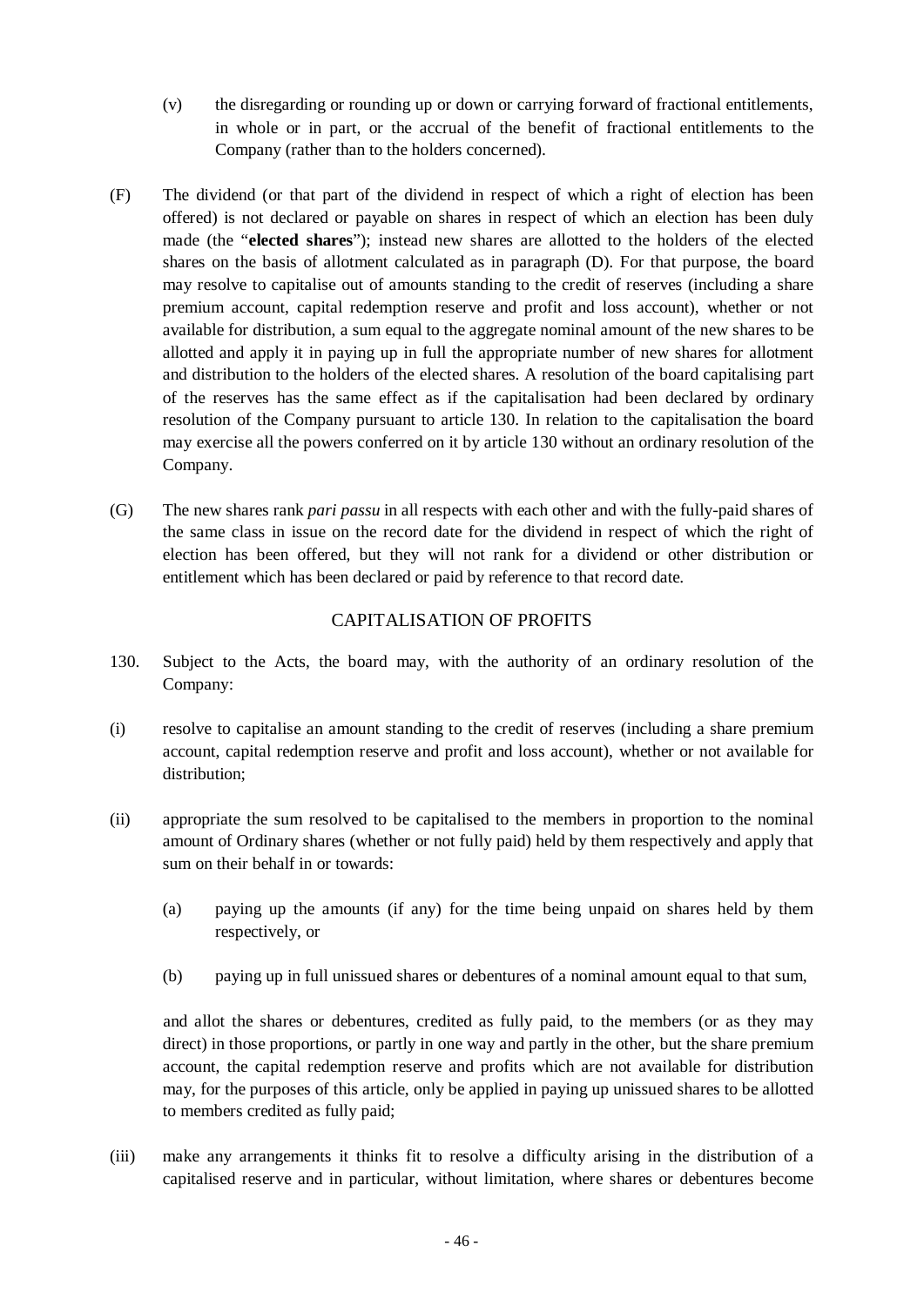(v) the disregarding or rounding up or down or carrying forward of fractional entitlements, in whole or in part, or the accrual of the benefit of fractional entitlements to the Company (rather than to the holders concerned).

(F) The dividend (or that part of the dividend in respect of which a right of election has been offered) is not declared or payable on shares in respect of which an election has been duly made (the "**elected shares**"); instead new shares are allotted to the holders of the elected shares on the basis of allotment calculated as in paragraph (D). For that purpose, the board may resolve to capitalise out of amounts standing to the credit of reserves (including a share premium account, capital redemption reserve and profit and loss account), whether or not available for distribution, a sum equal to the aggregate nominal amount of the new shares to be allotted and apply it in paying up in full the appropriate number of new shares for allotment and distribution to the holders of the elected shares. A resolution of the board capitalising part of the reserves has the same effect as if the capitalisation had been declared by ordinary resolution of the Company pursuant to article 130. In relation to the capitalisation the board may exercise all the powers conferred on it by article 130 without an ordinary resolution of the Company.

(G) The new shares rank *pari passu* in all respects with each other and with the fully-paid shares of the same class in issue on the record date for the dividend in respect of which the right of election has been offered, but they will not rank for a dividend or other distribution or entitlement which has been declared or paid by reference to that record date.

## CAPITALISATION OF PROFITS

130. Subject to the Acts, the board may, with the authority of an ordinary resolution of the Company:

(i) resolve to capitalise an amount standing to the credit of reserves (including a share premium account, capital redemption reserve and profit and loss account), whether or not available for distribution;

(ii) appropriate the sum resolved to be capitalised to the members in proportion to the nominal amount of Ordinary shares (whether or not fully paid) held by them respectively and apply that sum on their behalf in or towards:

  (a) paying up the amounts (if any) for the time being unpaid on shares held by them respectively, or

  (b) paying up in full unissued shares or debentures of a nominal amount equal to that sum,

  and allot the shares or debentures, credited as fully paid, to the members (or as they may direct) in those proportions, or partly in one way and partly in the other, but the share premium account, the capital redemption reserve and profits which are not available for distribution may, for the purposes of this article, only be applied in paying up unissued shares to be allotted to members credited as fully paid;

(iii) make any arrangements it thinks fit to resolve a difficulty arising in the distribution of a capitalised reserve and in particular, without limitation, where shares or debentures become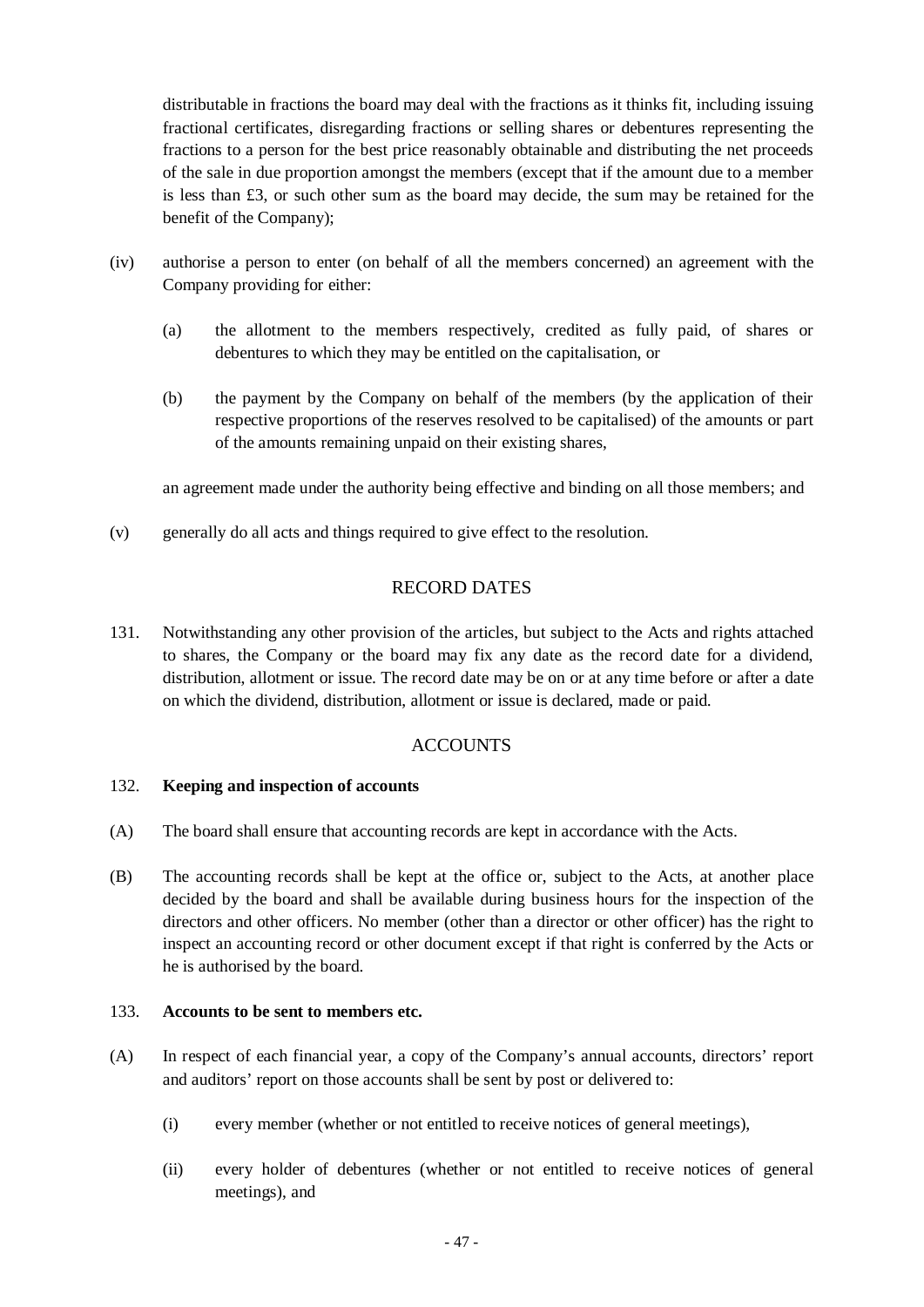distributable in fractions the board may deal with the fractions as it thinks fit, including issuing fractional certificates, disregarding fractions or selling shares or debentures representing the fractions to a person for the best price reasonably obtainable and distributing the net proceeds of the sale in due proportion amongst the members (except that if the amount due to a member is less than £3, or such other sum as the board may decide, the sum may be retained for the benefit of the Company);

(iv) authorise a person to enter (on behalf of all the members concerned) an agreement with the Company providing for either:

   (a) the allotment to the members respectively, credited as fully paid, of shares or debentures to which they may be entitled on the capitalisation, or

   (b) the payment by the Company on behalf of the members (by the application of their respective proportions of the reserves resolved to be capitalised) of the amounts or part of the amounts remaining unpaid on their existing shares,

   an agreement made under the authority being effective and binding on all those members; and

(v) generally do all acts and things required to give effect to the resolution.

## RECORD DATES

131. Notwithstanding any other provision of the articles, but subject to the Acts and rights attached to shares, the Company or the board may fix any date as the record date for a dividend, distribution, allotment or issue. The record date may be on or at any time before or after a date on which the dividend, distribution, allotment or issue is declared, made or paid.

## ACCOUNTS

### 132. Keeping and inspection of accounts

(A) The board shall ensure that accounting records are kept in accordance with the Acts.

(B) The accounting records shall be kept at the office or, subject to the Acts, at another place decided by the board and shall be available during business hours for the inspection of the directors and other officers. No member (other than a director or other officer) has the right to inspect an accounting record or other document except if that right is conferred by the Acts or he is authorised by the board.

### 133. Accounts to be sent to members etc.

(A) In respect of each financial year, a copy of the Company's annual accounts, directors' report and auditors' report on those accounts shall be sent by post or delivered to:

   (i) every member (whether or not entitled to receive notices of general meetings),

   (ii) every holder of debentures (whether or not entitled to receive notices of general meetings), and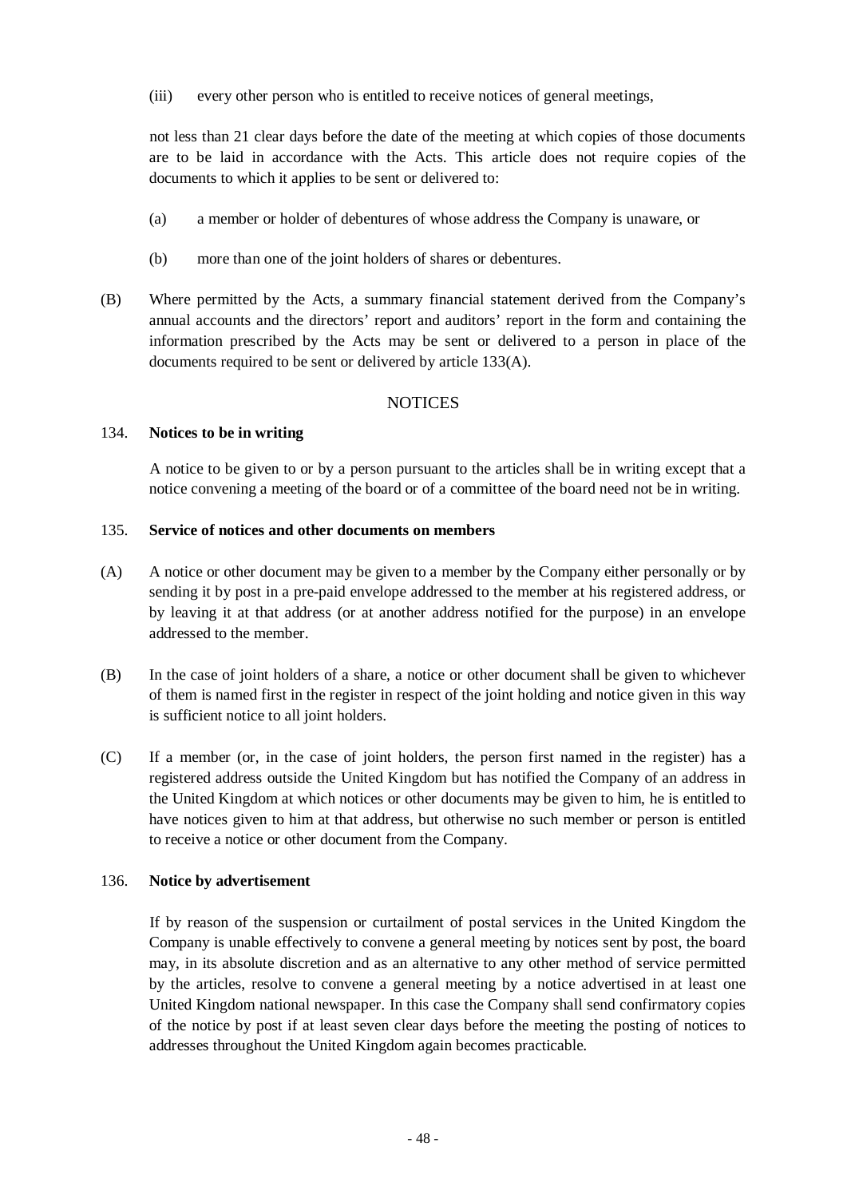(iii) every other person who is entitled to receive notices of general meetings,

not less than 21 clear days before the date of the meeting at which copies of those documents are to be laid in accordance with the Acts. This article does not require copies of the documents to which it applies to be sent or delivered to:

(a) a member or holder of debentures of whose address the Company is unaware, or

(b) more than one of the joint holders of shares or debentures.

(B) Where permitted by the Acts, a summary financial statement derived from the Company's annual accounts and the directors' report and auditors' report in the form and containing the information prescribed by the Acts may be sent or delivered to a person in place of the documents required to be sent or delivered by article 133(A).

## NOTICES

### 134. Notices to be in writing

A notice to be given to or by a person pursuant to the articles shall be in writing except that a notice convening a meeting of the board or of a committee of the board need not be in writing.

### 135. Service of notices and other documents on members

(A) A notice or other document may be given to a member by the Company either personally or by sending it by post in a pre-paid envelope addressed to the member at his registered address, or by leaving it at that address (or at another address notified for the purpose) in an envelope addressed to the member.

(B) In the case of joint holders of a share, a notice or other document shall be given to whichever of them is named first in the register in respect of the joint holding and notice given in this way is sufficient notice to all joint holders.

(C) If a member (or, in the case of joint holders, the person first named in the register) has a registered address outside the United Kingdom but has notified the Company of an address in the United Kingdom at which notices or other documents may be given to him, he is entitled to have notices given to him at that address, but otherwise no such member or person is entitled to receive a notice or other document from the Company.

### 136. Notice by advertisement

If by reason of the suspension or curtailment of postal services in the United Kingdom the Company is unable effectively to convene a general meeting by notices sent by post, the board may, in its absolute discretion and as an alternative to any other method of service permitted by the articles, resolve to convene a general meeting by a notice advertised in at least one United Kingdom national newspaper. In this case the Company shall send confirmatory copies of the notice by post if at least seven clear days before the meeting the posting of notices to addresses throughout the United Kingdom again becomes practicable.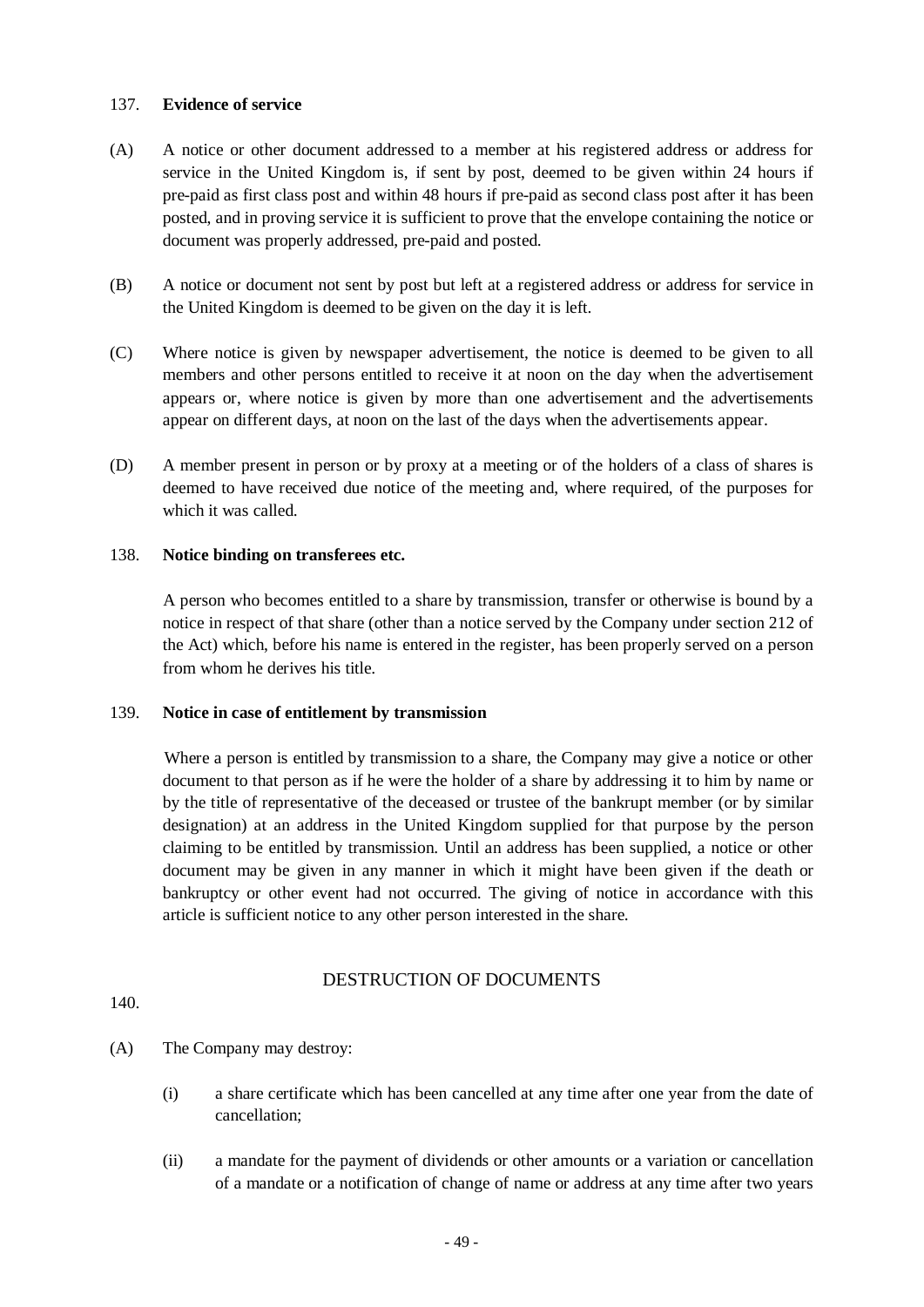137. **Evidence of service**

(A) A notice or other document addressed to a member at his registered address or address for service in the United Kingdom is, if sent by post, deemed to be given within 24 hours if pre-paid as first class post and within 48 hours if pre-paid as second class post after it has been posted, and in proving service it is sufficient to prove that the envelope containing the notice or document was properly addressed, pre-paid and posted.

(B) A notice or document not sent by post but left at a registered address or address for service in the United Kingdom is deemed to be given on the day it is left.

(C) Where notice is given by newspaper advertisement, the notice is deemed to be given to all members and other persons entitled to receive it at noon on the day when the advertisement appears or, where notice is given by more than one advertisement and the advertisements appear on different days, at noon on the last of the days when the advertisements appear.

(D) A member present in person or by proxy at a meeting or of the holders of a class of shares is deemed to have received due notice of the meeting and, where required, of the purposes for which it was called.

138. **Notice binding on transferees etc.**

A person who becomes entitled to a share by transmission, transfer or otherwise is bound by a notice in respect of that share (other than a notice served by the Company under section 212 of the Act) which, before his name is entered in the register, has been properly served on a person from whom he derives his title.

139. **Notice in case of entitlement by transmission**

Where a person is entitled by transmission to a share, the Company may give a notice or other document to that person as if he were the holder of a share by addressing it to him by name or by the title of representative of the deceased or trustee of the bankrupt member (or by similar designation) at an address in the United Kingdom supplied for that purpose by the person claiming to be entitled by transmission. Until an address has been supplied, a notice or other document may be given in any manner in which it might have been given if the death or bankruptcy or other event had not occurred. The giving of notice in accordance with this article is sufficient notice to any other person interested in the share.

## DESTRUCTION OF DOCUMENTS

140.

(A) The Company may destroy:

(i) a share certificate which has been cancelled at any time after one year from the date of cancellation;

(ii) a mandate for the payment of dividends or other amounts or a variation or cancellation of a mandate or a notification of change of name or address at any time after two years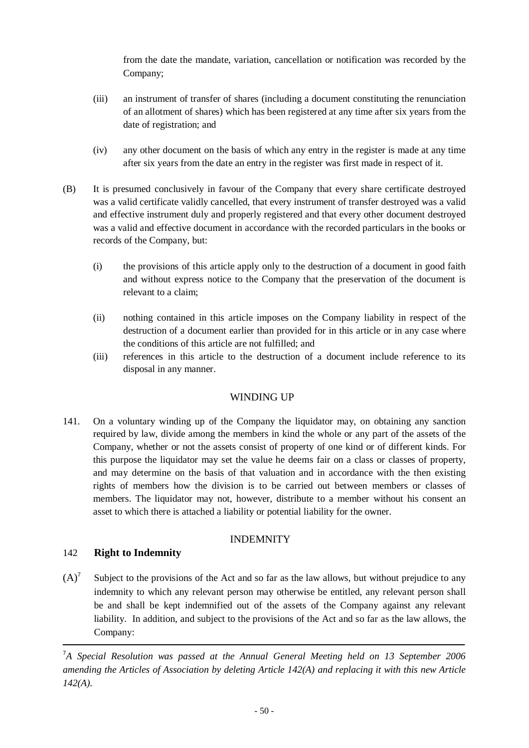from the date the mandate, variation, cancellation or notification was recorded by the Company;

(iii) an instrument of transfer of shares (including a document constituting the renunciation of an allotment of shares) which has been registered at any time after six years from the date of registration; and

(iv) any other document on the basis of which any entry in the register is made at any time after six years from the date an entry in the register was first made in respect of it.

(B) It is presumed conclusively in favour of the Company that every share certificate destroyed was a valid certificate validly cancelled, that every instrument of transfer destroyed was a valid and effective instrument duly and properly registered and that every other document destroyed was a valid and effective document in accordance with the recorded particulars in the books or records of the Company, but:

(i) the provisions of this article apply only to the destruction of a document in good faith and without express notice to the Company that the preservation of the document is relevant to a claim;

(ii) nothing contained in this article imposes on the Company liability in respect of the destruction of a document earlier than provided for in this article or in any case where the conditions of this article are not fulfilled; and

(iii) references in this article to the destruction of a document include reference to its disposal in any manner.

## WINDING UP

141. On a voluntary winding up of the Company the liquidator may, on obtaining any sanction required by law, divide among the members in kind the whole or any part of the assets of the Company, whether or not the assets consist of property of one kind or of different kinds. For this purpose the liquidator may set the value he deems fair on a class or classes of property, and may determine on the basis of that valuation and in accordance with the then existing rights of members how the division is to be carried out between members or classes of members. The liquidator may not, however, distribute to a member without his consent an asset to which there is attached a liability or potential liability for the owner.

## INDEMNITY

### 142 **Right to Indemnity**

(A)[7] Subject to the provisions of the Act and so far as the law allows, but without prejudice to any indemnity to which any relevant person may otherwise be entitled, any relevant person shall be and shall be kept indemnified out of the assets of the Company against any relevant liability. In addition, and subject to the provisions of the Act and so far as the law allows, the Company:

---

[7]*A Special Resolution was passed at the Annual General Meeting held on 13 September 2006 amending the Articles of Association by deleting Article 142(A) and replacing it with this new Article 142(A).*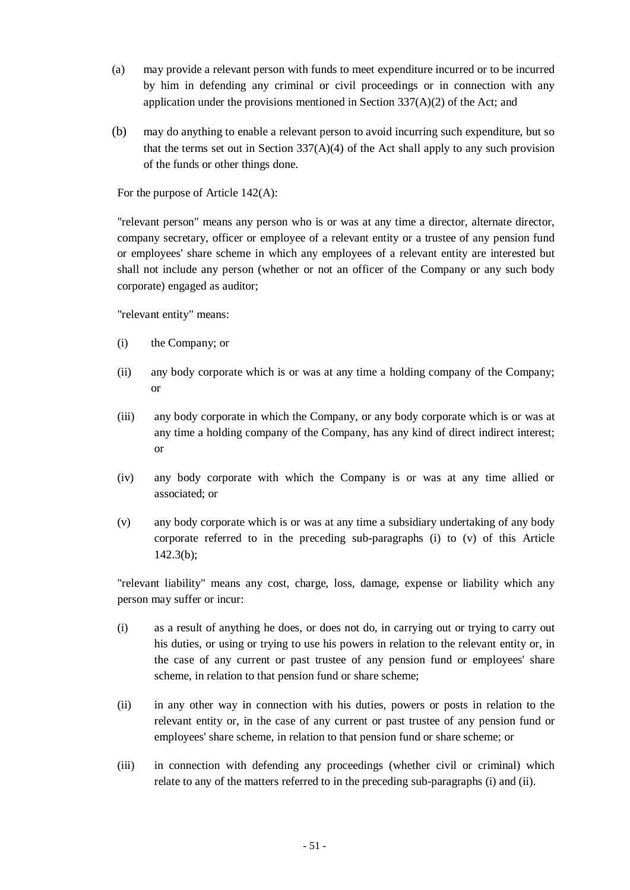(a) may provide a relevant person with funds to meet expenditure incurred or to be incurred by him in defending any criminal or civil proceedings or in connection with any application under the provisions mentioned in Section 337(A)(2) of the Act; and

(b) may do anything to enable a relevant person to avoid incurring such expenditure, but so that the terms set out in Section 337(A)(4) of the Act shall apply to any such provision of the funds or other things done.

For the purpose of Article 142(A):

"relevant person" means any person who is or was at any time a director, alternate director, company secretary, officer or employee of a relevant entity or a trustee of any pension fund or employees' share scheme in which any employees of a relevant entity are interested but shall not include any person (whether or not an officer of the Company or any such body corporate) engaged as auditor;

"relevant entity" means:

(i) the Company; or

(ii) any body corporate which is or was at any time a holding company of the Company; or

(iii) any body corporate in which the Company, or any body corporate which is or was at any time a holding company of the Company, has any kind of direct indirect interest; or

(iv) any body corporate with which the Company is or was at any time allied or associated; or

(v) any body corporate which is or was at any time a subsidiary undertaking of any body corporate referred to in the preceding sub-paragraphs (i) to (v) of this Article 142.3(b);

"relevant liability" means any cost, charge, loss, damage, expense or liability which any person may suffer or incur:

(i) as a result of anything he does, or does not do, in carrying out or trying to carry out his duties, or using or trying to use his powers in relation to the relevant entity or, in the case of any current or past trustee of any pension fund or employees' share scheme, in relation to that pension fund or share scheme;

(ii) in any other way in connection with his duties, powers or posts in relation to the relevant entity or, in the case of any current or past trustee of any pension fund or employees' share scheme, in relation to that pension fund or share scheme; or

(iii) in connection with defending any proceedings (whether civil or criminal) which relate to any of the matters referred to in the preceding sub-paragraphs (i) and (ii).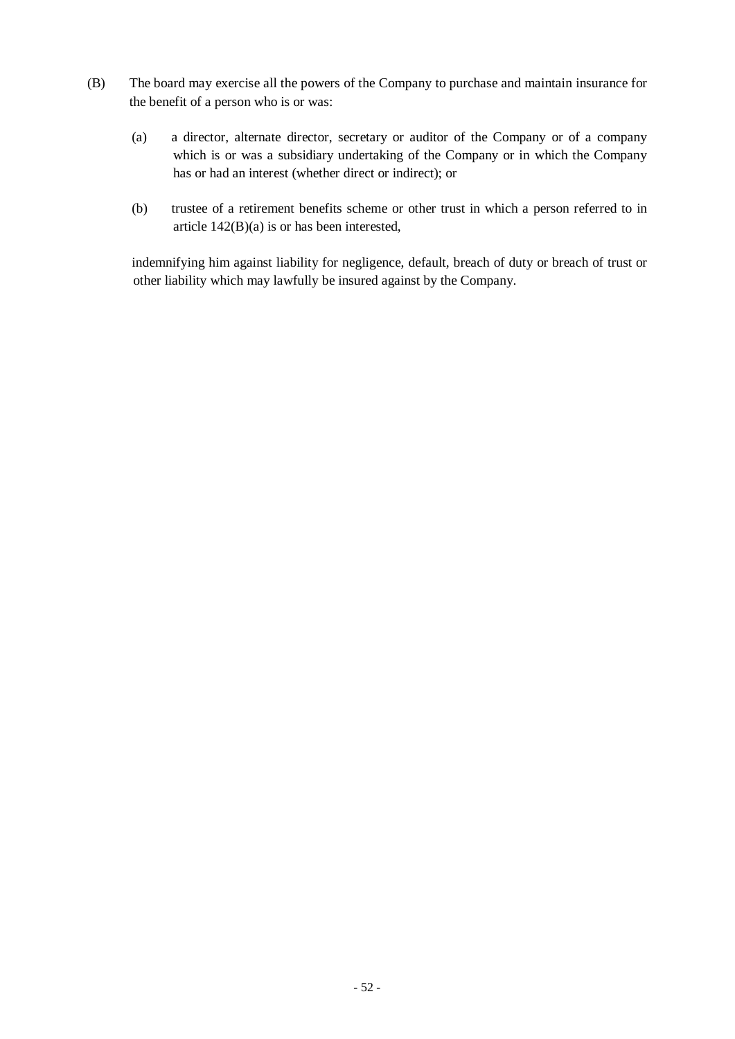(B) The board may exercise all the powers of the Company to purchase and maintain insurance for the benefit of a person who is or was:

  (a) a director, alternate director, secretary or auditor of the Company or of a company which is or was a subsidiary undertaking of the Company or in which the Company has or had an interest (whether direct or indirect); or

  (b) trustee of a retirement benefits scheme or other trust in which a person referred to in article 142(B)(a) is or has been interested,

indemnifying him against liability for negligence, default, breach of duty or breach of trust or other liability which may lawfully be insured against by the Company.